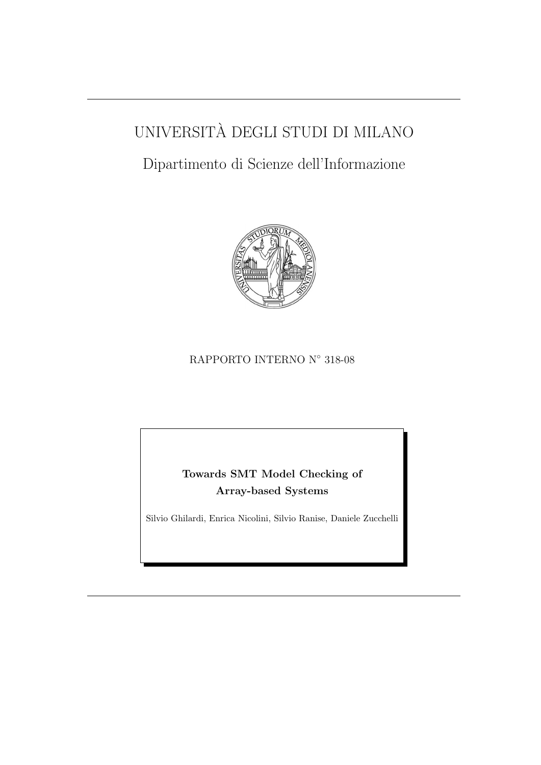# UNIVERSITÀ DEGLI STUDI DI MILANO

## Dipartimento di Scienze dell'Informazione

RAPPORTO INTERNO N° 318-08

**Towards SMT Model Checking of Array-based Systems**

Silvio Ghilardi, Enrica Nicolini, Silvio Ranise, Daniele Zucchelli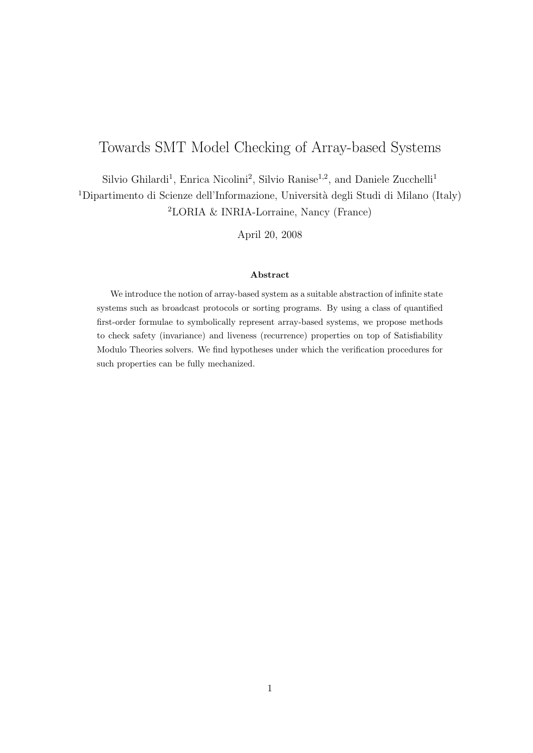# Towards SMT Model Checking of Array-based Systems

Silvio Ghilardi[1], Enrica Nicolini[2], Silvio Ranise[1,2], and Daniele Zucchelli[1]

[1]Dipartimento di Scienze dell'Informazione, Università degli Studi di Milano (Italy)

[2]LORIA & INRIA-Lorraine, Nancy (France)

April 20, 2008

**Abstract**

We introduce the notion of array-based system as a suitable abstraction of infinite state systems such as broadcast protocols or sorting programs. By using a class of quantified first-order formulae to symbolically represent array-based systems, we propose methods to check safety (invariance) and liveness (recurrence) properties on top of Satisfiability Modulo Theories solvers. We find hypotheses under which the verification procedures for such properties can be fully mechanized.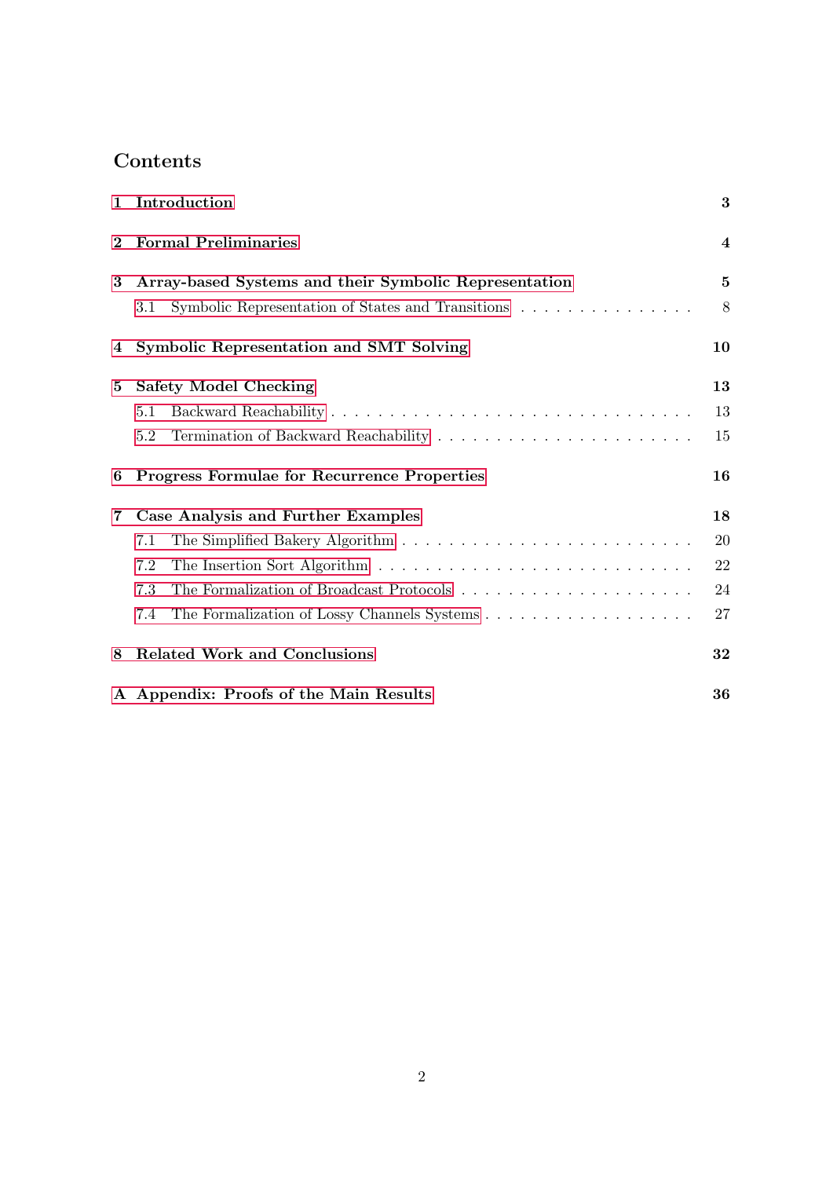# Contents

| | |
|---|---|
| **1 Introduction** | **3** |
| **2 Formal Preliminaries** | **4** |
| **3 Array-based Systems and their Symbolic Representation** | **5** |
| 3.1 Symbolic Representation of States and Transitions | 8 |
| **4 Symbolic Representation and SMT Solving** | **10** |
| **5 Safety Model Checking** | **13** |
| 5.1 Backward Reachability | 13 |
| 5.2 Termination of Backward Reachability | 15 |
| **6 Progress Formulae for Recurrence Properties** | **16** |
| **7 Case Analysis and Further Examples** | **18** |
| 7.1 The Simplified Bakery Algorithm | 20 |
| 7.2 The Insertion Sort Algorithm | 22 |
| 7.3 The Formalization of Broadcast Protocols | 24 |
| 7.4 The Formalization of Lossy Channels Systems | 27 |
| **8 Related Work and Conclusions** | **32** |
| **A Appendix: Proofs of the Main Results** | **36** |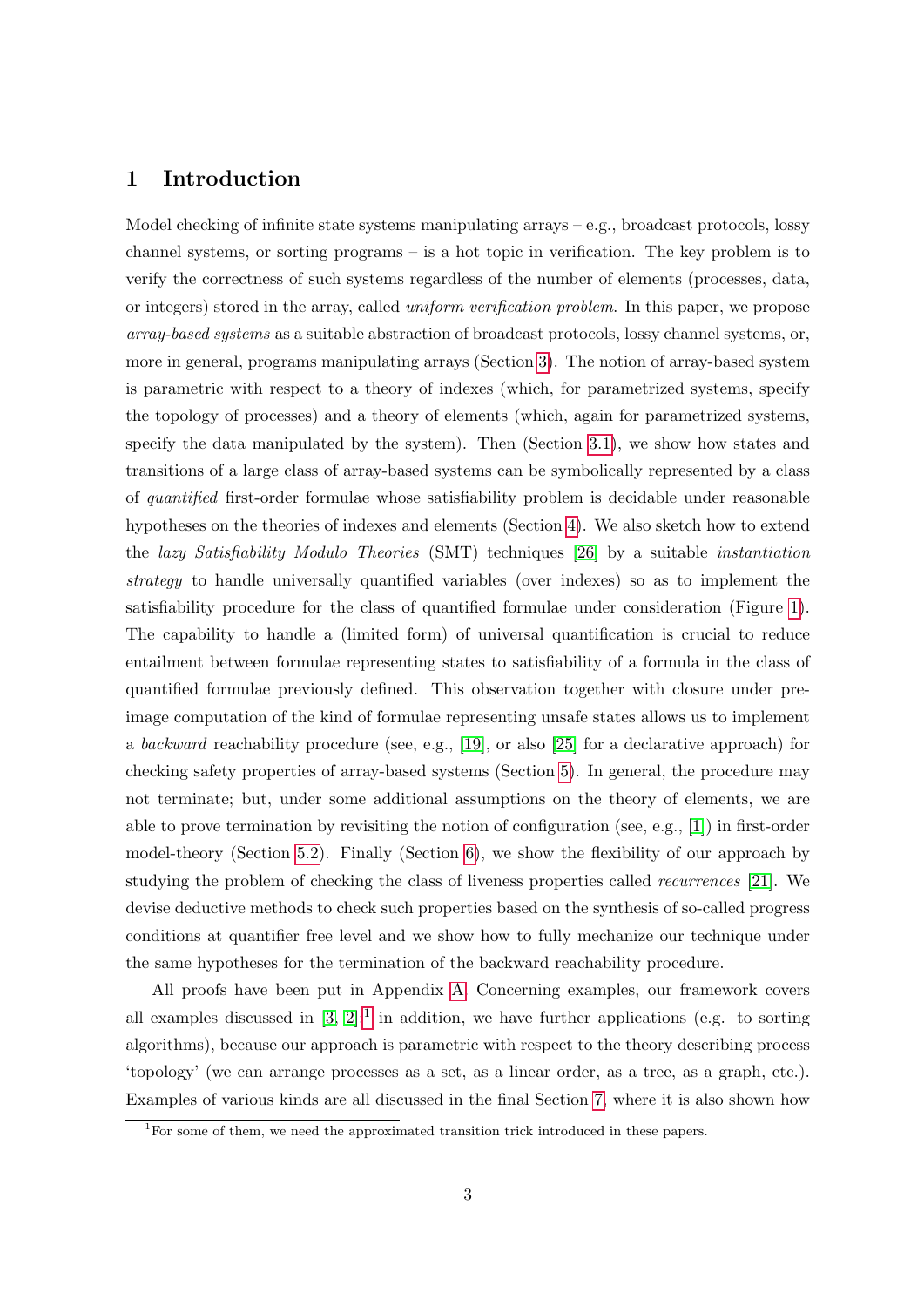## 1 Introduction

Model checking of infinite state systems manipulating arrays – e.g., broadcast protocols, lossy channel systems, or sorting programs – is a hot topic in verification. The key problem is to verify the correctness of such systems regardless of the number of elements (processes, data, or integers) stored in the array, called *uniform verification problem*. In this paper, we propose *array-based systems* as a suitable abstraction of broadcast protocols, lossy channel systems, or, more in general, programs manipulating arrays (Section 3). The notion of array-based system is parametric with respect to a theory of indexes (which, for parametrized systems, specify the topology of processes) and a theory of elements (which, again for parametrized systems, specify the data manipulated by the system). Then (Section 3.1), we show how states and transitions of a large class of array-based systems can be symbolically represented by a class of *quantified* first-order formulae whose satisfiability problem is decidable under reasonable hypotheses on the theories of indexes and elements (Section 4). We also sketch how to extend the *lazy Satisfiability Modulo Theories* (SMT) techniques [26] by a suitable *instantiation strategy* to handle universally quantified variables (over indexes) so as to implement the satisfiability procedure for the class of quantified formulae under consideration (Figure 1). The capability to handle a (limited form) of universal quantification is crucial to reduce entailment between formulae representing states to satisfiability of a formula in the class of quantified formulae previously defined. This observation together with closure under pre-image computation of the kind of formulae representing unsafe states allows us to implement a *backward* reachability procedure (see, e.g., [19], or also [25] for a declarative approach) for checking safety properties of array-based systems (Section 5). In general, the procedure may not terminate; but, under some additional assumptions on the theory of elements, we are able to prove termination by revisiting the notion of configuration (see, e.g., [1]) in first-order model-theory (Section 5.2). Finally (Section 6), we show the flexibility of our approach by studying the problem of checking the class of liveness properties called *recurrences* [21]. We devise deductive methods to check such properties based on the synthesis of so-called progress conditions at quantifier free level and we show how to fully mechanize our technique under the same hypotheses for the termination of the backward reachability procedure.

All proofs have been put in Appendix A. Concerning examples, our framework covers all examples discussed in [3, 2];[1] in addition, we have further applications (e.g. to sorting algorithms), because our approach is parametric with respect to the theory describing process 'topology' (we can arrange processes as a set, as a linear order, as a tree, as a graph, etc.). Examples of various kinds are all discussed in the final Section 7, where it is also shown how

[1] For some of them, we need the approximated transition trick introduced in these papers.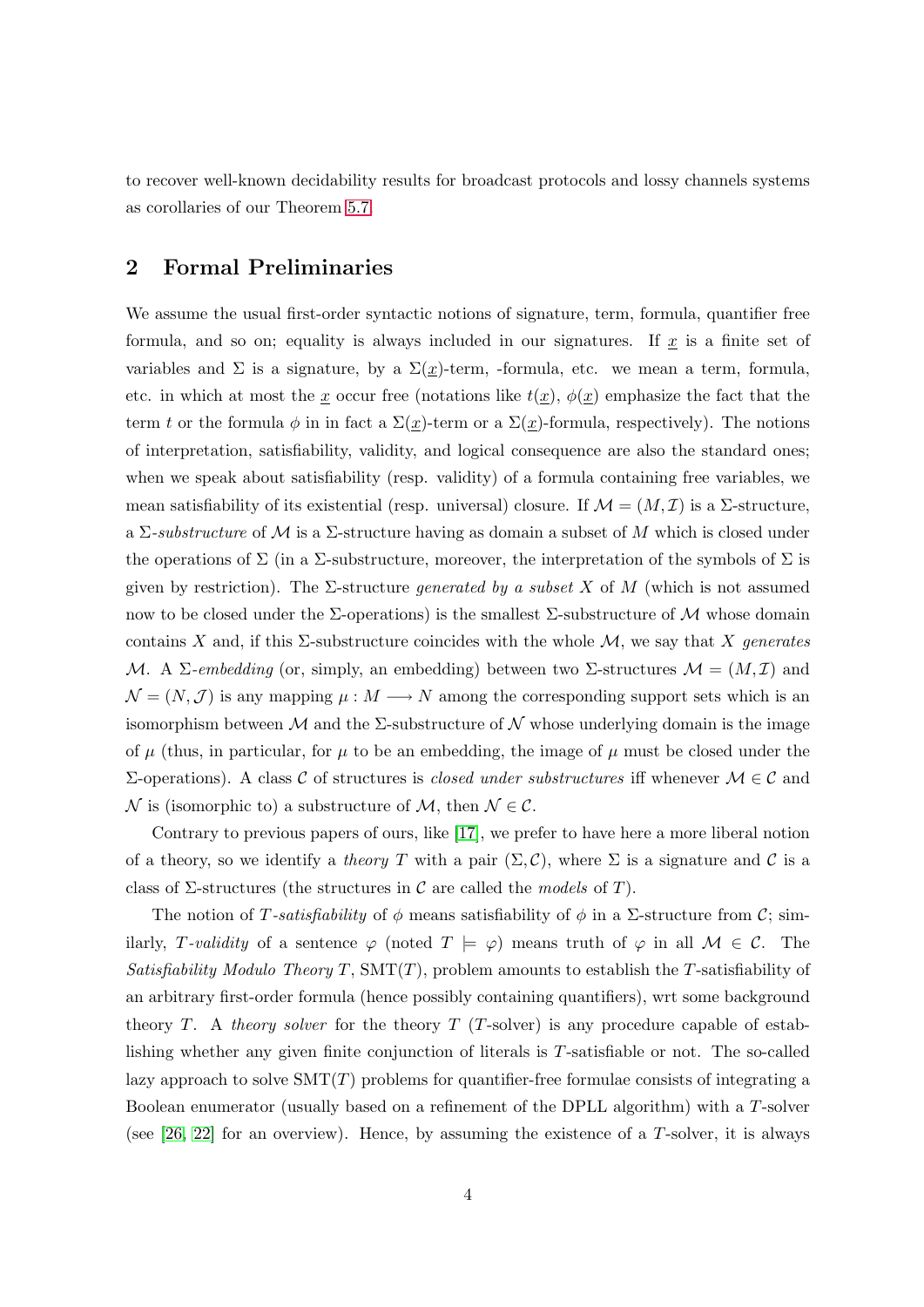to recover well-known decidability results for broadcast protocols and lossy channels systems as corollaries of our Theorem 5.7.

## 2 Formal Preliminaries

We assume the usual first-order syntactic notions of signature, term, formula, quantifier free formula, and so on; equality is always included in our signatures. If $\underline{x}$ is a finite set of variables and $\Sigma$ is a signature, by a $\Sigma(\underline{x})$-term, -formula, etc. we mean a term, formula, etc. in which at most the $\underline{x}$ occur free (notations like $t(\underline{x})$, $\phi(\underline{x})$ emphasize the fact that the term $t$ or the formula $\phi$ in in fact a $\Sigma(\underline{x})$-term or a $\Sigma(\underline{x})$-formula, respectively). The notions of interpretation, satisfiability, validity, and logical consequence are also the standard ones; when we speak about satisfiability (resp. validity) of a formula containing free variables, we mean satisfiability of its existential (resp. universal) closure. If $\mathcal{M} = (M, \mathcal{I})$ is a $\Sigma$-structure, a $\Sigma$-*substructure* of $\mathcal{M}$ is a $\Sigma$-structure having as domain a subset of $M$ which is closed under the operations of $\Sigma$ (in a $\Sigma$-substructure, moreover, the interpretation of the symbols of $\Sigma$ is given by restriction). The $\Sigma$-structure *generated by a subset* $X$ of $M$ (which is not assumed now to be closed under the $\Sigma$-operations) is the smallest $\Sigma$-substructure of $\mathcal{M}$ whose domain contains $X$ and, if this $\Sigma$-substructure coincides with the whole $\mathcal{M}$, we say that $X$ *generates* $\mathcal{M}$. A $\Sigma$-*embedding* (or, simply, an embedding) between two $\Sigma$-structures $\mathcal{M} = (M, \mathcal{I})$ and $\mathcal{N} = (N, \mathcal{J})$ is any mapping $\mu : M \longrightarrow N$ among the corresponding support sets which is an isomorphism between $\mathcal{M}$ and the $\Sigma$-substructure of $\mathcal{N}$ whose underlying domain is the image of $\mu$ (thus, in particular, for $\mu$ to be an embedding, the image of $\mu$ must be closed under the $\Sigma$-operations). A class $\mathcal{C}$ of structures is *closed under substructures* iff whenever $\mathcal{M} \in \mathcal{C}$ and $\mathcal{N}$ is (isomorphic to) a substructure of $\mathcal{M}$, then $\mathcal{N} \in \mathcal{C}$.

Contrary to previous papers of ours, like [17], we prefer to have here a more liberal notion of a theory, so we identify a *theory* $T$ with a pair $(\Sigma, \mathcal{C})$, where $\Sigma$ is a signature and $\mathcal{C}$ is a class of $\Sigma$-structures (the structures in $\mathcal{C}$ are called the *models* of $T$).

The notion of $T$-*satisfiability* of $\phi$ means satisfiability of $\phi$ in a $\Sigma$-structure from $\mathcal{C}$; similarly, $T$-*validity* of a sentence $\varphi$ (noted $T \models \varphi$) means truth of $\varphi$ in all $\mathcal{M} \in \mathcal{C}$. The *Satisfiability Modulo Theory* $T$, $\mathrm{SMT}(T)$, problem amounts to establish the $T$-satisfiability of an arbitrary first-order formula (hence possibly containing quantifiers), wrt some background theory $T$. A *theory solver* for the theory $T$ ($T$-solver) is any procedure capable of establishing whether any given finite conjunction of literals is $T$-satisfiable or not. The so-called lazy approach to solve $\mathrm{SMT}(T)$ problems for quantifier-free formulae consists of integrating a Boolean enumerator (usually based on a refinement of the DPLL algorithm) with a $T$-solver (see [26, 22] for an overview). Hence, by assuming the existence of a $T$-solver, it is always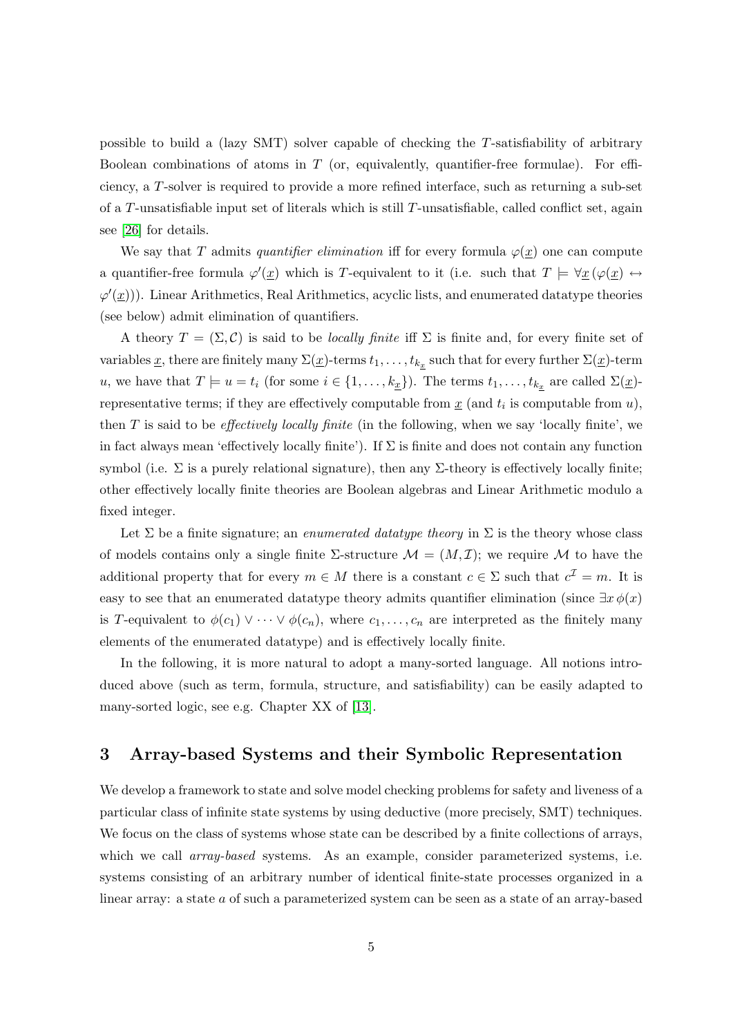possible to build a (lazy SMT) solver capable of checking the $T$-satisfiability of arbitrary Boolean combinations of atoms in $T$ (or, equivalently, quantifier-free formulae). For efficiency, a $T$-solver is required to provide a more refined interface, such as returning a sub-set of a $T$-unsatisfiable input set of literals which is still $T$-unsatisfiable, called conflict set, again see [26] for details.

We say that $T$ admits *quantifier elimination* iff for every formula $\varphi(\underline{x})$ one can compute a quantifier-free formula $\varphi'(\underline{x})$ which is $T$-equivalent to it (i.e. such that $T \models \forall \underline{x}\,(\varphi(\underline{x}) \leftrightarrow \varphi'(\underline{x})))$. Linear Arithmetics, Real Arithmetics, acyclic lists, and enumerated datatype theories (see below) admit elimination of quantifiers.

A theory $T = (\Sigma, \mathcal{C})$ is said to be *locally finite* iff $\Sigma$ is finite and, for every finite set of variables $\underline{x}$, there are finitely many $\Sigma(\underline{x})$-terms $t_1, \ldots, t_{k_{\underline{x}}}$ such that for every further $\Sigma(\underline{x})$-term $u$, we have that $T \models u = t_i$ (for some $i \in \{1, \ldots, k_{\underline{x}}\}$). The terms $t_1, \ldots, t_{k_{\underline{x}}}$ are called $\Sigma(\underline{x})$-representative terms; if they are effectively computable from $\underline{x}$ (and $t_i$ is computable from $u$), then $T$ is said to be *effectively locally finite* (in the following, when we say 'locally finite', we in fact always mean 'effectively locally finite'). If $\Sigma$ is finite and does not contain any function symbol (i.e. $\Sigma$ is a purely relational signature), then any $\Sigma$-theory is effectively locally finite; other effectively locally finite theories are Boolean algebras and Linear Arithmetic modulo a fixed integer.

Let $\Sigma$ be a finite signature; an *enumerated datatype theory* in $\Sigma$ is the theory whose class of models contains only a single finite $\Sigma$-structure $\mathcal{M} = (M, \mathcal{I})$; we require $\mathcal{M}$ to have the additional property that for every $m \in M$ there is a constant $c \in \Sigma$ such that $c^{\mathcal{I}} = m$. It is easy to see that an enumerated datatype theory admits quantifier elimination (since $\exists x\, \phi(x)$ is $T$-equivalent to $\phi(c_1) \vee \cdots \vee \phi(c_n)$, where $c_1, \ldots, c_n$ are interpreted as the finitely many elements of the enumerated datatype) and is effectively locally finite.

In the following, it is more natural to adopt a many-sorted language. All notions introduced above (such as term, formula, structure, and satisfiability) can be easily adapted to many-sorted logic, see e.g. Chapter XX of [13].

## 3 Array-based Systems and their Symbolic Representation

We develop a framework to state and solve model checking problems for safety and liveness of a particular class of infinite state systems by using deductive (more precisely, SMT) techniques. We focus on the class of systems whose state can be described by a finite collections of arrays, which we call *array-based* systems. As an example, consider parameterized systems, i.e. systems consisting of an arbitrary number of identical finite-state processes organized in a linear array: a state $a$ of such a parameterized system can be seen as a state of an array-based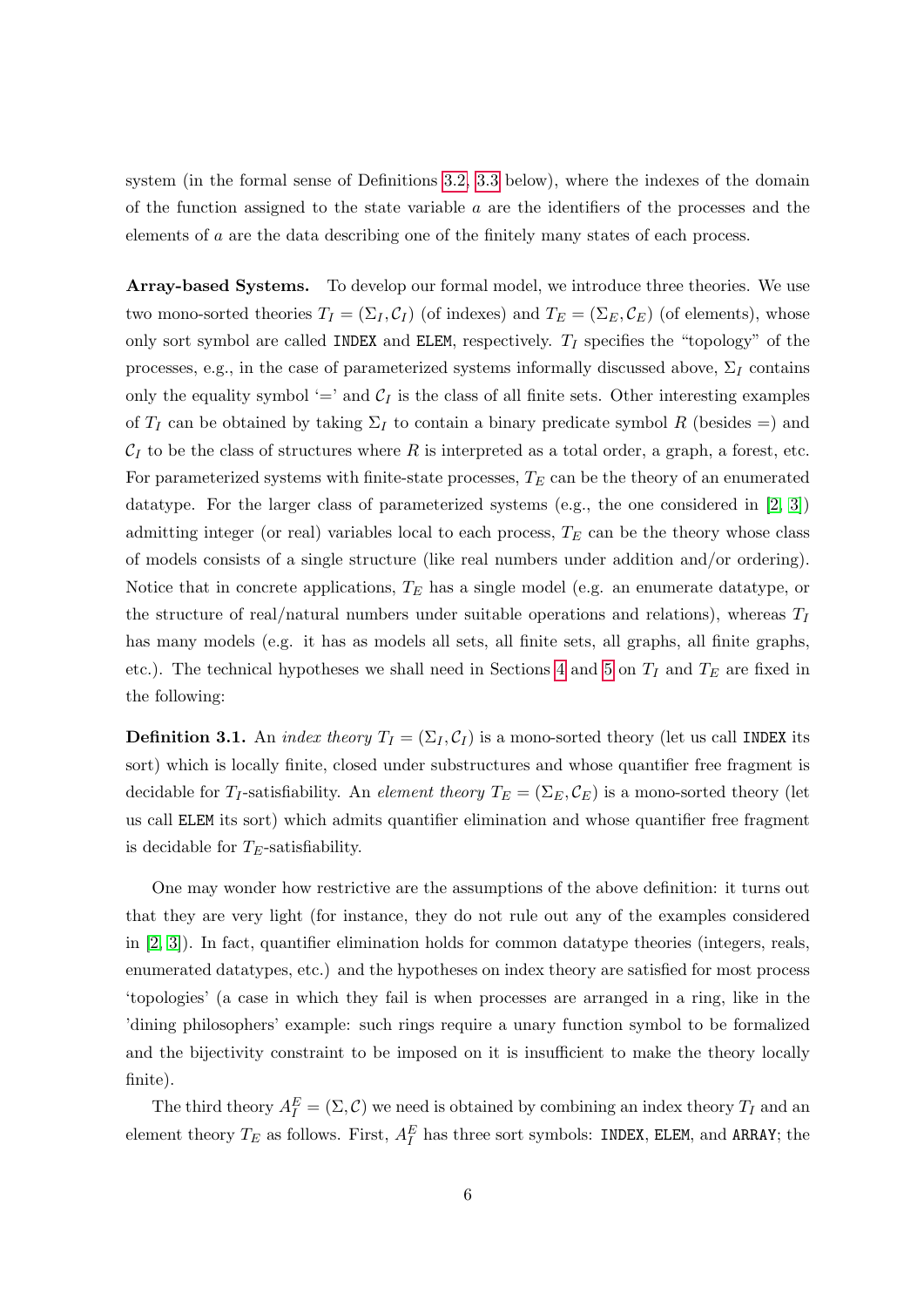system (in the formal sense of Definitions 3.2, 3.3 below), where the indexes of the domain of the function assigned to the state variable $a$ are the identifiers of the processes and the elements of $a$ are the data describing one of the finitely many states of each process.

**Array-based Systems.** To develop our formal model, we introduce three theories. We use two mono-sorted theories $T_I = (\Sigma_I, \mathcal{C}_I)$ (of indexes) and $T_E = (\Sigma_E, \mathcal{C}_E)$ (of elements), whose only sort symbol are called `INDEX` and `ELEM`, respectively. $T_I$ specifies the "topology" of the processes, e.g., in the case of parameterized systems informally discussed above, $\Sigma_I$ contains only the equality symbol '$=$' and $\mathcal{C}_I$ is the class of all finite sets. Other interesting examples of $T_I$ can be obtained by taking $\Sigma_I$ to contain a binary predicate symbol $R$ (besides $=$) and $\mathcal{C}_I$ to be the class of structures where $R$ is interpreted as a total order, a graph, a forest, etc. For parameterized systems with finite-state processes, $T_E$ can be the theory of an enumerated datatype. For the larger class of parameterized systems (e.g., the one considered in [2, 3]) admitting integer (or real) variables local to each process, $T_E$ can be the theory whose class of models consists of a single structure (like real numbers under addition and/or ordering). Notice that in concrete applications, $T_E$ has a single model (e.g. an enumerate datatype, or the structure of real/natural numbers under suitable operations and relations), whereas $T_I$ has many models (e.g. it has as models all sets, all finite sets, all graphs, all finite graphs, etc.). The technical hypotheses we shall need in Sections 4 and 5 on $T_I$ and $T_E$ are fixed in the following:

**Definition 3.1.** An *index theory* $T_I = (\Sigma_I, \mathcal{C}_I)$ is a mono-sorted theory (let us call `INDEX` its sort) which is locally finite, closed under substructures and whose quantifier free fragment is decidable for $T_I$-satisfiability. An *element theory* $T_E = (\Sigma_E, \mathcal{C}_E)$ is a mono-sorted theory (let us call `ELEM` its sort) which admits quantifier elimination and whose quantifier free fragment is decidable for $T_E$-satisfiability.

One may wonder how restrictive are the assumptions of the above definition: it turns out that they are very light (for instance, they do not rule out any of the examples considered in [2, 3]). In fact, quantifier elimination holds for common datatype theories (integers, reals, enumerated datatypes, etc.) and the hypotheses on index theory are satisfied for most process 'topologies' (a case in which they fail is when processes are arranged in a ring, like in the 'dining philosophers' example: such rings require a unary function symbol to be formalized and the bijectivity constraint to be imposed on it is insufficient to make the theory locally finite).

The third theory $A_I^E = (\Sigma, \mathcal{C})$ we need is obtained by combining an index theory $T_I$ and an element theory $T_E$ as follows. First, $A_I^E$ has three sort symbols: `INDEX`, `ELEM`, and `ARRAY`; the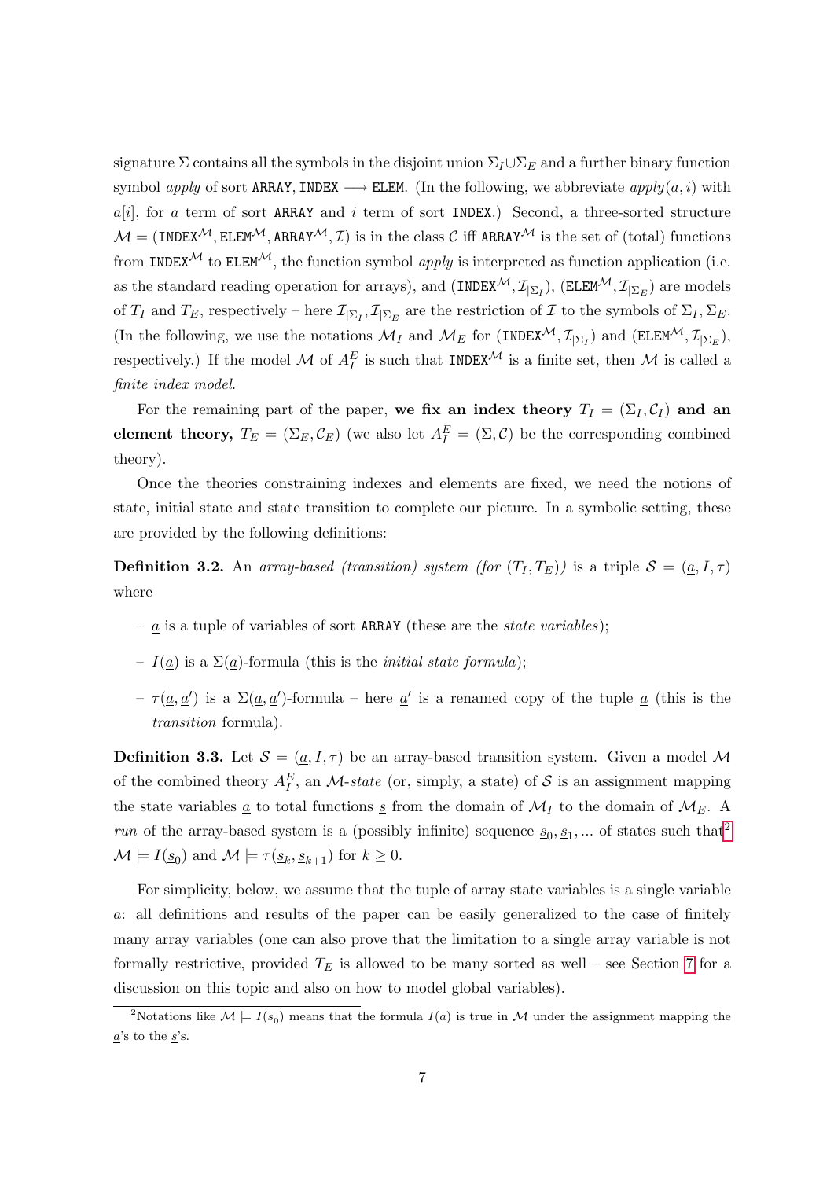signature $\Sigma$ contains all the symbols in the disjoint union $\Sigma_I \cup \Sigma_E$ and a further binary function symbol *apply* of sort $\mathtt{ARRAY}, \mathtt{INDEX} \longrightarrow \mathtt{ELEM}$. (In the following, we abbreviate $apply(a, i)$ with $a[i]$, for $a$ term of sort $\mathtt{ARRAY}$ and $i$ term of sort $\mathtt{INDEX}$.) Second, a three-sorted structure $\mathcal{M} = (\mathtt{INDEX}^{\mathcal{M}}, \mathtt{ELEM}^{\mathcal{M}}, \mathtt{ARRAY}^{\mathcal{M}}, \mathcal{I})$ is in the class $\mathcal{C}$ iff $\mathtt{ARRAY}^{\mathcal{M}}$ is the set of (total) functions from $\mathtt{INDEX}^{\mathcal{M}}$ to $\mathtt{ELEM}^{\mathcal{M}}$, the function symbol *apply* is interpreted as function application (i.e. as the standard reading operation for arrays), and $(\mathtt{INDEX}^{\mathcal{M}}, \mathcal{I}_{|\Sigma_I})$, $(\mathtt{ELEM}^{\mathcal{M}}, \mathcal{I}_{|\Sigma_E})$ are models of $T_I$ and $T_E$, respectively – here $\mathcal{I}_{|\Sigma_I}, \mathcal{I}_{|\Sigma_E}$ are the restriction of $\mathcal{I}$ to the symbols of $\Sigma_I, \Sigma_E$. (In the following, we use the notations $\mathcal{M}_I$ and $\mathcal{M}_E$ for $(\mathtt{INDEX}^{\mathcal{M}}, \mathcal{I}_{|\Sigma_I})$ and $(\mathtt{ELEM}^{\mathcal{M}}, \mathcal{I}_{|\Sigma_E})$, respectively.) If the model $\mathcal{M}$ of $A_I^E$ is such that $\mathtt{INDEX}^{\mathcal{M}}$ is a finite set, then $\mathcal{M}$ is called a *finite index model*.

For the remaining part of the paper, **we fix an index theory** $T_I = (\Sigma_I, \mathcal{C}_I)$ **and an element theory,** $T_E = (\Sigma_E, \mathcal{C}_E)$ (we also let $A_I^E = (\Sigma, \mathcal{C})$ be the corresponding combined theory).

Once the theories constraining indexes and elements are fixed, we need the notions of state, initial state and state transition to complete our picture. In a symbolic setting, these are provided by the following definitions:

**Definition 3.2.** An *array-based (transition) system (for $(T_I, T_E)$)* is a triple $\mathcal{S} = (\underline{a}, I, \tau)$ where

- $\underline{a}$ is a tuple of variables of sort $\mathtt{ARRAY}$ (these are the *state variables*);
- $I(\underline{a})$ is a $\Sigma(\underline{a})$-formula (this is the *initial state formula*);
- $\tau(\underline{a}, \underline{a}')$ is a $\Sigma(\underline{a}, \underline{a}')$-formula – here $\underline{a}'$ is a renamed copy of the tuple $\underline{a}$ (this is the *transition* formula).

**Definition 3.3.** Let $\mathcal{S} = (\underline{a}, I, \tau)$ be an array-based transition system. Given a model $\mathcal{M}$ of the combined theory $A_I^E$, an $\mathcal{M}$*-state* (or, simply, a state) of $\mathcal{S}$ is an assignment mapping the state variables $\underline{a}$ to total functions $\underline{s}$ from the domain of $\mathcal{M}_I$ to the domain of $\mathcal{M}_E$. A *run* of the array-based system is a (possibly infinite) sequence $\underline{s}_0, \underline{s}_1, ...$ of states such that[2] $\mathcal{M} \models I(\underline{s}_0)$ and $\mathcal{M} \models \tau(\underline{s}_k, \underline{s}_{k+1})$ for $k \geq 0$.

For simplicity, below, we assume that the tuple of array state variables is a single variable $a$: all definitions and results of the paper can be easily generalized to the case of finitely many array variables (one can also prove that the limitation to a single array variable is not formally restrictive, provided $T_E$ is allowed to be many sorted as well – see Section 7 for a discussion on this topic and also on how to model global variables).

[2] Notations like $\mathcal{M} \models I(\underline{s}_0)$ means that the formula $I(\underline{a})$ is true in $\mathcal{M}$ under the assignment mapping the $\underline{a}$'s to the $\underline{s}$'s.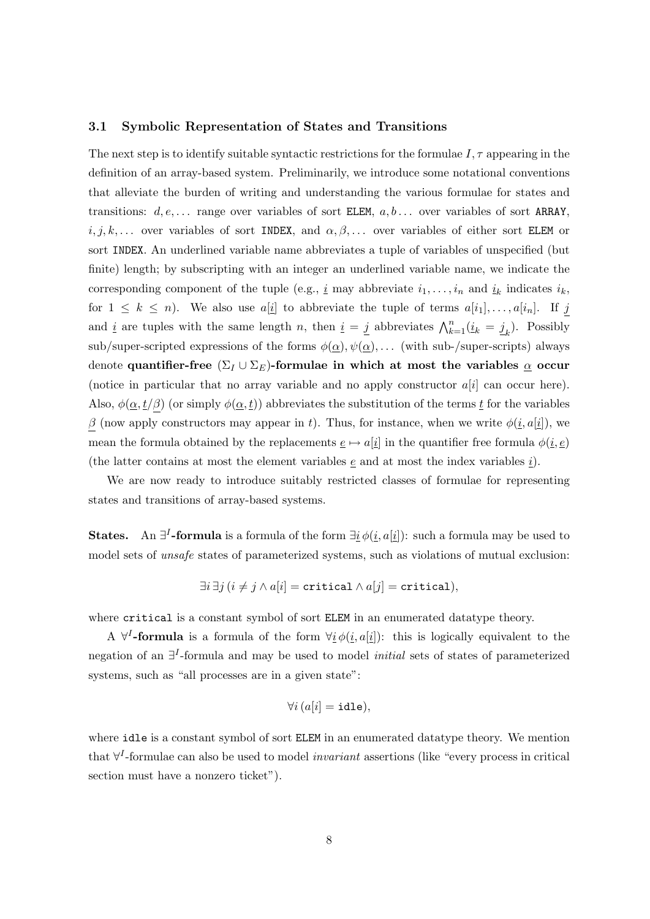### 3.1 Symbolic Representation of States and Transitions

The next step is to identify suitable syntactic restrictions for the formulae $I, \tau$ appearing in the definition of an array-based system. Preliminarily, we introduce some notational conventions that alleviate the burden of writing and understanding the various formulae for states and transitions: $d, e, \ldots$ range over variables of sort `ELEM`, $a, b \ldots$ over variables of sort `ARRAY`, $i, j, k, \ldots$ over variables of sort `INDEX`, and $\alpha, \beta, \ldots$ over variables of either sort `ELEM` or sort `INDEX`. An underlined variable name abbreviates a tuple of variables of unspecified (but finite) length; by subscripting with an integer an underlined variable name, we indicate the corresponding component of the tuple (e.g., $\underline{i}$ may abbreviate $i_1, \ldots, i_n$ and $\underline{i}_k$ indicates $i_k$, for $1 \leq k \leq n$). We also use $a[\underline{i}]$ to abbreviate the tuple of terms $a[i_1], \ldots, a[i_n]$. If $\underline{j}$ and $\underline{i}$ are tuples with the same length $n$, then $\underline{i} = \underline{j}$ abbreviates $\bigwedge_{k=1}^{n}(\underline{i}_k = \underline{j}_k)$. Possibly sub/super-scripted expressions of the forms $\phi(\underline{\alpha}), \psi(\underline{\alpha}), \ldots$ (with sub-/super-scripts) always denote **quantifier-free $(\Sigma_I \cup \Sigma_E)$-formulae in which at most the variables $\underline{\alpha}$ occur** (notice in particular that no array variable and no apply constructor $a[i]$ can occur here). Also, $\phi(\underline{\alpha}, \underline{t}/\underline{\beta})$ (or simply $\phi(\underline{\alpha}, \underline{t})$) abbreviates the substitution of the terms $\underline{t}$ for the variables $\underline{\beta}$ (now apply constructors may appear in $t$). Thus, for instance, when we write $\phi(\underline{i}, a[\underline{i}])$, we mean the formula obtained by the replacements $\underline{e} \mapsto a[\underline{i}]$ in the quantifier free formula $\phi(\underline{i}, \underline{e})$ (the latter contains at most the element variables $\underline{e}$ and at most the index variables $\underline{i}$).

We are now ready to introduce suitably restricted classes of formulae for representing states and transitions of array-based systems.

**States.** An **$\exists^I$-formula** is a formula of the form $\exists \underline{i}\, \phi(\underline{i}, a[\underline{i}])$: such a formula may be used to model sets of *unsafe* states of parameterized systems, such as violations of mutual exclusion:

$$\exists i\, \exists j\, (i \neq j \wedge a[i] = \texttt{critical} \wedge a[j] = \texttt{critical}),$$

where `critical` is a constant symbol of sort `ELEM` in an enumerated datatype theory.

A **$\forall^I$-formula** is a formula of the form $\forall \underline{i}\, \phi(\underline{i}, a[\underline{i}])$: this is logically equivalent to the negation of an $\exists^I$-formula and may be used to model *initial* sets of states of parameterized systems, such as "all processes are in a given state":

$$\forall i\, (a[i] = \texttt{idle}),$$

where `idle` is a constant symbol of sort `ELEM` in an enumerated datatype theory. We mention that $\forall^I$-formulae can also be used to model *invariant* assertions (like "every process in critical section must have a nonzero ticket").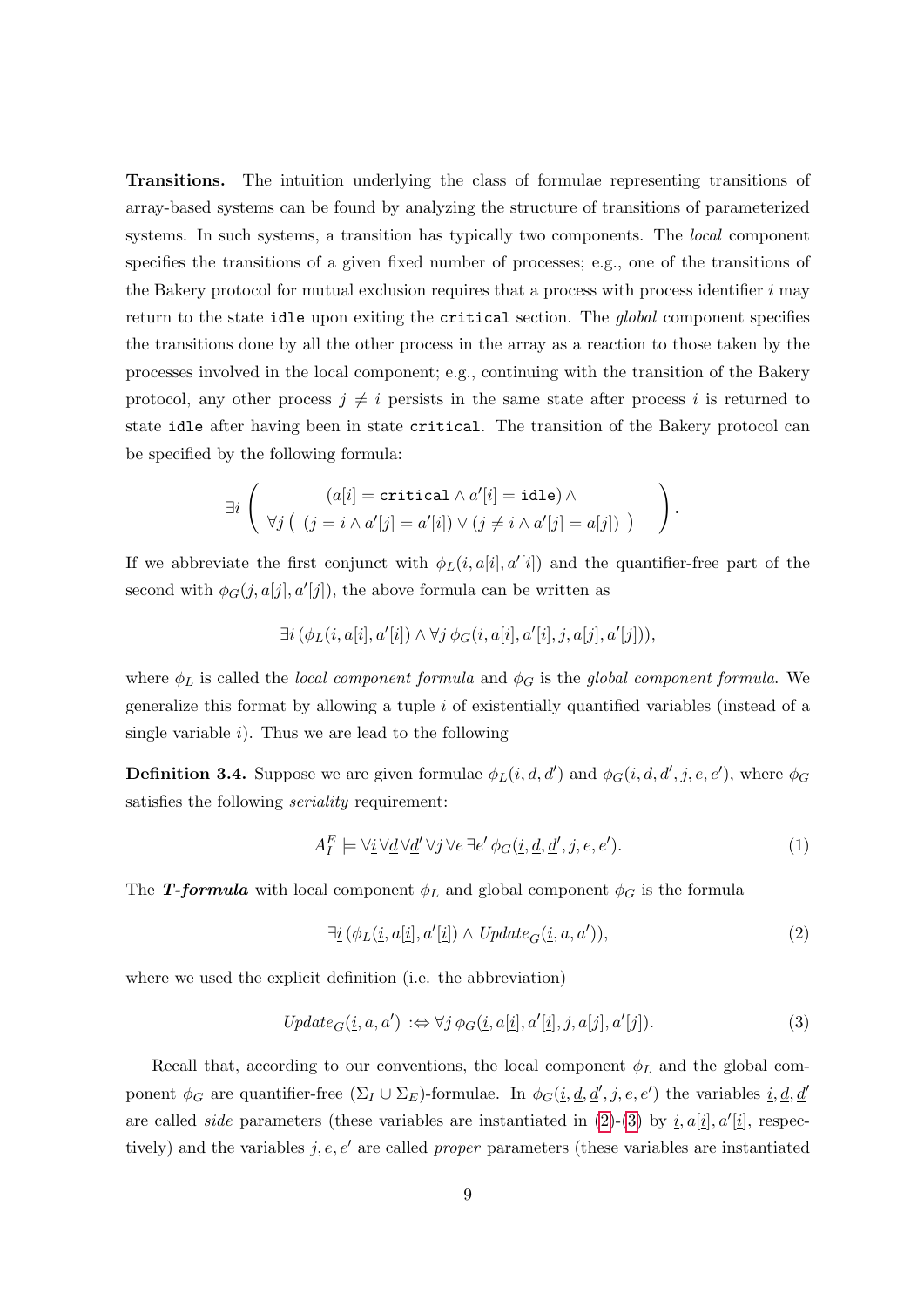**Transitions.** The intuition underlying the class of formulae representing transitions of array-based systems can be found by analyzing the structure of transitions of parameterized systems. In such systems, a transition has typically two components. The *local* component specifies the transitions of a given fixed number of processes; e.g., one of the transitions of the Bakery protocol for mutual exclusion requires that a process with process identifier $i$ may return to the state `idle` upon exiting the `critical` section. The *global* component specifies the transitions done by all the other process in the array as a reaction to those taken by the processes involved in the local component; e.g., continuing with the transition of the Bakery protocol, any other process $j \neq i$ persists in the same state after process $i$ is returned to state `idle` after having been in state `critical`. The transition of the Bakery protocol can be specified by the following formula:

$$\exists i \left( \begin{array}{c} (a[i] = \texttt{critical} \wedge a'[i] = \texttt{idle}) \wedge \\ \forall j \left( \ (j = i \wedge a'[j] = a'[i]) \vee (j \neq i \wedge a'[j] = a[j]) \ \right) \end{array} \right).$$

If we abbreviate the first conjunct with $\phi_L(i, a[i], a'[i])$ and the quantifier-free part of the second with $\phi_G(j, a[j], a'[j])$, the above formula can be written as

$$\exists i \, (\phi_L(i, a[i], a'[i]) \wedge \forall j \, \phi_G(i, a[i], a'[i], j, a[j], a'[j])),$$

where $\phi_L$ is called the *local component formula* and $\phi_G$ is the *global component formula*. We generalize this format by allowing a tuple $\underline{i}$ of existentially quantified variables (instead of a single variable $i$). Thus we are lead to the following

**Definition 3.4.** Suppose we are given formulae $\phi_L(\underline{i}, \underline{d}, \underline{d}')$ and $\phi_G(\underline{i}, \underline{d}, \underline{d}', j, e, e')$, where $\phi_G$ satisfies the following *seriality* requirement:

$$A_I^E \models \forall \underline{i} \, \forall \underline{d} \, \forall \underline{d}' \, \forall j \, \forall e \, \exists e' \, \phi_G(\underline{i}, \underline{d}, \underline{d}', j, e, e'). \tag{1}$$

The ***T-formula*** with local component $\phi_L$ and global component $\phi_G$ is the formula

$$\exists \underline{i} \, (\phi_L(\underline{i}, a[\underline{i}], a'[\underline{i}]) \wedge \mathit{Update}_G(\underline{i}, a, a')), \tag{2}$$

where we used the explicit definition (i.e. the abbreviation)

$$\mathit{Update}_G(\underline{i}, a, a') \; :\Leftrightarrow \forall j \, \phi_G(\underline{i}, a[\underline{i}], a'[\underline{i}], j, a[j], a'[j]). \tag{3}$$

Recall that, according to our conventions, the local component $\phi_L$ and the global component $\phi_G$ are quantifier-free $(\Sigma_I \cup \Sigma_E)$-formulae. In $\phi_G(\underline{i}, \underline{d}, \underline{d}', j, e, e')$ the variables $\underline{i}, \underline{d}, \underline{d}'$ are called *side* parameters (these variables are instantiated in (2)-(3) by $\underline{i}, a[\underline{i}], a'[\underline{i}]$, respectively) and the variables $j, e, e'$ are called *proper* parameters (these variables are instantiated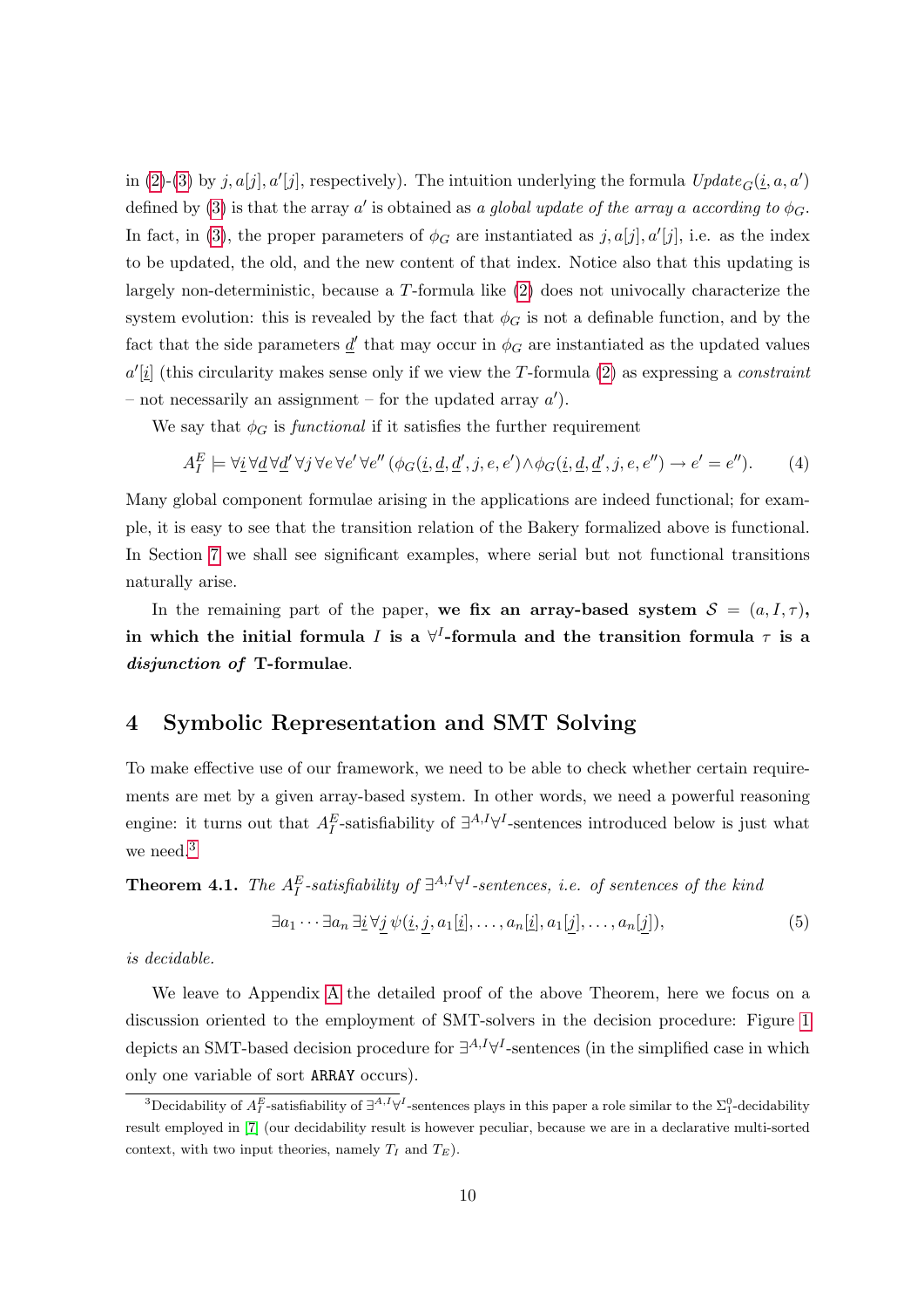in (2)-(3) by $j, a[j], a'[j]$, respectively). The intuition underlying the formula $Update_G(\underline{i}, a, a')$ defined by (3) is that the array $a'$ is obtained as *a global update of the array $a$ according to $\phi_G$*. In fact, in (3), the proper parameters of $\phi_G$ are instantiated as $j, a[j], a'[j]$, i.e. as the index to be updated, the old, and the new content of that index. Notice also that this updating is largely non-deterministic, because a $T$-formula like (2) does not univocally characterize the system evolution: this is revealed by the fact that $\phi_G$ is not a definable function, and by the fact that the side parameters $\underline{d}'$ that may occur in $\phi_G$ are instantiated as the updated values $a'[\underline{i}]$ (this circularity makes sense only if we view the $T$-formula (2) as expressing a *constraint* – not necessarily an assignment – for the updated array $a'$).

We say that $\phi_G$ is *functional* if it satisfies the further requirement

$$A_I^E \models \forall \underline{i}\, \forall \underline{d}\, \forall \underline{d}'\, \forall j\, \forall e\, \forall e'\, \forall e''\, (\phi_G(\underline{i}, \underline{d}, \underline{d}', j, e, e') \wedge \phi_G(\underline{i}, \underline{d}, \underline{d}', j, e, e'') \rightarrow e' = e''). \qquad (4)$$

Many global component formulae arising in the applications are indeed functional; for example, it is easy to see that the transition relation of the Bakery formalized above is functional. In Section 7 we shall see significant examples, where serial but not functional transitions naturally arise.

In the remaining part of the paper, **we fix an array-based system $\mathcal{S} = (a, I, \tau)$, in which the initial formula $I$ is a $\forall^I$-formula and the transition formula $\tau$ is a *disjunction of* T-formulae**.

## 4 Symbolic Representation and SMT Solving

To make effective use of our framework, we need to be able to check whether certain requirements are met by a given array-based system. In other words, we need a powerful reasoning engine: it turns out that $A_I^E$-satisfiability of $\exists^{A,I}\forall^I$-sentences introduced below is just what we need.[3]

**Theorem 4.1.** *The $A_I^E$-satisfiability of $\exists^{A,I}\forall^I$-sentences, i.e. of sentences of the kind*

$$\exists a_1 \cdots \exists a_n\, \exists \underline{i}\, \forall \underline{j}\, \psi(\underline{i}, \underline{j}, a_1[\underline{i}], \ldots, a_n[\underline{i}], a_1[\underline{j}], \ldots, a_n[\underline{j}]), \qquad (5)$$

*is decidable.*

We leave to Appendix A the detailed proof of the above Theorem, here we focus on a discussion oriented to the employment of SMT-solvers in the decision procedure: Figure 1 depicts an SMT-based decision procedure for $\exists^{A,I}\forall^I$-sentences (in the simplified case in which only one variable of sort `ARRAY` occurs).

[3] Decidability of $A_I^E$-satisfiability of $\exists^{A,I}\forall^I$-sentences plays in this paper a role similar to the $\Sigma_1^0$-decidability result employed in [7] (our decidability result is however peculiar, because we are in a declarative multi-sorted context, with two input theories, namely $T_I$ and $T_E$).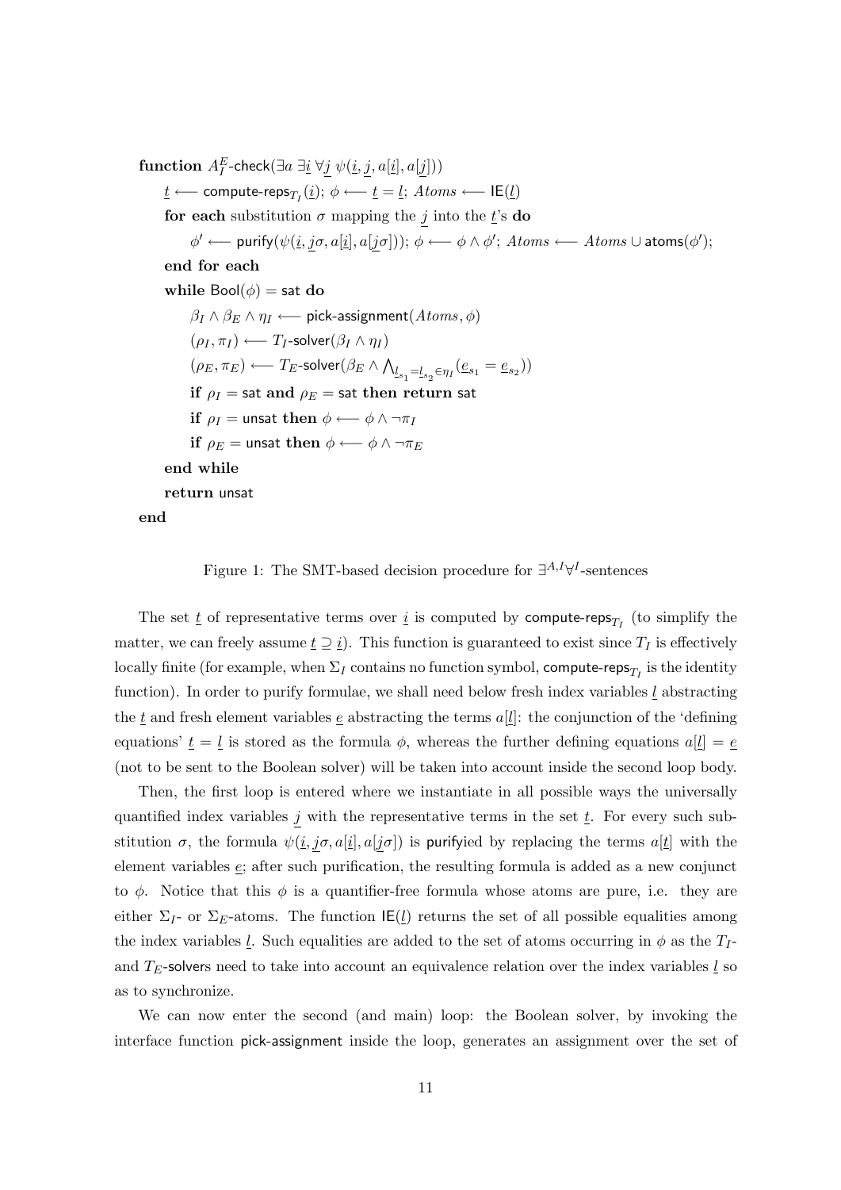```
function A_I^E-check(∃a ∃i ∀j ψ(i, j, a[i], a[j]))
    t ⟵ compute-reps_{T_I}(i); φ ⟵ t = l; Atoms ⟵ IE(l)
    for each substitution σ mapping the j into the t's do
        φ' ⟵ purify(ψ(i, jσ, a[i], a[jσ])); φ ⟵ φ ∧ φ'; Atoms ⟵ Atoms ∪ atoms(φ');
    end for each
    while Bool(φ) = sat do
        β_I ∧ β_E ∧ η_I ⟵ pick-assignment(Atoms, φ)
        (ρ_I, π_I) ⟵ T_I-solver(β_I ∧ η_I)
        (ρ_E, π_E) ⟵ T_E-solver(β_E ∧ ⋀_{l_{s1}=l_{s2} ∈ η_I} (e_{s1} = e_{s2}))
        if ρ_I = sat and ρ_E = sat then return sat
        if ρ_I = unsat then φ ⟵ φ ∧ ¬π_I
        if ρ_E = unsat then φ ⟵ φ ∧ ¬π_E
    end while
    return unsat
end
```

Figure 1: The SMT-based decision procedure for $\exists^{A,I}\forall^{I}$-sentences

The set $\underline{t}$ of representative terms over $\underline{i}$ is computed by $\mathsf{compute\text{-}reps}_{T_I}$ (to simplify the matter, we can freely assume $\underline{t} \supseteq \underline{i}$). This function is guaranteed to exist since $T_I$ is effectively locally finite (for example, when $\Sigma_I$ contains no function symbol, $\mathsf{compute\text{-}reps}_{T_I}$ is the identity function). In order to purify formulae, we shall need below fresh index variables $\underline{l}$ abstracting the $\underline{t}$ and fresh element variables $\underline{e}$ abstracting the terms $a[\underline{l}]$: the conjunction of the 'defining equations' $\underline{t} = \underline{l}$ is stored as the formula $\phi$, whereas the further defining equations $a[\underline{l}] = \underline{e}$ (not to be sent to the Boolean solver) will be taken into account inside the second loop body.

Then, the first loop is entered where we instantiate in all possible ways the universally quantified index variables $\underline{j}$ with the representative terms in the set $\underline{t}$. For every such substitution $\sigma$, the formula $\psi(\underline{i}, \underline{j}\sigma, a[\underline{i}], a[\underline{j}\sigma])$ is $\mathsf{purify}$ied by replacing the terms $a[\underline{t}]$ with the element variables $\underline{e}$; after such purification, the resulting formula is added as a new conjunct to $\phi$. Notice that this $\phi$ is a quantifier-free formula whose atoms are pure, i.e. they are either $\Sigma_I$- or $\Sigma_E$-atoms. The function $\mathsf{IE}(\underline{l})$ returns the set of all possible equalities among the index variables $\underline{l}$. Such equalities are added to the set of atoms occurring in $\phi$ as the $T_I$- and $T_E$-$\mathsf{solver}$s need to take into account an equivalence relation over the index variables $\underline{l}$ so as to synchronize.

We can now enter the second (and main) loop: the Boolean solver, by invoking the interface function $\mathsf{pick\text{-}assignment}$ inside the loop, generates an assignment over the set of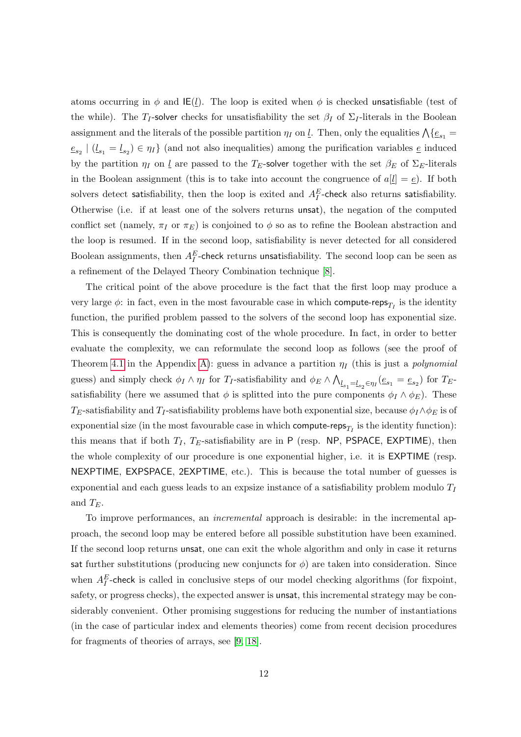atoms occurring in $\phi$ and $\mathsf{IE}(\underline{l})$. The loop is exited when $\phi$ is checked unsatisfiable (test of the while). The $T_I$-solver checks for unsatisfiability the set $\beta_I$ of $\Sigma_I$-literals in the Boolean assignment and the literals of the possible partition $\eta_I$ on $\underline{l}$. Then, only the equalities $\bigwedge\{\underline{e}_{s_1} = \underline{e}_{s_2} \mid (\underline{l}_{s_1} = \underline{l}_{s_2}) \in \eta_I\}$ (and not also inequalities) among the purification variables $\underline{e}$ induced by the partition $\eta_I$ on $\underline{l}$ are passed to the $T_E$-solver together with the set $\beta_E$ of $\Sigma_E$-literals in the Boolean assignment (this is to take into account the congruence of $a[\underline{l}] = \underline{e}$). If both solvers detect satisfiability, then the loop is exited and $A_I^E$-check also returns satisfiability. Otherwise (i.e. if at least one of the solvers returns unsat), the negation of the computed conflict set (namely, $\pi_I$ or $\pi_E$) is conjoined to $\phi$ so as to refine the Boolean abstraction and the loop is resumed. If in the second loop, satisfiability is never detected for all considered Boolean assignments, then $A_I^E$-check returns unsatisfiability. The second loop can be seen as a refinement of the Delayed Theory Combination technique [8].

The critical point of the above procedure is the fact that the first loop may produce a very large $\phi$: in fact, even in the most favourable case in which compute-reps$_{T_I}$ is the identity function, the purified problem passed to the solvers of the second loop has exponential size. This is consequently the dominating cost of the whole procedure. In fact, in order to better evaluate the complexity, we can reformulate the second loop as follows (see the proof of Theorem 4.1 in the Appendix A): guess in advance a partition $\eta_I$ (this is just a *polynomial* guess) and simply check $\phi_I \wedge \eta_I$ for $T_I$-satisfiability and $\phi_E \wedge \bigwedge_{\underline{l}_{s_1} = \underline{l}_{s_2} \in \eta_I} (\underline{e}_{s_1} = \underline{e}_{s_2})$ for $T_E$-satisfiability (here we assumed that $\phi$ is splitted into the pure components $\phi_I \wedge \phi_E$). These $T_E$-satisfiability and $T_I$-satisfiability problems have both exponential size, because $\phi_I \wedge \phi_E$ is of exponential size (in the most favourable case in which compute-reps$_{T_I}$ is the identity function): this means that if both $T_I$, $T_E$-satisfiability are in P (resp. NP, PSPACE, EXPTIME), then the whole complexity of our procedure is one exponential higher, i.e. it is EXPTIME (resp. NEXPTIME, EXPSPACE, 2EXPTIME, etc.). This is because the total number of guesses is exponential and each guess leads to an expsize instance of a satisfiability problem modulo $T_I$ and $T_E$.

To improve performances, an *incremental* approach is desirable: in the incremental approach, the second loop may be entered before all possible substitution have been examined. If the second loop returns unsat, one can exit the whole algorithm and only in case it returns sat further substitutions (producing new conjuncts for $\phi$) are taken into consideration. Since when $A_I^E$-check is called in conclusive steps of our model checking algorithms (for fixpoint, safety, or progress checks), the expected answer is unsat, this incremental strategy may be considerably convenient. Other promising suggestions for reducing the number of instantiations (in the case of particular index and elements theories) come from recent decision procedures for fragments of theories of arrays, see [9, 18].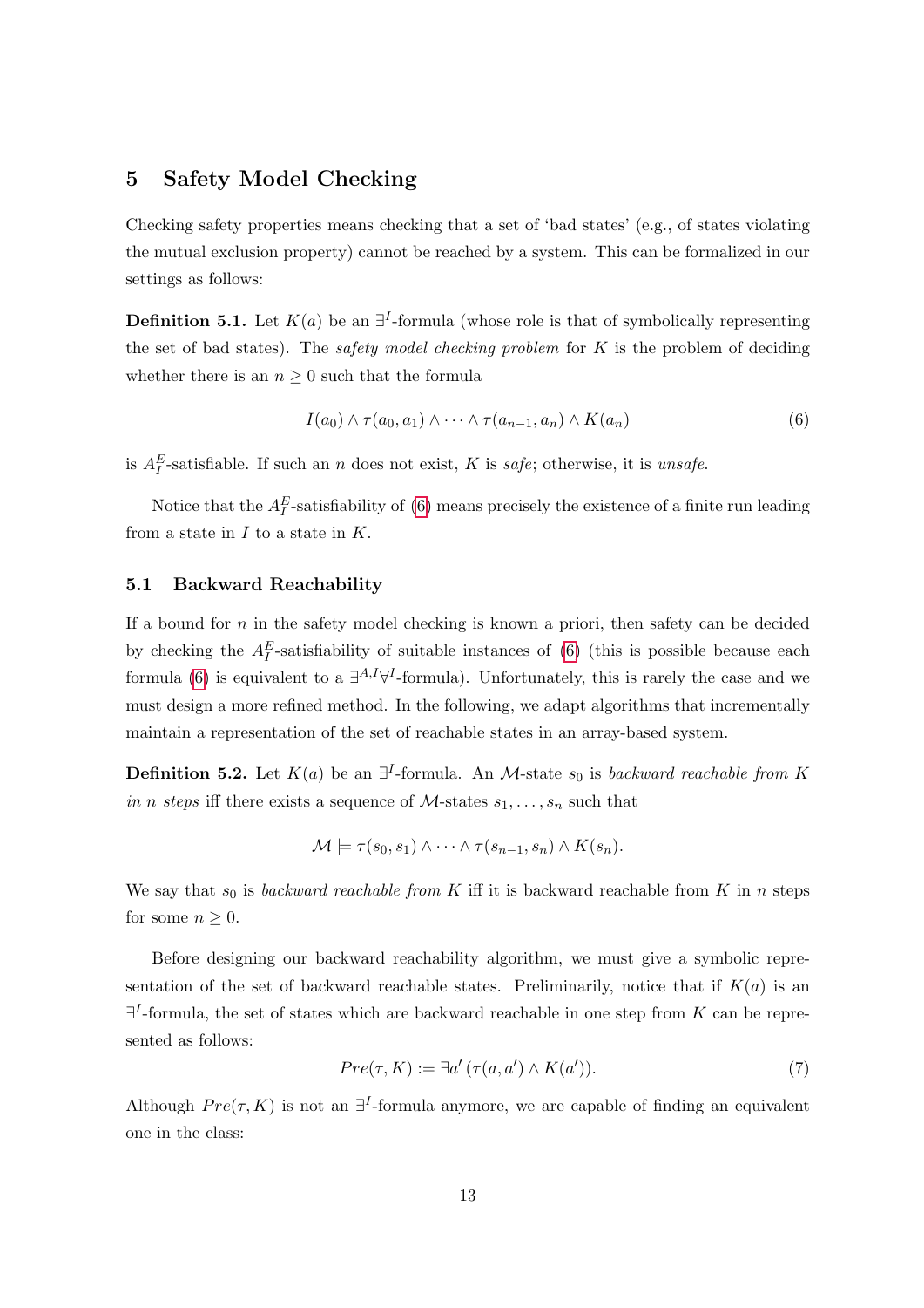## 5 Safety Model Checking

Checking safety properties means checking that a set of 'bad states' (e.g., of states violating the mutual exclusion property) cannot be reached by a system. This can be formalized in our settings as follows:

**Definition 5.1.** Let $K(a)$ be an $\exists^I$-formula (whose role is that of symbolically representing the set of bad states). The *safety model checking problem* for $K$ is the problem of deciding whether there is an $n \geq 0$ such that the formula

$$I(a_0) \wedge \tau(a_0, a_1) \wedge \cdots \wedge \tau(a_{n-1}, a_n) \wedge K(a_n) \tag{6}$$

is $A_I^E$-satisfiable. If such an $n$ does not exist, $K$ is *safe*; otherwise, it is *unsafe*.

Notice that the $A_I^E$-satisfiability of (6) means precisely the existence of a finite run leading from a state in $I$ to a state in $K$.

### 5.1 Backward Reachability

If a bound for $n$ in the safety model checking is known a priori, then safety can be decided by checking the $A_I^E$-satisfiability of suitable instances of (6) (this is possible because each formula (6) is equivalent to a $\exists^{A,I}\forall^I$-formula). Unfortunately, this is rarely the case and we must design a more refined method. In the following, we adapt algorithms that incrementally maintain a representation of the set of reachable states in an array-based system.

**Definition 5.2.** Let $K(a)$ be an $\exists^I$-formula. An $\mathcal{M}$-state $s_0$ is *backward reachable from $K$ in $n$ steps* iff there exists a sequence of $\mathcal{M}$-states $s_1, \dots, s_n$ such that

$$\mathcal{M} \models \tau(s_0, s_1) \wedge \cdots \wedge \tau(s_{n-1}, s_n) \wedge K(s_n).$$

We say that $s_0$ is *backward reachable from $K$* iff it is backward reachable from $K$ in $n$ steps for some $n \geq 0$.

Before designing our backward reachability algorithm, we must give a symbolic representation of the set of backward reachable states. Preliminarily, notice that if $K(a)$ is an $\exists^I$-formula, the set of states which are backward reachable in one step from $K$ can be represented as follows:

$$Pre(\tau, K) := \exists a' \, (\tau(a, a') \wedge K(a')). \tag{7}$$

Although $Pre(\tau, K)$ is not an $\exists^I$-formula anymore, we are capable of finding an equivalent one in the class: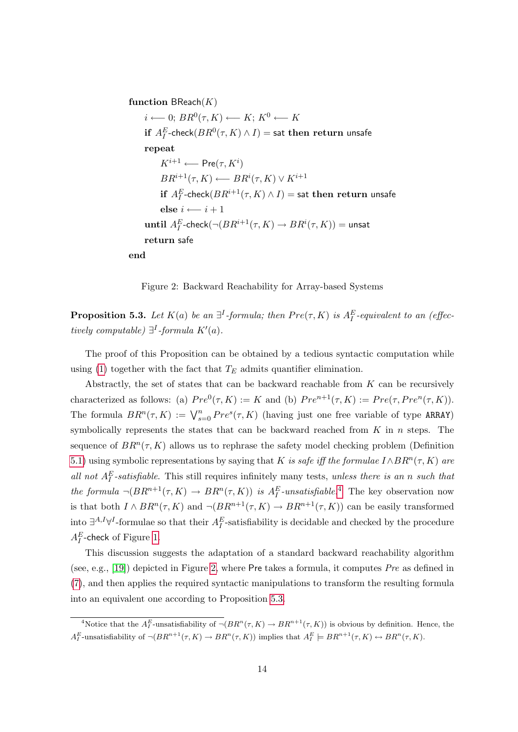```
function BReach(K)
    i ⟵ 0; BR^0(τ, K) ⟵ K; K^0 ⟵ K
    if A_I^E-check(BR^0(τ, K) ∧ I) = sat then return unsafe
    repeat
        K^{i+1} ⟵ Pre(τ, K^i)
        BR^{i+1}(τ, K) ⟵ BR^i(τ, K) ∨ K^{i+1}
        if A_I^E-check(BR^{i+1}(τ, K) ∧ I) = sat then return unsafe
        else i ⟵ i + 1
    until A_I^E-check(¬(BR^{i+1}(τ, K) → BR^i(τ, K)) = unsat
    return safe
end
```

Figure 2: Backward Reachability for Array-based Systems

**Proposition 5.3.** *Let $K(a)$ be an $\exists^I$-formula; then $Pre(\tau, K)$ is $A_I^E$-equivalent to an (effectively computable) $\exists^I$-formula $K'(a)$.*

The proof of this Proposition can be obtained by a tedious syntactic computation while using (1) together with the fact that $T_E$ admits quantifier elimination.

Abstractly, the set of states that can be backward reachable from $K$ can be recursively characterized as follows: (a) $Pre^0(\tau, K) := K$ and (b) $Pre^{n+1}(\tau, K) := Pre(\tau, Pre^n(\tau, K))$. The formula $BR^n(\tau, K) := \bigvee_{s=0}^{n} Pre^s(\tau, K)$ (having just one free variable of type `ARRAY`) symbolically represents the states that can be backward reached from $K$ in $n$ steps. The sequence of $BR^n(\tau, K)$ allows us to rephrase the safety model checking problem (Definition 5.1) using symbolic representations by saying that $K$ *is safe iff the formulae* $I \wedge BR^n(\tau, K)$ *are all not* $A_I^E$*-satisfiable*. This still requires infinitely many tests, *unless there is an* $n$ *such that the formula* $\neg(BR^{n+1}(\tau, K) \to BR^n(\tau, K))$ *is* $A_I^E$*-unsatisfiable*.[4] The key observation now is that both $I \wedge BR^n(\tau, K)$ and $\neg(BR^{n+1}(\tau, K) \to BR^{n+1}(\tau, K))$ can be easily transformed into $\exists^{A,I}\forall^I$-formulae so that their $A_I^E$-satisfiability is decidable and checked by the procedure $A_I^E$-check of Figure 1.

This discussion suggests the adaptation of a standard backward reachability algorithm (see, e.g., [19]) depicted in Figure 2, where Pre takes a formula, it computes $Pre$ as defined in (7), and then applies the required syntactic manipulations to transform the resulting formula into an equivalent one according to Proposition 5.3.

---

[4] Notice that the $A_I^E$-unsatisfiability of $\neg(BR^n(\tau, K) \to BR^{n+1}(\tau, K))$ is obvious by definition. Hence, the $A_I^E$-unsatisfiability of $\neg(BR^{n+1}(\tau, K) \to BR^n(\tau, K))$ implies that $A_I^E \models BR^{n+1}(\tau, K) \leftrightarrow BR^n(\tau, K)$.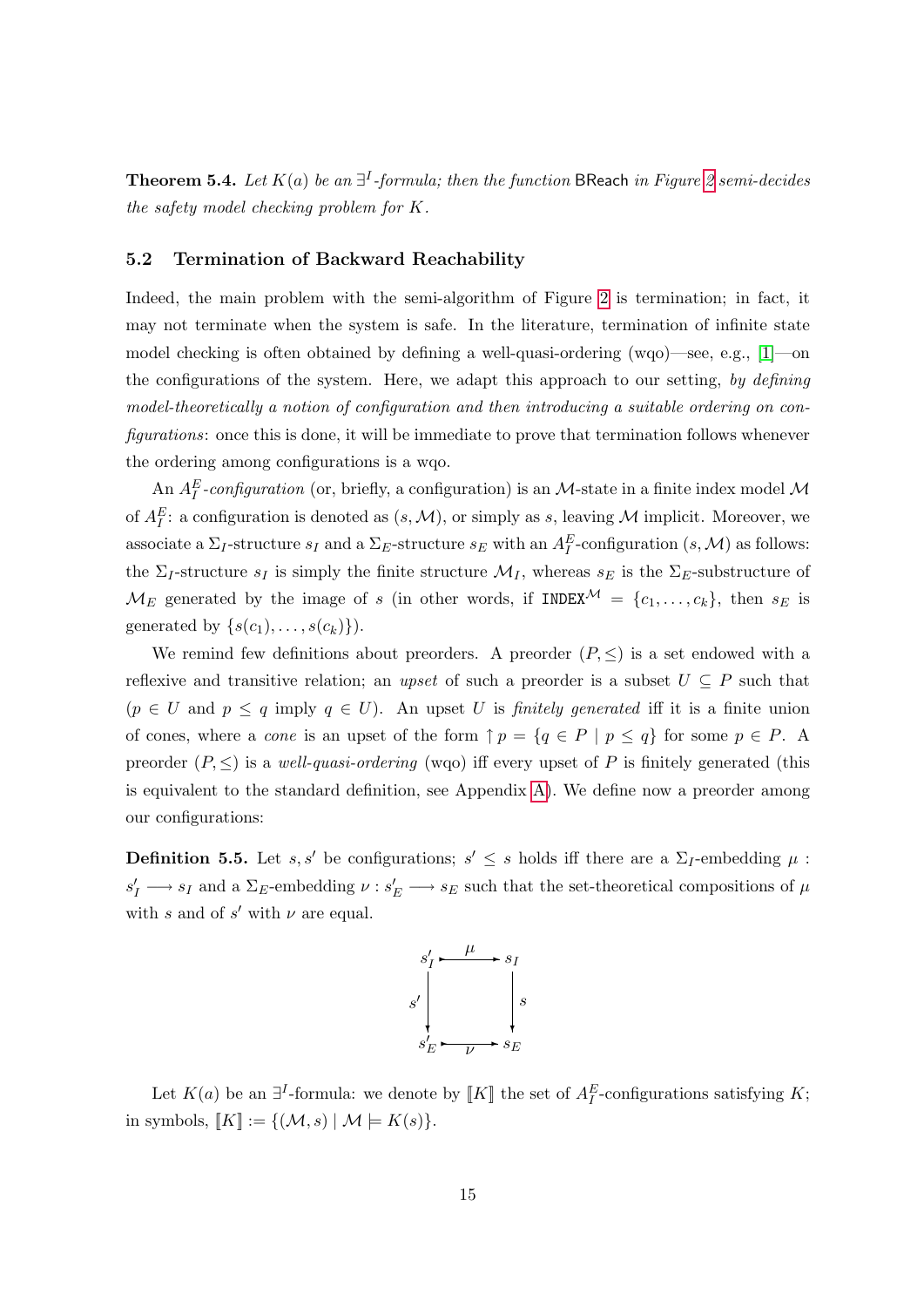**Theorem 5.4.** *Let $K(a)$ be an $\exists^I$-formula; then the function* BReach *in Figure 2 semi-decides the safety model checking problem for $K$.*

### 5.2 Termination of Backward Reachability

Indeed, the main problem with the semi-algorithm of Figure 2 is termination; in fact, it may not terminate when the system is safe. In the literature, termination of infinite state model checking is often obtained by defining a well-quasi-ordering (wqo)—see, e.g., [1]—on the configurations of the system. Here, we adapt this approach to our setting, *by defining model-theoretically a notion of configuration and then introducing a suitable ordering on configurations*: once this is done, it will be immediate to prove that termination follows whenever the ordering among configurations is a wqo.

An $A_I^E$*-configuration* (or, briefly, a configuration) is an $\mathcal{M}$-state in a finite index model $\mathcal{M}$ of $A_I^E$: a configuration is denoted as $(s, \mathcal{M})$, or simply as $s$, leaving $\mathcal{M}$ implicit. Moreover, we associate a $\Sigma_I$-structure $s_I$ and a $\Sigma_E$-structure $s_E$ with an $A_I^E$-configuration $(s, \mathcal{M})$ as follows: the $\Sigma_I$-structure $s_I$ is simply the finite structure $\mathcal{M}_I$, whereas $s_E$ is the $\Sigma_E$-substructure of $\mathcal{M}_E$ generated by the image of $s$ (in other words, if $\mathtt{INDEX}^{\mathcal{M}} = \{c_1, \ldots, c_k\}$, then $s_E$ is generated by $\{s(c_1), \ldots, s(c_k)\}$).

We remind few definitions about preorders. A preorder $(P, \leq)$ is a set endowed with a reflexive and transitive relation; an *upset* of such a preorder is a subset $U \subseteq P$ such that ($p \in U$ and $p \leq q$ imply $q \in U$). An upset $U$ is *finitely generated* iff it is a finite union of cones, where a *cone* is an upset of the form $\uparrow p = \{q \in P \mid p \leq q\}$ for some $p \in P$. A preorder $(P, \leq)$ is a *well-quasi-ordering* (wqo) iff every upset of $P$ is finitely generated (this is equivalent to the standard definition, see Appendix A). We define now a preorder among our configurations:

**Definition 5.5.** Let $s, s'$ be configurations; $s' \leq s$ holds iff there are a $\Sigma_I$-embedding $\mu : s'_I \longrightarrow s_I$ and a $\Sigma_E$-embedding $\nu : s'_E \longrightarrow s_E$ such that the set-theoretical compositions of $\mu$ with $s$ and of $s'$ with $\nu$ are equal.

$$
\begin{array}{ccc}
s'_I & \xrightarrow{\ \mu\ } & s_I \\
{\scriptstyle s'}\downarrow & & \downarrow{\scriptstyle s} \\
s'_E & \xrightarrow[\ \nu\ ]{} & s_E
\end{array}
$$

Let $K(a)$ be an $\exists^I$-formula: we denote by $[\![K]\!]$ the set of $A_I^E$-configurations satisfying $K$; in symbols, $[\![K]\!] := \{(\mathcal{M}, s) \mid \mathcal{M} \models K(s)\}$.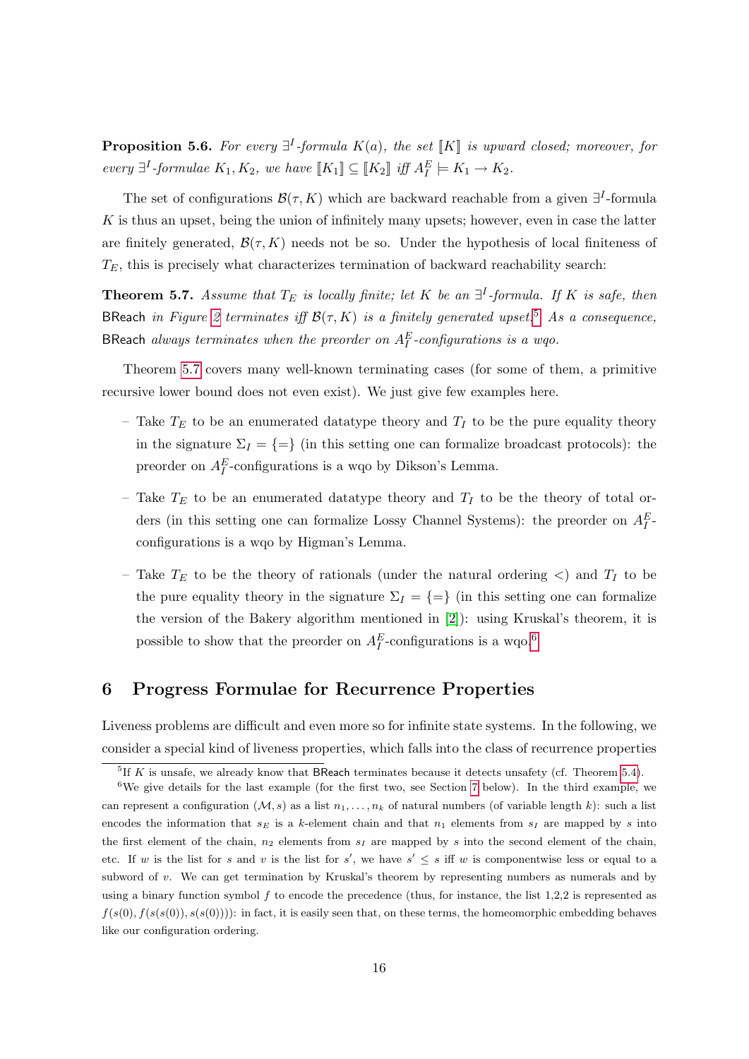**Proposition 5.6.** *For every $\exists^I$-formula $K(a)$, the set $[\![K]\!]$ is upward closed; moreover, for every $\exists^I$-formulae $K_1, K_2$, we have $[\![K_1]\!] \subseteq [\![K_2]\!]$ iff $A_I^E \models K_1 \to K_2$.*

The set of configurations $\mathcal{B}(\tau, K)$ which are backward reachable from a given $\exists^I$-formula $K$ is thus an upset, being the union of infinitely many upsets; however, even in case the latter are finitely generated, $\mathcal{B}(\tau, K)$ needs not be so. Under the hypothesis of local finiteness of $T_E$, this is precisely what characterizes termination of backward reachability search:

**Theorem 5.7.** *Assume that $T_E$ is locally finite; let $K$ be an $\exists^I$-formula. If $K$ is safe, then* BReach *in Figure 2 terminates iff $\mathcal{B}(\tau, K)$ is a finitely generated upset.*[5] *As a consequence,* BReach *always terminates when the preorder on $A_I^E$-configurations is a wqo.*

Theorem 5.7 covers many well-known terminating cases (for some of them, a primitive recursive lower bound does not even exist). We just give few examples here.

- Take $T_E$ to be an enumerated datatype theory and $T_I$ to be the pure equality theory in the signature $\Sigma_I = \{=\}$ (in this setting one can formalize broadcast protocols): the preorder on $A_I^E$-configurations is a wqo by Dikson's Lemma.
- Take $T_E$ to be an enumerated datatype theory and $T_I$ to be the theory of total orders (in this setting one can formalize Lossy Channel Systems): the preorder on $A_I^E$-configurations is a wqo by Higman's Lemma.
- Take $T_E$ to be the theory of rationals (under the natural ordering $<$) and $T_I$ to be the pure equality theory in the signature $\Sigma_I = \{=\}$ (in this setting one can formalize the version of the Bakery algorithm mentioned in [2]): using Kruskal's theorem, it is possible to show that the preorder on $A_I^E$-configurations is a wqo.[6]

## 6 Progress Formulae for Recurrence Properties

Liveness problems are difficult and even more so for infinite state systems. In the following, we consider a special kind of liveness properties, which falls into the class of recurrence properties

---

[5] If $K$ is unsafe, we already know that BReach terminates because it detects unsafety (cf. Theorem 5.4).

[6] We give details for the last example (for the first two, see Section 7 below). In the third example, we can represent a configuration $(\mathcal{M}, s)$ as a list $n_1, \dots, n_k$ of natural numbers (of variable length $k$): such a list encodes the information that $s_E$ is a $k$-element chain and that $n_1$ elements from $s_I$ are mapped by $s$ into the first element of the chain, $n_2$ elements from $s_I$ are mapped by $s$ into the second element of the chain, etc. If $w$ is the list for $s$ and $v$ is the list for $s'$, we have $s' \le s$ iff $w$ is componentwise less or equal to a subword of $v$. We can get termination by Kruskal's theorem by representing numbers as numerals and by using a binary function symbol $f$ to encode the precedence (thus, for instance, the list 1,2,2 is represented as $f(s(0), f(s(s(0)), s(s(0))))$: in fact, it is easily seen that, on these terms, the homeomorphic embedding behaves like our configuration ordering.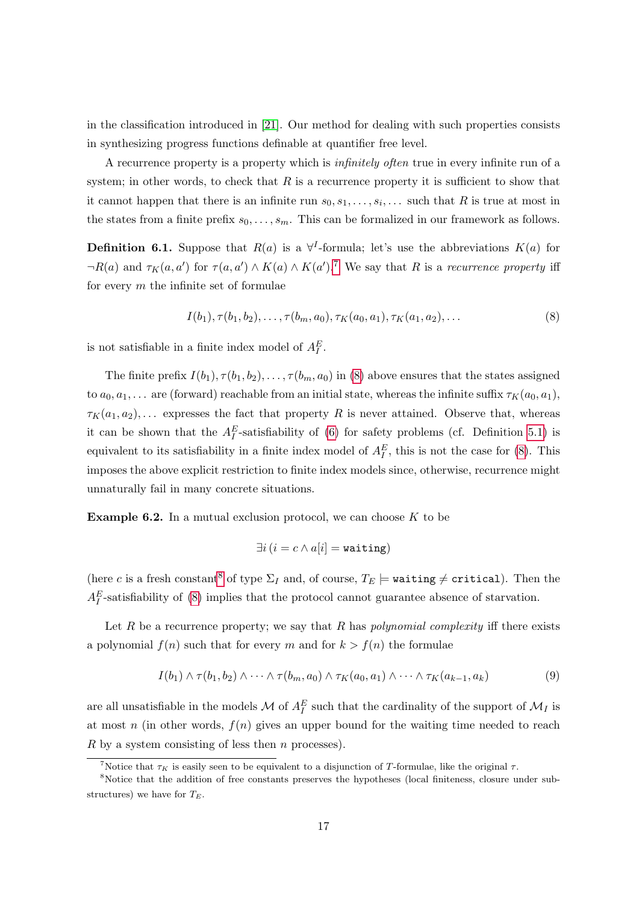in the classification introduced in [21]. Our method for dealing with such properties consists in synthesizing progress functions definable at quantifier free level.

A recurrence property is a property which is *infinitely often* true in every infinite run of a system; in other words, to check that $R$ is a recurrence property it is sufficient to show that it cannot happen that there is an infinite run $s_0, s_1, \dots, s_i, \dots$ such that $R$ is true at most in the states from a finite prefix $s_0, \dots, s_m$. This can be formalized in our framework as follows.

**Definition 6.1.** Suppose that $R(a)$ is a $\forall^I$-formula; let's use the abbreviations $K(a)$ for $\neg R(a)$ and $\tau_K(a, a')$ for $\tau(a, a') \wedge K(a) \wedge K(a')$.[7] We say that $R$ is a *recurrence property* iff for every $m$ the infinite set of formulae

$$I(b_1), \tau(b_1, b_2), \dots, \tau(b_m, a_0), \tau_K(a_0, a_1), \tau_K(a_1, a_2), \dots \tag{8}$$

is not satisfiable in a finite index model of $A_I^E$.

The finite prefix $I(b_1), \tau(b_1, b_2), \dots, \tau(b_m, a_0)$ in (8) above ensures that the states assigned to $a_0, a_1, \dots$ are (forward) reachable from an initial state, whereas the infinite suffix $\tau_K(a_0, a_1)$, $\tau_K(a_1, a_2), \dots$ expresses the fact that property $R$ is never attained. Observe that, whereas it can be shown that the $A_I^E$-satisfiability of (6) for safety problems (cf. Definition 5.1) is equivalent to its satisfiability in a finite index model of $A_I^E$, this is not the case for (8). This imposes the above explicit restriction to finite index models since, otherwise, recurrence might unnaturally fail in many concrete situations.

**Example 6.2.** In a mutual exclusion protocol, we can choose $K$ to be

$$\exists i \, (i = c \wedge a[i] = \texttt{waiting})$$

(here $c$ is a fresh constant[8] of type $\Sigma_I$ and, of course, $T_E \models \texttt{waiting} \neq \texttt{critical}$). Then the $A_I^E$-satisfiability of (8) implies that the protocol cannot guarantee absence of starvation.

Let $R$ be a recurrence property; we say that $R$ has *polynomial complexity* iff there exists a polynomial $f(n)$ such that for every $m$ and for $k > f(n)$ the formulae

$$I(b_1) \wedge \tau(b_1, b_2) \wedge \dots \wedge \tau(b_m, a_0) \wedge \tau_K(a_0, a_1) \wedge \dots \wedge \tau_K(a_{k-1}, a_k) \tag{9}$$

are all unsatisfiable in the models $\mathcal{M}$ of $A_I^E$ such that the cardinality of the support of $\mathcal{M}_I$ is at most $n$ (in other words, $f(n)$ gives an upper bound for the waiting time needed to reach $R$ by a system consisting of less then $n$ processes).

---

[7] Notice that $\tau_K$ is easily seen to be equivalent to a disjunction of $T$-formulae, like the original $\tau$.

[8] Notice that the addition of free constants preserves the hypotheses (local finiteness, closure under substructures) we have for $T_E$.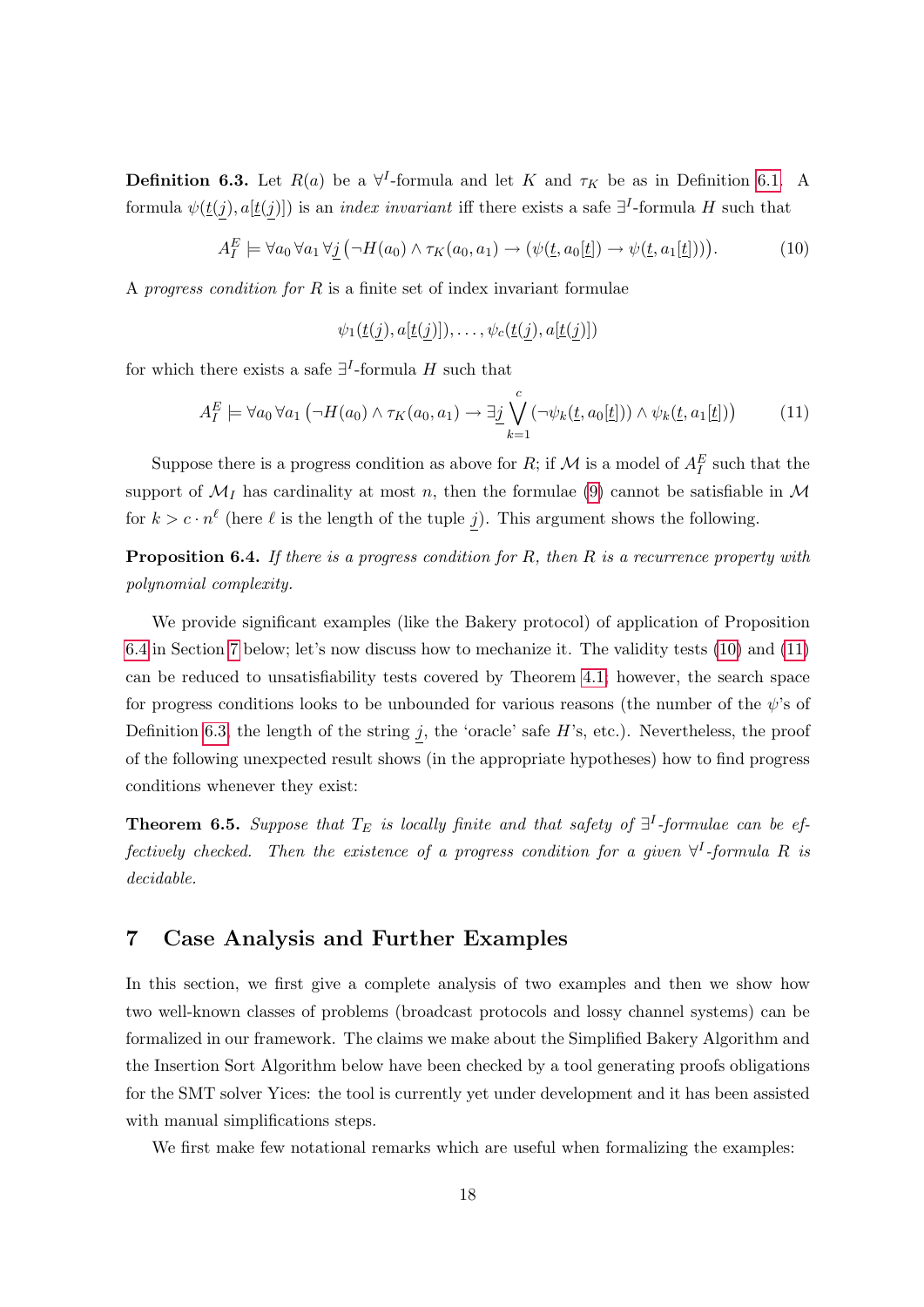**Definition 6.3.** Let $R(a)$ be a $\forall^I$-formula and let $K$ and $\tau_K$ be as in Definition 6.1. A formula $\psi(\underline{t}(\underline{j}), a[\underline{t}(\underline{j})])$ is an *index invariant* iff there exists a safe $\exists^I$-formula $H$ such that

$$A_I^E \models \forall a_0 \, \forall a_1 \, \forall \underline{j} \, \big(\neg H(a_0) \wedge \tau_K(a_0, a_1) \rightarrow (\psi(\underline{t}, a_0[\underline{t}]) \rightarrow \psi(\underline{t}, a_1[\underline{t}]))\big). \tag{10}$$

A *progress condition for* $R$ is a finite set of index invariant formulae

$$\psi_1(\underline{t}(\underline{j}), a[\underline{t}(\underline{j})]), \ldots, \psi_c(\underline{t}(\underline{j}), a[\underline{t}(\underline{j})])$$

for which there exists a safe $\exists^I$-formula $H$ such that

$$A_I^E \models \forall a_0 \, \forall a_1 \, \big(\neg H(a_0) \wedge \tau_K(a_0, a_1) \rightarrow \exists \underline{j} \bigvee_{k=1}^{c} (\neg \psi_k(\underline{t}, a_0[\underline{t}])) \wedge \psi_k(\underline{t}, a_1[\underline{t}])\big) \tag{11}$$

Suppose there is a progress condition as above for $R$; if $\mathcal{M}$ is a model of $A_I^E$ such that the support of $\mathcal{M}_I$ has cardinality at most $n$, then the formulae (9) cannot be satisfiable in $\mathcal{M}$ for $k > c \cdot n^\ell$ (here $\ell$ is the length of the tuple $\underline{j}$). This argument shows the following.

**Proposition 6.4.** *If there is a progress condition for* $R$*, then* $R$ *is a recurrence property with polynomial complexity.*

We provide significant examples (like the Bakery protocol) of application of Proposition 6.4 in Section 7 below; let's now discuss how to mechanize it. The validity tests (10) and (11) can be reduced to unsatisfiability tests covered by Theorem 4.1; however, the search space for progress conditions looks to be unbounded for various reasons (the number of the $\psi$'s of Definition 6.3, the length of the string $\underline{j}$, the 'oracle' safe $H$'s, etc.). Nevertheless, the proof of the following unexpected result shows (in the appropriate hypotheses) how to find progress conditions whenever they exist:

**Theorem 6.5.** *Suppose that* $T_E$ *is locally finite and that safety of* $\exists^I$*-formulae can be effectively checked. Then the existence of a progress condition for a given* $\forall^I$*-formula* $R$ *is decidable.*

## 7 Case Analysis and Further Examples

In this section, we first give a complete analysis of two examples and then we show how two well-known classes of problems (broadcast protocols and lossy channel systems) can be formalized in our framework. The claims we make about the Simplified Bakery Algorithm and the Insertion Sort Algorithm below have been checked by a tool generating proofs obligations for the SMT solver Yices: the tool is currently yet under development and it has been assisted with manual simplifications steps.

We first make few notational remarks which are useful when formalizing the examples: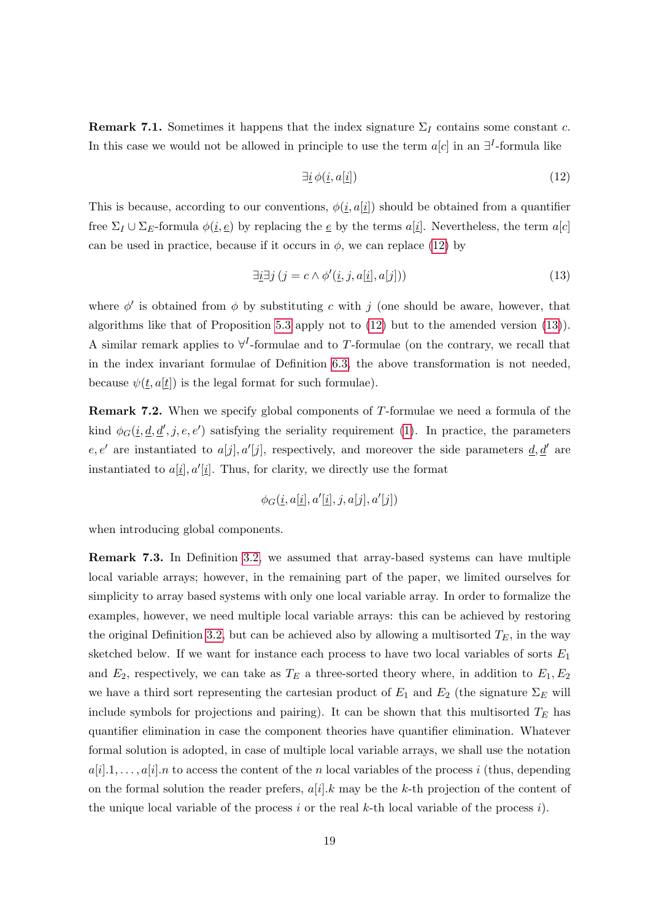**Remark 7.1.** Sometimes it happens that the index signature $\Sigma_I$ contains some constant $c$. In this case we would not be allowed in principle to use the term $a[c]$ in an $\exists^I$-formula like

$$\exists \underline{i}\, \phi(\underline{i}, a[\underline{i}]) \tag{12}$$

This is because, according to our conventions, $\phi(\underline{i}, a[\underline{i}])$ should be obtained from a quantifier free $\Sigma_I \cup \Sigma_E$-formula $\phi(\underline{i}, \underline{e})$ by replacing the $\underline{e}$ by the terms $a[\underline{i}]$. Nevertheless, the term $a[c]$ can be used in practice, because if it occurs in $\phi$, we can replace (12) by

$$\exists \underline{i} \exists j\, (j = c \wedge \phi'(\underline{i}, j, a[\underline{i}], a[j])) \tag{13}$$

where $\phi'$ is obtained from $\phi$ by substituting $c$ with $j$ (one should be aware, however, that algorithms like that of Proposition 5.3 apply not to (12) but to the amended version (13)). A similar remark applies to $\forall^I$-formulae and to $T$-formulae (on the contrary, we recall that in the index invariant formulae of Definition 6.3, the above transformation is not needed, because $\psi(\underline{t}, a[\underline{t}])$ is the legal format for such formulae).

**Remark 7.2.** When we specify global components of $T$-formulae we need a formula of the kind $\phi_G(\underline{i}, \underline{d}, \underline{d}', j, e, e')$ satisfying the seriality requirement (1). In practice, the parameters $e, e'$ are instantiated to $a[j], a'[j]$, respectively, and moreover the side parameters $\underline{d}, \underline{d}'$ are instantiated to $a[\underline{i}], a'[\underline{i}]$. Thus, for clarity, we directly use the format

$$\phi_G(\underline{i}, a[\underline{i}], a'[\underline{i}], j, a[j], a'[j])$$

when introducing global components.

**Remark 7.3.** In Definition 3.2, we assumed that array-based systems can have multiple local variable arrays; however, in the remaining part of the paper, we limited ourselves for simplicity to array based systems with only one local variable array. In order to formalize the examples, however, we need multiple local variable arrays: this can be achieved by restoring the original Definition 3.2, but can be achieved also by allowing a multisorted $T_E$, in the way sketched below. If we want for instance each process to have two local variables of sorts $E_1$ and $E_2$, respectively, we can take as $T_E$ a three-sorted theory where, in addition to $E_1, E_2$ we have a third sort representing the cartesian product of $E_1$ and $E_2$ (the signature $\Sigma_E$ will include symbols for projections and pairing). It can be shown that this multisorted $T_E$ has quantifier elimination in case the component theories have quantifier elimination. Whatever formal solution is adopted, in case of multiple local variable arrays, we shall use the notation $a[i].1, \ldots, a[i].n$ to access the content of the $n$ local variables of the process $i$ (thus, depending on the formal solution the reader prefers, $a[i].k$ may be the $k$-th projection of the content of the unique local variable of the process $i$ or the real $k$-th local variable of the process $i$).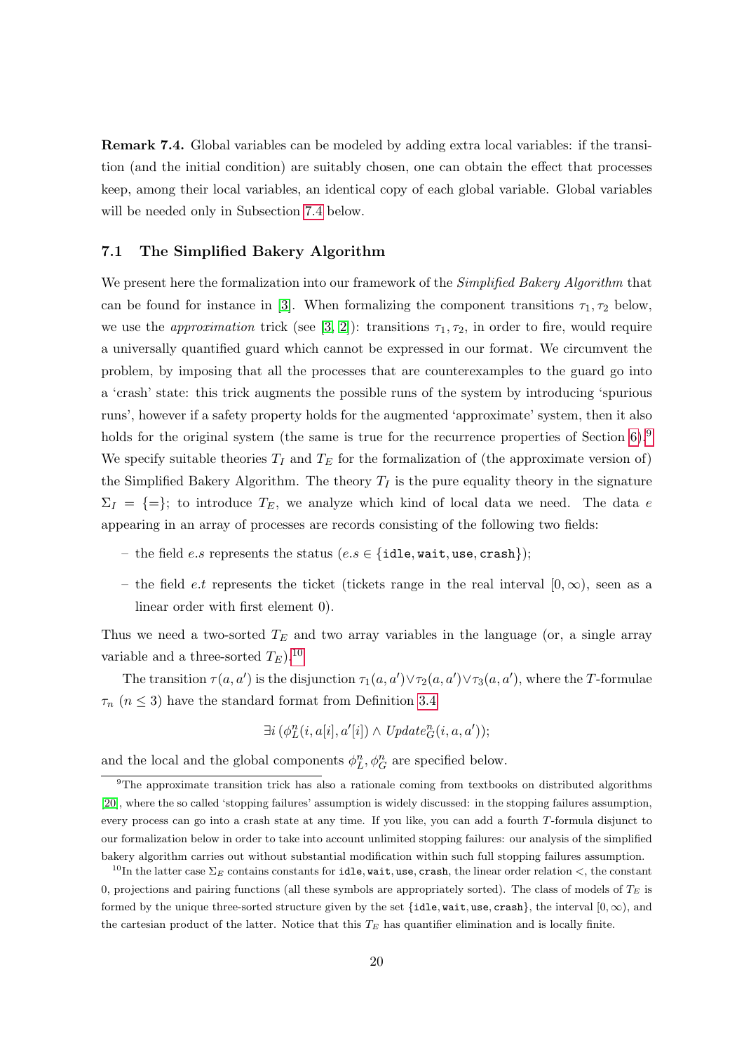**Remark 7.4.** Global variables can be modeled by adding extra local variables: if the transition (and the initial condition) are suitably chosen, one can obtain the effect that processes keep, among their local variables, an identical copy of each global variable. Global variables will be needed only in Subsection 7.4 below.

### 7.1 The Simplified Bakery Algorithm

We present here the formalization into our framework of the *Simplified Bakery Algorithm* that can be found for instance in [3]. When formalizing the component transitions $\tau_1, \tau_2$ below, we use the *approximation* trick (see [3, 2]): transitions $\tau_1, \tau_2$, in order to fire, would require a universally quantified guard which cannot be expressed in our format. We circumvent the problem, by imposing that all the processes that are counterexamples to the guard go into a 'crash' state: this trick augments the possible runs of the system by introducing 'spurious runs', however if a safety property holds for the augmented 'approximate' system, then it also holds for the original system (the same is true for the recurrence properties of Section 6).[9] We specify suitable theories $T_I$ and $T_E$ for the formalization of (the approximate version of) the Simplified Bakery Algorithm. The theory $T_I$ is the pure equality theory in the signature $\Sigma_I = \{=\}$; to introduce $T_E$, we analyze which kind of local data we need. The data $e$ appearing in an array of processes are records consisting of the following two fields:

- the field $e.s$ represents the status ($e.s \in \{\texttt{idle}, \texttt{wait}, \texttt{use}, \texttt{crash}\}$);
- the field $e.t$ represents the ticket (tickets range in the real interval $[0, \infty)$, seen as a linear order with first element 0).

Thus we need a two-sorted $T_E$ and two array variables in the language (or, a single array variable and a three-sorted $T_E$).[10]

The transition $\tau(a, a')$ is the disjunction $\tau_1(a, a') \vee \tau_2(a, a') \vee \tau_3(a, a')$, where the $T$-formulae $\tau_n$ ($n \leq 3$) have the standard format from Definition 3.4

$$\exists i\, (\phi_L^n(i, a[i], a'[i]) \wedge \mathit{Update}_G^n(i, a, a'));$$

and the local and the global components $\phi_L^n, \phi_G^n$ are specified below.

[9] The approximate transition trick has also a rationale coming from textbooks on distributed algorithms [20], where the so called 'stopping failures' assumption is widely discussed: in the stopping failures assumption, every process can go into a crash state at any time. If you like, you can add a fourth $T$-formula disjunct to our formalization below in order to take into account unlimited stopping failures: our analysis of the simplified bakery algorithm carries out without substantial modification within such full stopping failures assumption.

[10] In the latter case $\Sigma_E$ contains constants for $\texttt{idle}, \texttt{wait}, \texttt{use}, \texttt{crash}$, the linear order relation $<$, the constant 0, projections and pairing functions (all these symbols are appropriately sorted). The class of models of $T_E$ is formed by the unique three-sorted structure given by the set $\{\texttt{idle}, \texttt{wait}, \texttt{use}, \texttt{crash}\}$, the interval $[0, \infty)$, and the cartesian product of the latter. Notice that this $T_E$ has quantifier elimination and is locally finite.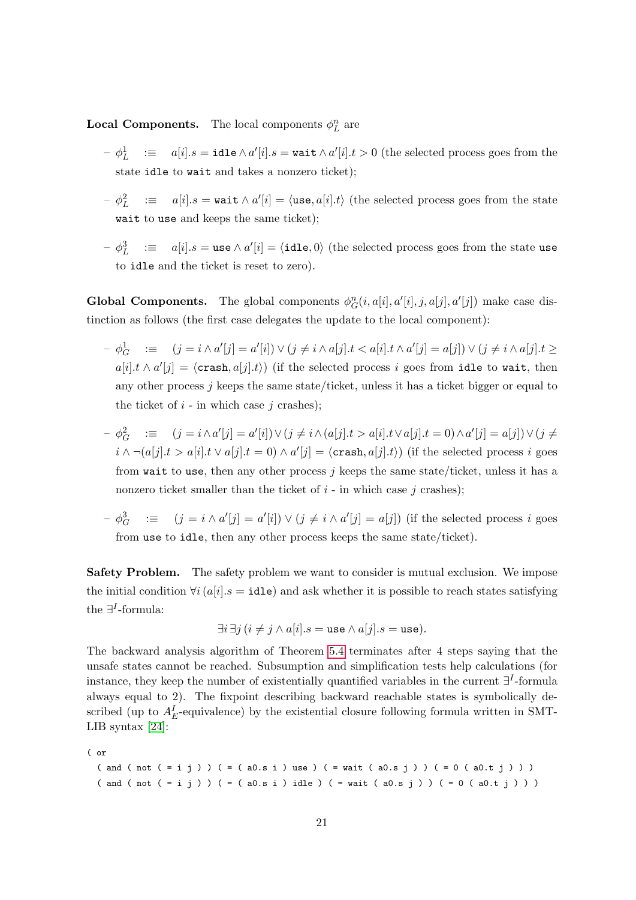**Local Components.** The local components $\phi_L^n$ are

- $\phi_L^1 \quad :\equiv \quad a[i].s = \mathtt{idle} \wedge a'[i].s = \mathtt{wait} \wedge a'[i].t > 0$ (the selected process goes from the state `idle` to `wait` and takes a nonzero ticket);
- $\phi_L^2 \quad :\equiv \quad a[i].s = \mathtt{wait} \wedge a'[i] = \langle \mathtt{use}, a[i].t \rangle$ (the selected process goes from the state `wait` to `use` and keeps the same ticket);
- $\phi_L^3 \quad :\equiv \quad a[i].s = \mathtt{use} \wedge a'[i] = \langle \mathtt{idle}, 0 \rangle$ (the selected process goes from the state `use` to `idle` and the ticket is reset to zero).

**Global Components.** The global components $\phi_G^n(i, a[i], a'[i], j, a[j], a'[j])$ make case distinction as follows (the first case delegates the update to the local component):

- $\phi_G^1 \quad :\equiv \quad (j = i \wedge a'[j] = a'[i]) \vee (j \neq i \wedge a[j].t < a[i].t \wedge a'[j] = a[j]) \vee (j \neq i \wedge a[j].t \geq a[i].t \wedge a'[j] = \langle \mathtt{crash}, a[j].t \rangle)$ (if the selected process $i$ goes from `idle` to `wait`, then any other process $j$ keeps the same state/ticket, unless it has a ticket bigger or equal to the ticket of $i$ - in which case $j$ crashes);
- $\phi_G^2 \quad :\equiv \quad (j = i \wedge a'[j] = a'[i]) \vee (j \neq i \wedge (a[j].t > a[i].t \vee a[j].t = 0) \wedge a'[j] = a[j]) \vee (j \neq i \wedge \neg(a[j].t > a[i].t \vee a[j].t = 0) \wedge a'[j] = \langle \mathtt{crash}, a[j].t \rangle)$ (if the selected process $i$ goes from `wait` to `use`, then any other process $j$ keeps the same state/ticket, unless it has a nonzero ticket smaller than the ticket of $i$ - in which case $j$ crashes);
- $\phi_G^3 \quad :\equiv \quad (j = i \wedge a'[j] = a'[i]) \vee (j \neq i \wedge a'[j] = a[j])$ (if the selected process $i$ goes from `use` to `idle`, then any other process keeps the same state/ticket).

**Safety Problem.** The safety problem we want to consider is mutual exclusion. We impose the initial condition $\forall i\, (a[i].s = \mathtt{idle})$ and ask whether it is possible to reach states satisfying the $\exists^I$-formula:

$$\exists i \exists j\, (i \neq j \wedge a[i].s = \mathtt{use} \wedge a[j].s = \mathtt{use}).$$

The backward analysis algorithm of Theorem 5.4 terminates after 4 steps saying that the unsafe states cannot be reached. Subsumption and simplification tests help calculations (for instance, they keep the number of existentially quantified variables in the current $\exists^I$-formula always equal to 2). The fixpoint describing backward reachable states is symbolically described (up to $A_E^I$-equivalence) by the existential closure following formula written in SMT-LIB syntax [24]:

```
( or
  ( and ( not ( = i j ) ) ( = ( a0.s i ) use ) ( = wait ( a0.s j ) ) ( = 0 ( a0.t j ) ) )
  ( and ( not ( = i j ) ) ( = ( a0.s i ) idle ) ( = wait ( a0.s j ) ) ( = 0 ( a0.t j ) ) )
```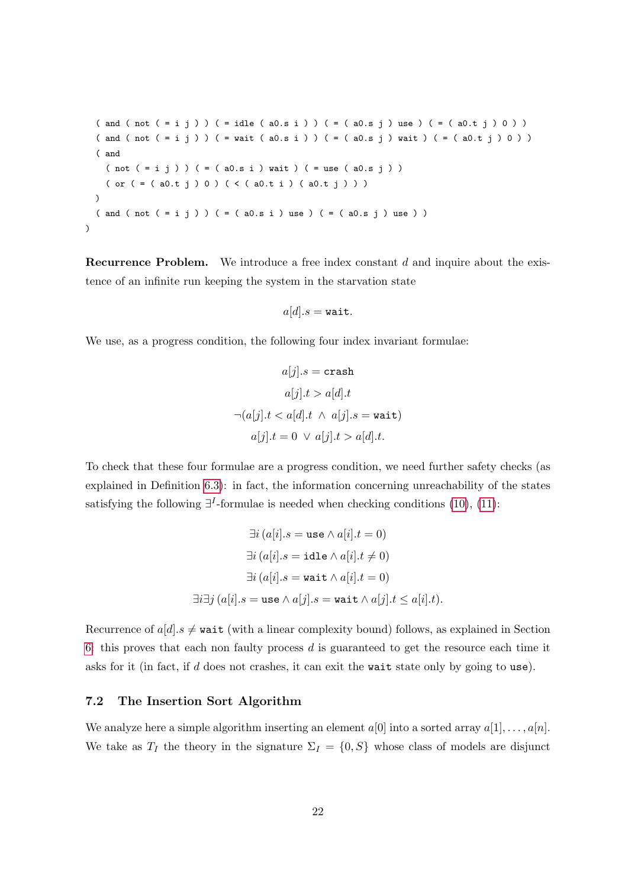```
  ( and ( not ( = i j ) ) ( = idle ( a0.s i ) ) ( = ( a0.s j ) use ) ( = ( a0.t j ) 0 ) )
  ( and ( not ( = i j ) ) ( = wait ( a0.s i ) ) ( = ( a0.s j ) wait ) ( = ( a0.t j ) 0 ) )
  ( and
    ( not ( = i j ) ) ( = ( a0.s i ) wait ) ( = use ( a0.s j ) )
    ( or ( = ( a0.t j ) 0 ) ( < ( a0.t i ) ( a0.t j ) ) )
  )
  ( and ( not ( = i j ) ) ( = ( a0.s i ) use ) ( = ( a0.s j ) use ) )
)
```

**Recurrence Problem.** We introduce a free index constant $d$ and inquire about the existence of an infinite run keeping the system in the starvation state

$$a[d].s = \texttt{wait}.$$

We use, as a progress condition, the following four index invariant formulae:

$$a[j].s = \texttt{crash}$$

$$a[j].t > a[d].t$$

$$\neg(a[j].t < a[d].t \ \wedge \ a[j].s = \texttt{wait})$$

$$a[j].t = 0 \ \vee \ a[j].t > a[d].t.$$

To check that these four formulae are a progress condition, we need further safety checks (as explained in Definition 6.3): in fact, the information concerning unreachability of the states satisfying the following $\exists^I$-formulae is needed when checking conditions (10), (11):

$$\exists i \, (a[i].s = \texttt{use} \wedge a[i].t = 0)$$

$$\exists i \, (a[i].s = \texttt{idle} \wedge a[i].t \neq 0)$$

$$\exists i \, (a[i].s = \texttt{wait} \wedge a[i].t = 0)$$

$$\exists i \exists j \, (a[i].s = \texttt{use} \wedge a[j].s = \texttt{wait} \wedge a[j].t \leq a[i].t).$$

Recurrence of $a[d].s \neq \texttt{wait}$ (with a linear complexity bound) follows, as explained in Section 6: this proves that each non faulty process $d$ is guaranteed to get the resource each time it asks for it (in fact, if $d$ does not crashes, it can exit the `wait` state only by going to `use`).

### 7.2 The Insertion Sort Algorithm

We analyze here a simple algorithm inserting an element $a[0]$ into a sorted array $a[1], \ldots, a[n]$. We take as $T_I$ the theory in the signature $\Sigma_I = \{0, S\}$ whose class of models are disjunct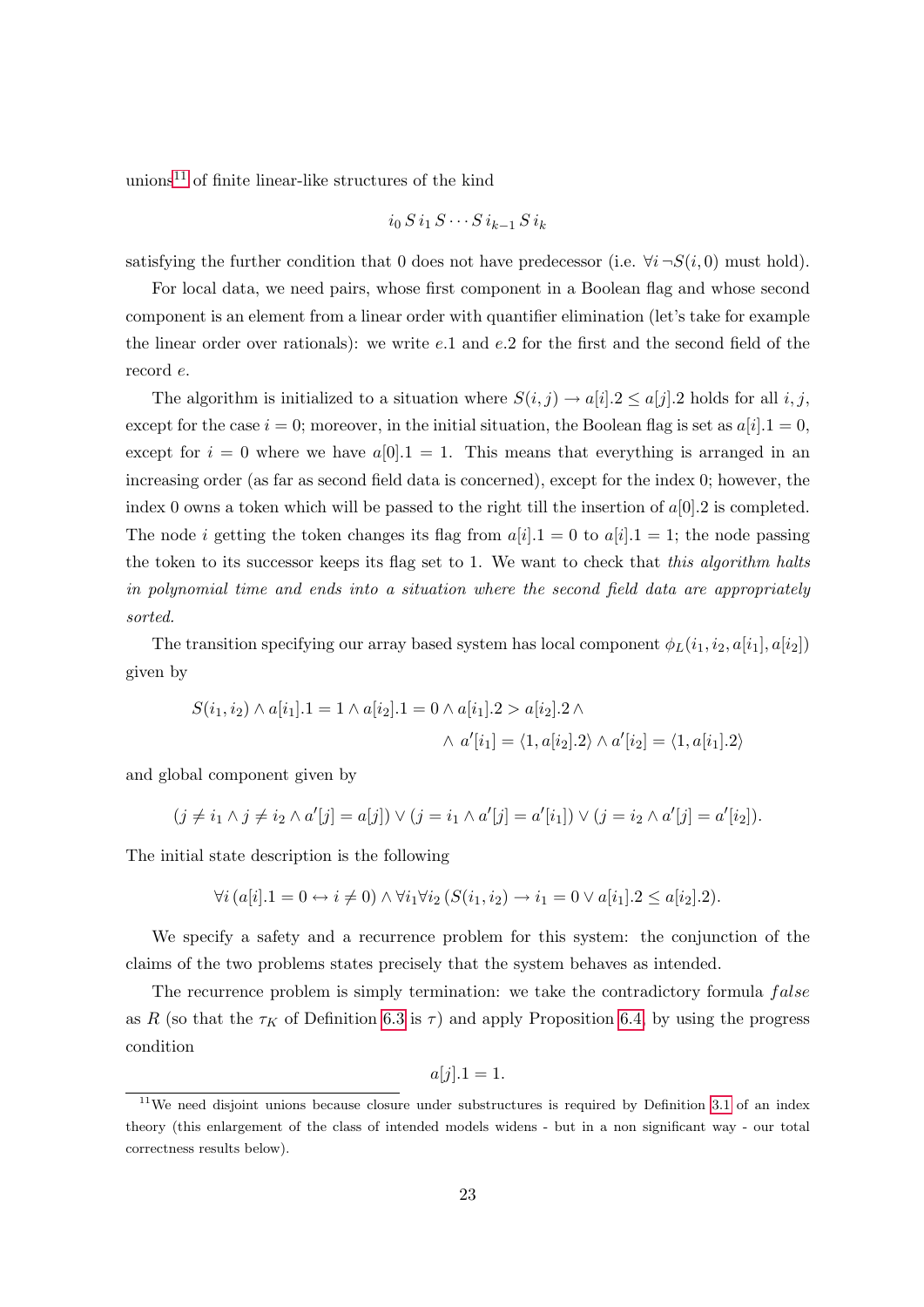unions[11] of finite linear-like structures of the kind

$$i_0\, S\, i_1\, S \cdots S\, i_{k-1}\, S\, i_k$$

satisfying the further condition that 0 does not have predecessor (i.e. $\forall i\, \neg S(i, 0)$ must hold).

For local data, we need pairs, whose first component in a Boolean flag and whose second component is an element from a linear order with quantifier elimination (let's take for example the linear order over rationals): we write $e.1$ and $e.2$ for the first and the second field of the record $e$.

The algorithm is initialized to a situation where $S(i, j) \to a[i].2 \leq a[j].2$ holds for all $i, j$, except for the case $i = 0$; moreover, in the initial situation, the Boolean flag is set as $a[i].1 = 0$, except for $i = 0$ where we have $a[0].1 = 1$. This means that everything is arranged in an increasing order (as far as second field data is concerned), except for the index 0; however, the index 0 owns a token which will be passed to the right till the insertion of $a[0].2$ is completed. The node $i$ getting the token changes its flag from $a[i].1 = 0$ to $a[i].1 = 1$; the node passing the token to its successor keeps its flag set to 1. We want to check that *this algorithm halts in polynomial time and ends into a situation where the second field data are appropriately sorted.*

The transition specifying our array based system has local component $\phi_L(i_1, i_2, a[i_1], a[i_2])$ given by

$$S(i_1, i_2) \land a[i_1].1 = 1 \land a[i_2].1 = 0 \land a[i_1].2 > a[i_2].2 \land \\ \land\, a'[i_1] = \langle 1, a[i_2].2 \rangle \land a'[i_2] = \langle 1, a[i_1].2 \rangle$$

and global component given by

$$(j \neq i_1 \land j \neq i_2 \land a'[j] = a[j]) \lor (j = i_1 \land a'[j] = a'[i_1]) \lor (j = i_2 \land a'[j] = a'[i_2]).$$

The initial state description is the following

$$\forall i\, (a[i].1 = 0 \leftrightarrow i \neq 0) \land \forall i_1 \forall i_2\, (S(i_1, i_2) \to i_1 = 0 \lor a[i_1].2 \leq a[i_2].2).$$

We specify a safety and a recurrence problem for this system: the conjunction of the claims of the two problems states precisely that the system behaves as intended.

The recurrence problem is simply termination: we take the contradictory formula $false$ as $R$ (so that the $\tau_K$ of Definition 6.3 is $\tau$) and apply Proposition 6.4, by using the progress condition

$$a[j].1 = 1.$$

[11] We need disjoint unions because closure under substructures is required by Definition 3.1 of an index theory (this enlargement of the class of intended models widens - but in a non significant way - our total correctness results below).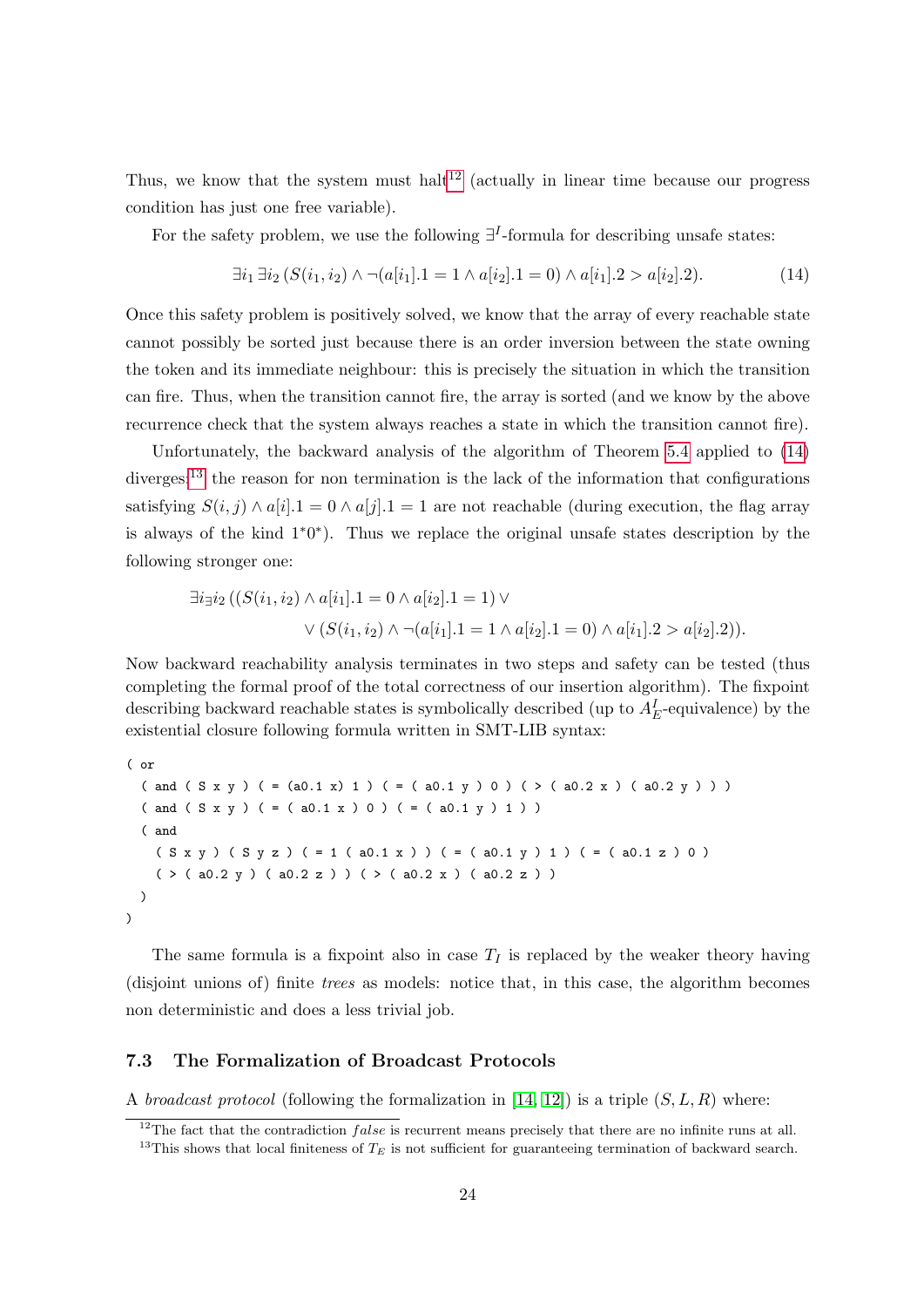Thus, we know that the system must halt[12] (actually in linear time because our progress condition has just one free variable).

For the safety problem, we use the following $\exists^I$-formula for describing unsafe states:

$$\exists i_1\, \exists i_2\, (S(i_1, i_2) \land \neg(a[i_1].1 = 1 \land a[i_2].1 = 0) \land a[i_1].2 > a[i_2].2). \tag{14}$$

Once this safety problem is positively solved, we know that the array of every reachable state cannot possibly be sorted just because there is an order inversion between the state owning the token and its immediate neighbour: this is precisely the situation in which the transition can fire. Thus, when the transition cannot fire, the array is sorted (and we know by the above recurrence check that the system always reaches a state in which the transition cannot fire).

Unfortunately, the backward analysis of the algorithm of Theorem 5.4 applied to (14) diverges;[13] the reason for non termination is the lack of the information that configurations satisfying $S(i,j) \land a[i].1 = 0 \land a[j].1 = 1$ are not reachable (during execution, the flag array is always of the kind $1^*0^*$). Thus we replace the original unsafe states description by the following stronger one:

$$\begin{aligned}\exists i_{\exists} i_2\, ((S(i_1, i_2) \land a[i_1].1 = 0 \land a[i_2].1 = 1) \lor \\ \lor (S(i_1, i_2) \land \neg(a[i_1].1 = 1 \land a[i_2].1 = 0) \land a[i_1].2 > a[i_2].2)).\end{aligned}$$

Now backward reachability analysis terminates in two steps and safety can be tested (thus completing the formal proof of the total correctness of our insertion algorithm). The fixpoint describing backward reachable states is symbolically described (up to $A^I_E$-equivalence) by the existential closure following formula written in SMT-LIB syntax:

```
( or
  ( and ( S x y ) ( = (a0.1 x) 1 ) ( = ( a0.1 y ) 0 ) ( > ( a0.2 x ) ( a0.2 y ) ) )
  ( and ( S x y ) ( = ( a0.1 x ) 0 ) ( = ( a0.1 y ) 1 ) )
  ( and
    ( S x y ) ( S y z ) ( = 1 ( a0.1 x ) ) ( = ( a0.1 y ) 1 ) ( = ( a0.1 z ) 0 )
    ( > ( a0.2 y ) ( a0.2 z ) ) ( > ( a0.2 x ) ( a0.2 z ) )
  )
)
```

The same formula is a fixpoint also in case $T_I$ is replaced by the weaker theory having (disjoint unions of) finite *trees* as models: notice that, in this case, the algorithm becomes non deterministic and does a less trivial job.

### 7.3 The Formalization of Broadcast Protocols

A *broadcast protocol* (following the formalization in [14, 12]) is a triple $(S, L, R)$ where:

[12]The fact that the contradiction *false* is recurrent means precisely that there are no infinite runs at all.

[13]This shows that local finiteness of $T_E$ is not sufficient for guaranteeing termination of backward search.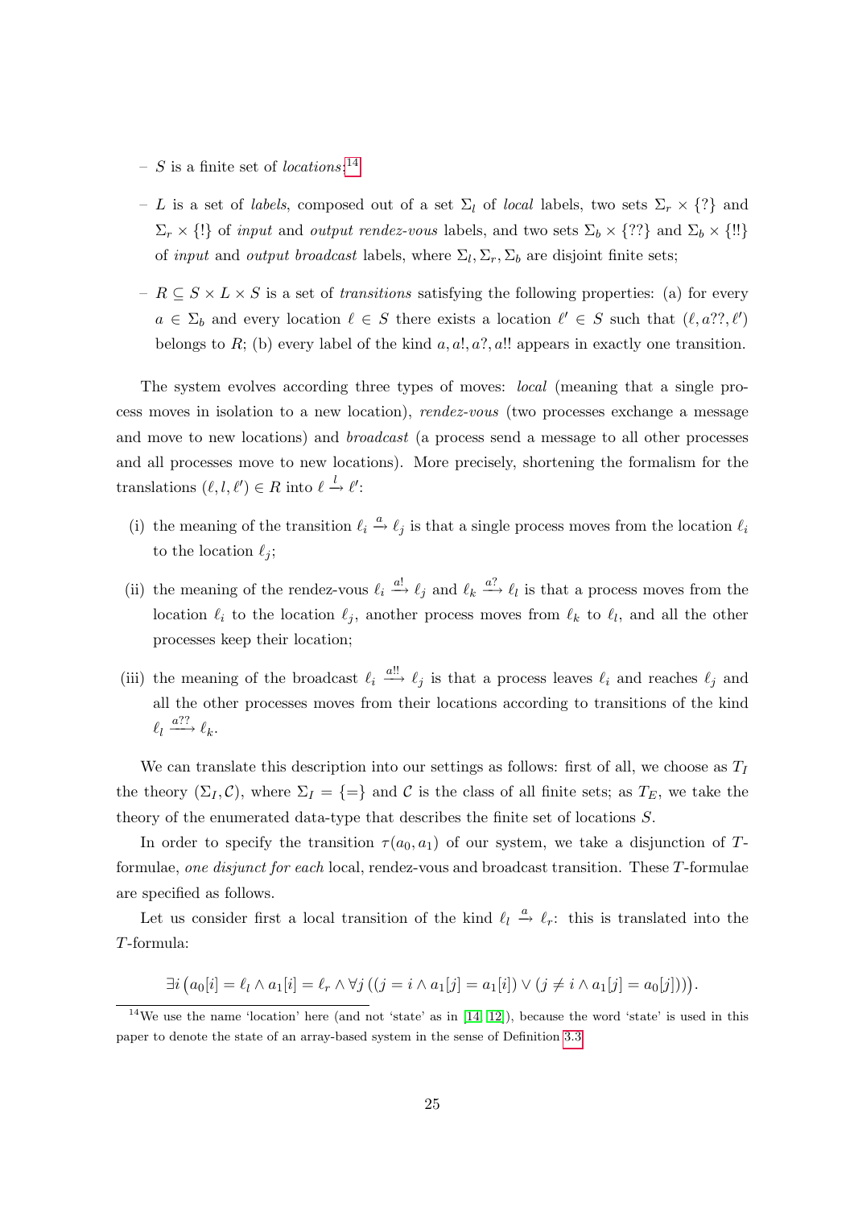- $S$ is a finite set of *locations*;[14]
- $L$ is a set of *labels*, composed out of a set $\Sigma_l$ of *local* labels, two sets $\Sigma_r \times \{?\}$ and $\Sigma_r \times \{!\}$ of *input* and *output rendez-vous* labels, and two sets $\Sigma_b \times \{??\}$ and $\Sigma_b \times \{!!\}$ of *input* and *output broadcast* labels, where $\Sigma_l, \Sigma_r, \Sigma_b$ are disjoint finite sets;
- $R \subseteq S \times L \times S$ is a set of *transitions* satisfying the following properties: (a) for every $a \in \Sigma_b$ and every location $\ell \in S$ there exists a location $\ell' \in S$ such that $(\ell, a??, \ell')$ belongs to $R$; (b) every label of the kind $a, a!, a?, a!!$ appears in exactly one transition.

The system evolves according three types of moves: *local* (meaning that a single process moves in isolation to a new location), *rendez-vous* (two processes exchange a message and move to new locations) and *broadcast* (a process send a message to all other processes and all processes move to new locations). More precisely, shortening the formalism for the translations $(\ell, l, \ell') \in R$ into $\ell \xrightarrow{l} \ell'$:

(i) the meaning of the transition $\ell_i \xrightarrow{a} \ell_j$ is that a single process moves from the location $\ell_i$ to the location $\ell_j$;

(ii) the meaning of the rendez-vous $\ell_i \xrightarrow{a!} \ell_j$ and $\ell_k \xrightarrow{a?} \ell_l$ is that a process moves from the location $\ell_i$ to the location $\ell_j$, another process moves from $\ell_k$ to $\ell_l$, and all the other processes keep their location;

(iii) the meaning of the broadcast $\ell_i \xrightarrow{a!!} \ell_j$ is that a process leaves $\ell_i$ and reaches $\ell_j$ and all the other processes moves from their locations according to transitions of the kind $\ell_l \xrightarrow{a??} \ell_k$.

We can translate this description into our settings as follows: first of all, we choose as $T_I$ the theory $(\Sigma_I, \mathcal{C})$, where $\Sigma_I = \{=\}$ and $\mathcal{C}$ is the class of all finite sets; as $T_E$, we take the theory of the enumerated data-type that describes the finite set of locations $S$.

In order to specify the transition $\tau(a_0, a_1)$ of our system, we take a disjunction of $T$-formulae, *one disjunct for each* local, rendez-vous and broadcast transition. These $T$-formulae are specified as follows.

Let us consider first a local transition of the kind $\ell_l \xrightarrow{a} \ell_r$: this is translated into the $T$-formula:

$$\exists i \left( a_0[i] = \ell_l \wedge a_1[i] = \ell_r \wedge \forall j \left( (j = i \wedge a_1[j] = a_1[i]) \vee (j \neq i \wedge a_1[j] = a_0[j]) \right) \right).$$

[14] We use the name 'location' here (and not 'state' as in [14, 12]), because the word 'state' is used in this paper to denote the state of an array-based system in the sense of Definition 3.3.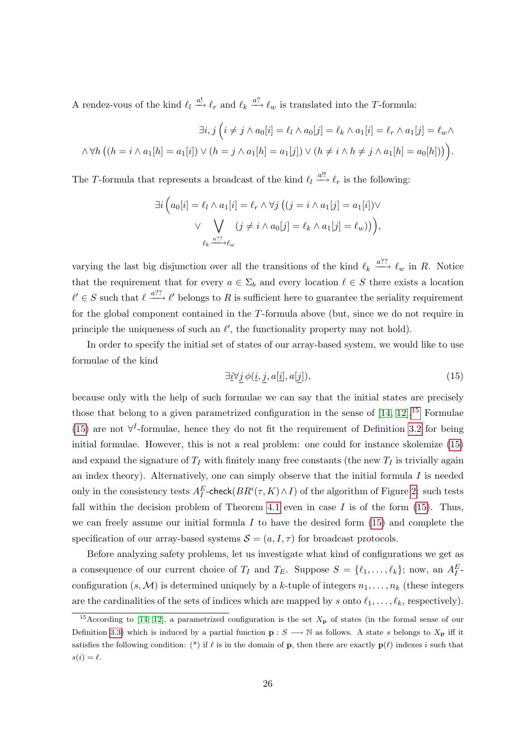A rendez-vous of the kind $\ell_l \xrightarrow{a!} \ell_r$ and $\ell_k \xrightarrow{a?} \ell_w$ is translated into the $T$-formula:

$$\exists i, j \Big( i \neq j \wedge a_0[i] = \ell_l \wedge a_0[j] = \ell_k \wedge a_1[i] = \ell_r \wedge a_1[j] = \ell_w \wedge$$
$$\wedge \forall h \left( (h = i \wedge a_1[h] = a_1[i]) \vee (h = j \wedge a_1[h] = a_1[j]) \vee (h \neq i \wedge h \neq j \wedge a_1[h] = a_0[h]) \right) \Big).$$

The $T$-formula that represents a broadcast of the kind $\ell_l \xrightarrow{a!!} \ell_r$ is the following:

$$\exists i \Big( a_0[i] = \ell_l \wedge a_1[i] = \ell_r \wedge \forall j \left( (j = i \wedge a_1[j] = a_1[i]) \vee \right.$$
$$\left. \vee \bigvee_{\ell_k \xrightarrow{a??} \ell_w} (j \neq i \wedge a_0[j] = \ell_k \wedge a_1[j] = \ell_w) \right) \Big),$$

varying the last big disjunction over all the transitions of the kind $\ell_k \xrightarrow{a??} \ell_w$ in $R$. Notice that the requirement that for every $a \in \Sigma_b$ and every location $\ell \in S$ there exists a location $\ell' \in S$ such that $\ell \xrightarrow{a??} \ell'$ belongs to $R$ is sufficient here to guarantee the seriality requirement for the global component contained in the $T$-formula above (but, since we do not require in principle the uniqueness of such an $\ell'$, the functionality property may not hold).

In order to specify the initial set of states of our array-based system, we would like to use formulae of the kind

$$\exists \underline{i} \forall \underline{j}\, \phi(\underline{i}, \underline{j}, a[\underline{i}], a[\underline{j}]), \tag{15}$$

because only with the help of such formulae we can say that the initial states are precisely those that belong to a given parametrized configuration in the sense of [14, 12].[15] Formulae (15) are not $\forall^I$-formulae, hence they do not fit the requirement of Definition 3.2 for being initial formulae. However, this is not a real problem: one could for instance skolemize (15) and expand the signature of $T_I$ with finitely many free constants (the new $T_I$ is trivially again an index theory). Alternatively, one can simply observe that the initial formula $I$ is needed only in the consistency tests $A_I^E$-$\mathsf{check}(BR^i(\tau, K) \wedge I)$ of the algorithm of Figure 2: such tests fall within the decision problem of Theorem 4.1 even in case $I$ is of the form (15). Thus, we can freely assume our initial formula $I$ to have the desired form (15) and complete the specification of our array-based systems $\mathcal{S} = (a, I, \tau)$ for broadcast protocols.

Before analyzing safety problems, let us investigate what kind of configurations we get as a consequence of our current choice of $T_I$ and $T_E$. Suppose $S = \{\ell_1, \dots, \ell_k\}$; now, an $A_I^E$-configuration $(s, \mathcal{M})$ is determined uniquely by a $k$-tuple of integers $n_1, \dots, n_k$ (these integers are the cardinalities of the sets of indices which are mapped by $s$ onto $\ell_1, \dots, \ell_k$, respectively).

[15] According to [14, 12], a parametrized configuration is the set $X_{\mathbf{p}}$ of states (in the formal sense of our Definition 3.3) which is induced by a partial function $\mathbf{p} : S \longrightarrow \mathbb{N}$ as follows. A state $s$ belongs to $X_{\mathbf{p}}$ iff it satisfies the following condition: (*) if $\ell$ is in the domain of $\mathbf{p}$, then there are exactly $\mathbf{p}(\ell)$ indexes $i$ such that $s(i) = \ell$.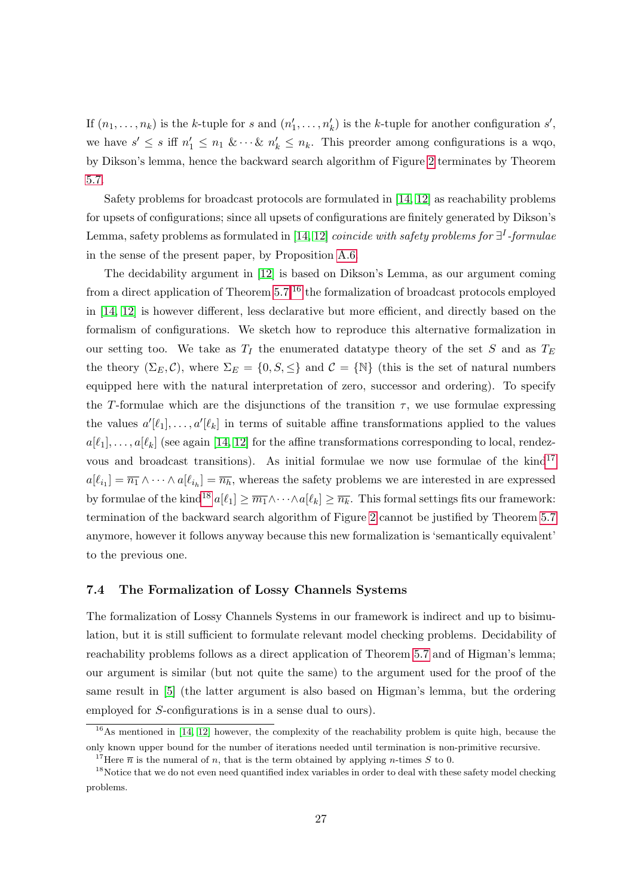If $(n_1, \dots, n_k)$ is the $k$-tuple for $s$ and $(n'_1, \dots, n'_k)$ is the $k$-tuple for another configuration $s'$, we have $s' \leq s$ iff $n'_1 \leq n_1 \ \& \cdots \& \ n'_k \leq n_k$. This preorder among configurations is a wqo, by Dikson's lemma, hence the backward search algorithm of Figure 2 terminates by Theorem 5.7.

Safety problems for broadcast protocols are formulated in [14, 12] as reachability problems for upsets of configurations; since all upsets of configurations are finitely generated by Dikson's Lemma, safety problems as formulated in [14, 12] *coincide with safety problems for $\exists^I$-formulae* in the sense of the present paper, by Proposition A.6.

The decidability argument in [12] is based on Dikson's Lemma, as our argument coming from a direct application of Theorem 5.7;[16] the formalization of broadcast protocols employed in [14, 12] is however different, less declarative but more efficient, and directly based on the formalism of configurations. We sketch how to reproduce this alternative formalization in our setting too. We take as $T_I$ the enumerated datatype theory of the set $S$ and as $T_E$ the theory $(\Sigma_E, \mathcal{C})$, where $\Sigma_E = \{0, S, \leq\}$ and $\mathcal{C} = \{\mathbb{N}\}$ (this is the set of natural numbers equipped here with the natural interpretation of zero, successor and ordering). To specify the $T$-formulae which are the disjunctions of the transition $\tau$, we use formulae expressing the values $a'[\ell_1], \dots, a'[\ell_k]$ in terms of suitable affine transformations applied to the values $a[\ell_1], \dots, a[\ell_k]$ (see again [14, 12] for the affine transformations corresponding to local, rendez-vous and broadcast transitions). As initial formulae we now use formulae of the kind[17] $a[\ell_{i_1}] = \overline{n_1} \wedge \cdots \wedge a[\ell_{i_h}] = \overline{n_h}$, whereas the safety problems we are interested in are expressed by formulae of the kind[18] $a[\ell_1] \geq \overline{m_1} \wedge \cdots \wedge a[\ell_k] \geq \overline{n_k}$. This formal settings fits our framework: termination of the backward search algorithm of Figure 2 cannot be justified by Theorem 5.7 anymore, however it follows anyway because this new formalization is 'semantically equivalent' to the previous one.

### 7.4 The Formalization of Lossy Channels Systems

The formalization of Lossy Channels Systems in our framework is indirect and up to bisimulation, but it is still sufficient to formulate relevant model checking problems. Decidability of reachability problems follows as a direct application of Theorem 5.7 and of Higman's lemma; our argument is similar (but not quite the same) to the argument used for the proof of the same result in [5] (the latter argument is also based on Higman's lemma, but the ordering employed for $S$-configurations is in a sense dual to ours).

[16] As mentioned in [14, 12] however, the complexity of the reachability problem is quite high, because the only known upper bound for the number of iterations needed until termination is non-primitive recursive.

[17] Here $\overline{n}$ is the numeral of $n$, that is the term obtained by applying $n$-times $S$ to 0.

[18] Notice that we do not even need quantified index variables in order to deal with these safety model checking problems.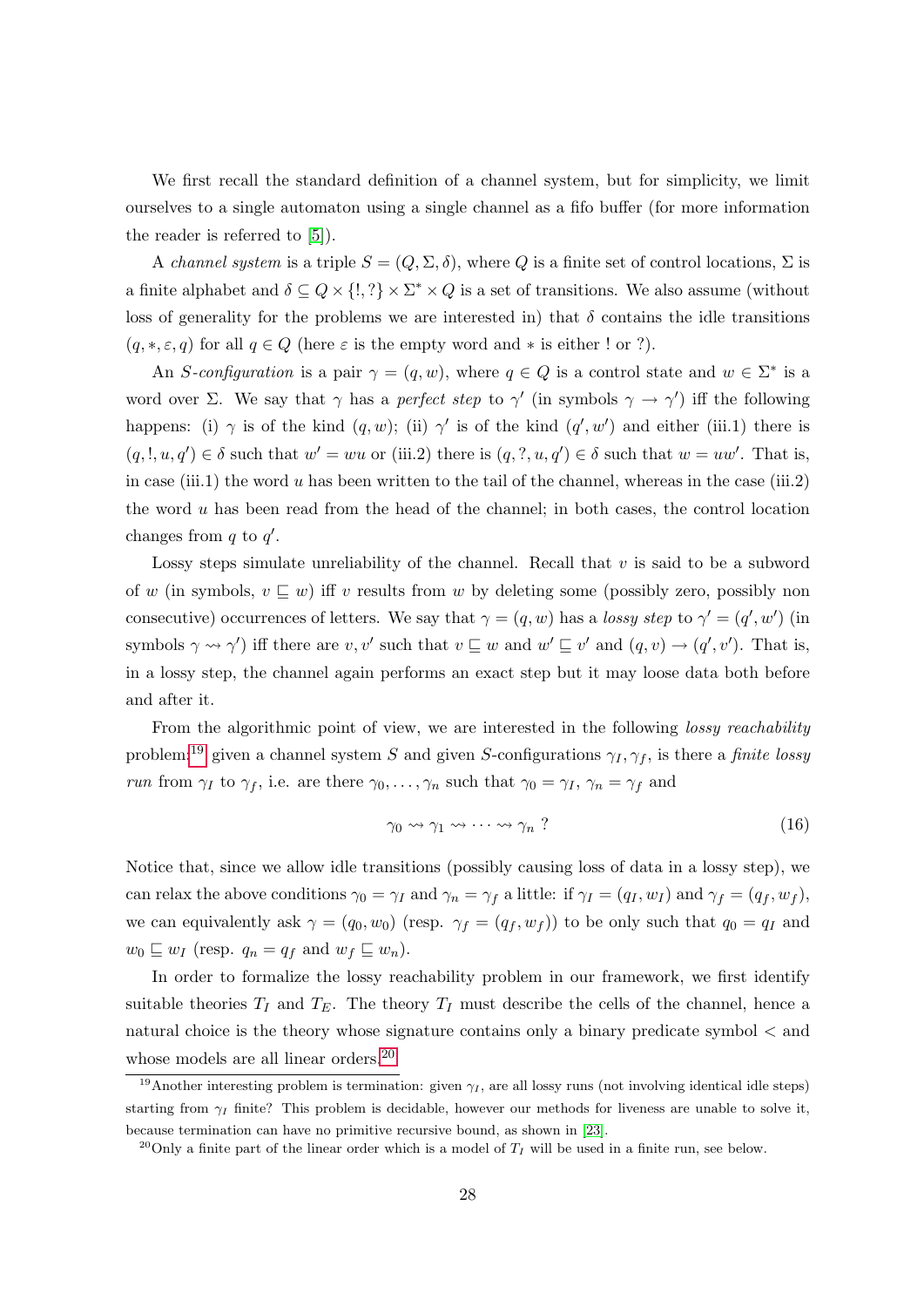We first recall the standard definition of a channel system, but for simplicity, we limit ourselves to a single automaton using a single channel as a fifo buffer (for more information the reader is referred to [5]).

A *channel system* is a triple $S = (Q, \Sigma, \delta)$, where $Q$ is a finite set of control locations, $\Sigma$ is a finite alphabet and $\delta \subseteq Q \times \{!, ?\} \times \Sigma^* \times Q$ is a set of transitions. We also assume (without loss of generality for the problems we are interested in) that $\delta$ contains the idle transitions $(q, *, \varepsilon, q)$ for all $q \in Q$ (here $\varepsilon$ is the empty word and $*$ is either ! or ?).

An *S-configuration* is a pair $\gamma = (q, w)$, where $q \in Q$ is a control state and $w \in \Sigma^*$ is a word over $\Sigma$. We say that $\gamma$ has a *perfect step* to $\gamma'$ (in symbols $\gamma \to \gamma'$) iff the following happens: (i) $\gamma$ is of the kind $(q, w)$; (ii) $\gamma'$ is of the kind $(q', w')$ and either (iii.1) there is $(q, !, u, q') \in \delta$ such that $w' = wu$ or (iii.2) there is $(q, ?, u, q') \in \delta$ such that $w = uw'$. That is, in case (iii.1) the word $u$ has been written to the tail of the channel, whereas in the case (iii.2) the word $u$ has been read from the head of the channel; in both cases, the control location changes from $q$ to $q'$.

Lossy steps simulate unreliability of the channel. Recall that $v$ is said to be a subword of $w$ (in symbols, $v \sqsubseteq w$) iff $v$ results from $w$ by deleting some (possibly zero, possibly non consecutive) occurrences of letters. We say that $\gamma = (q, w)$ has a *lossy step* to $\gamma' = (q', w')$ (in symbols $\gamma \rightsquigarrow \gamma'$) iff there are $v, v'$ such that $v \sqsubseteq w$ and $w' \sqsubseteq v'$ and $(q, v) \to (q', v')$. That is, in a lossy step, the channel again performs an exact step but it may loose data both before and after it.

From the algorithmic point of view, we are interested in the following *lossy reachability* problem:[19] given a channel system $S$ and given $S$-configurations $\gamma_I, \gamma_f$, is there a *finite lossy run* from $\gamma_I$ to $\gamma_f$, i.e. are there $\gamma_0, \dots, \gamma_n$ such that $\gamma_0 = \gamma_I$, $\gamma_n = \gamma_f$ and

$$\gamma_0 \rightsquigarrow \gamma_1 \rightsquigarrow \cdots \rightsquigarrow \gamma_n \ ? \tag{16}$$

Notice that, since we allow idle transitions (possibly causing loss of data in a lossy step), we can relax the above conditions $\gamma_0 = \gamma_I$ and $\gamma_n = \gamma_f$ a little: if $\gamma_I = (q_I, w_I)$ and $\gamma_f = (q_f, w_f)$, we can equivalently ask $\gamma = (q_0, w_0)$ (resp. $\gamma_f = (q_f, w_f)$) to be only such that $q_0 = q_I$ and $w_0 \sqsubseteq w_I$ (resp. $q_n = q_f$ and $w_f \sqsubseteq w_n$).

In order to formalize the lossy reachability problem in our framework, we first identify suitable theories $T_I$ and $T_E$. The theory $T_I$ must describe the cells of the channel, hence a natural choice is the theory whose signature contains only a binary predicate symbol $<$ and whose models are all linear orders.[20]

[19] Another interesting problem is termination: given $\gamma_I$, are all lossy runs (not involving identical idle steps) starting from $\gamma_I$ finite? This problem is decidable, however our methods for liveness are unable to solve it, because termination can have no primitive recursive bound, as shown in [23].

[20] Only a finite part of the linear order which is a model of $T_I$ will be used in a finite run, see below.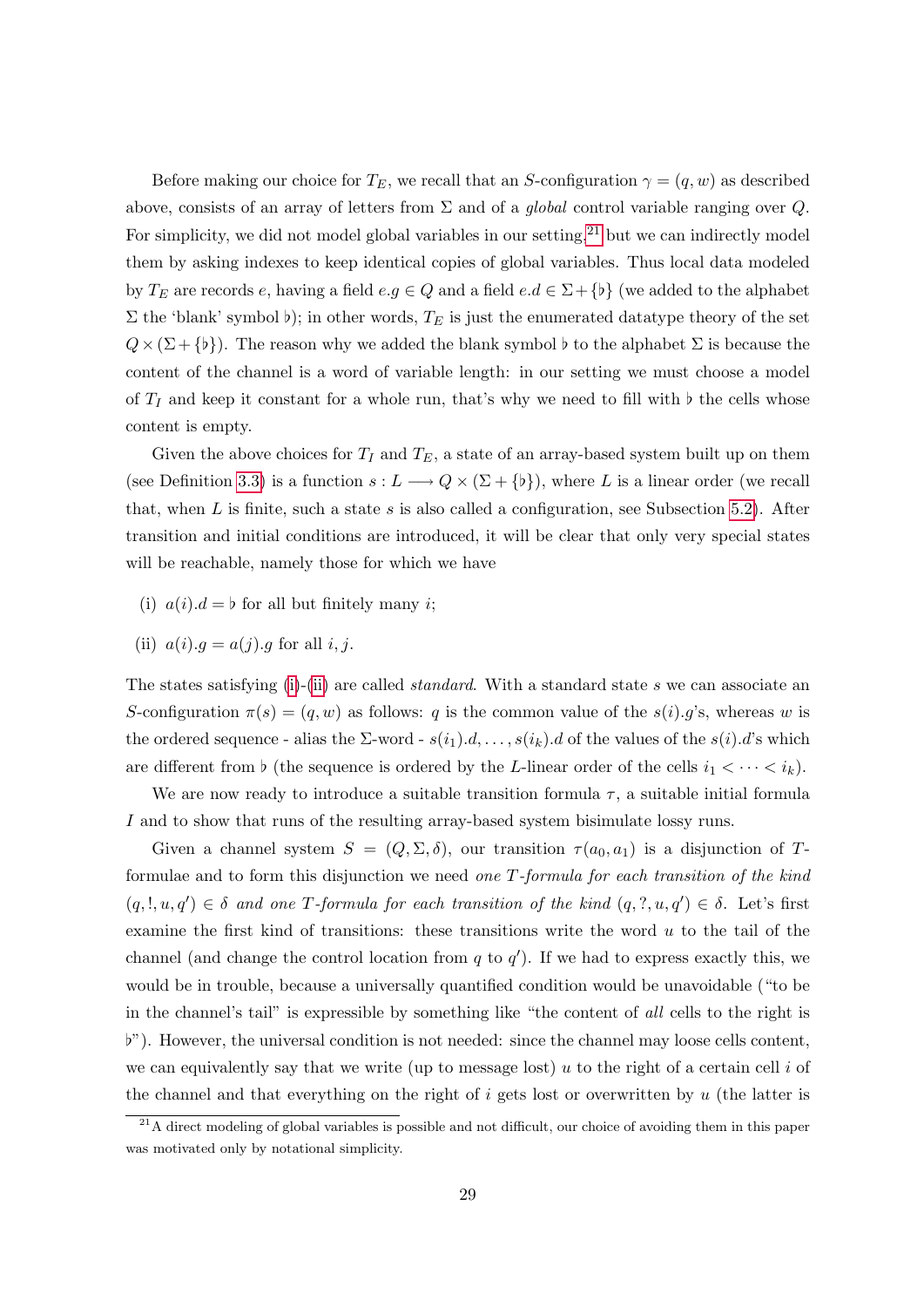Before making our choice for $T_E$, we recall that an $S$-configuration $\gamma = (q, w)$ as described above, consists of an array of letters from $\Sigma$ and of a *global* control variable ranging over $Q$. For simplicity, we did not model global variables in our setting,[21] but we can indirectly model them by asking indexes to keep identical copies of global variables. Thus local data modeled by $T_E$ are records $e$, having a field $e.g \in Q$ and a field $e.d \in \Sigma + \{\flat\}$ (we added to the alphabet $\Sigma$ the 'blank' symbol $\flat$); in other words, $T_E$ is just the enumerated datatype theory of the set $Q \times (\Sigma + \{\flat\})$. The reason why we added the blank symbol $\flat$ to the alphabet $\Sigma$ is because the content of the channel is a word of variable length: in our setting we must choose a model of $T_I$ and keep it constant for a whole run, that's why we need to fill with $\flat$ the cells whose content is empty.

Given the above choices for $T_I$ and $T_E$, a state of an array-based system built up on them (see Definition 3.3) is a function $s : L \longrightarrow Q \times (\Sigma + \{\flat\})$, where $L$ is a linear order (we recall that, when $L$ is finite, such a state $s$ is also called a configuration, see Subsection 5.2). After transition and initial conditions are introduced, it will be clear that only very special states will be reachable, namely those for which we have

(i) $a(i).d = \flat$ for all but finitely many $i$;

(ii) $a(i).g = a(j).g$ for all $i, j$.

The states satisfying (i)-(ii) are called *standard*. With a standard state $s$ we can associate an $S$-configuration $\pi(s) = (q, w)$ as follows: $q$ is the common value of the $s(i).g$'s, whereas $w$ is the ordered sequence - alias the $\Sigma$-word - $s(i_1).d, \dots, s(i_k).d$ of the values of the $s(i).d$'s which are different from $\flat$ (the sequence is ordered by the $L$-linear order of the cells $i_1 < \cdots < i_k$).

We are now ready to introduce a suitable transition formula $\tau$, a suitable initial formula $I$ and to show that runs of the resulting array-based system bisimulate lossy runs.

Given a channel system $S = (Q, \Sigma, \delta)$, our transition $\tau(a_0, a_1)$ is a disjunction of $T$-formulae and to form this disjunction we need *one $T$-formula for each transition of the kind $(q, !, u, q') \in \delta$ and one $T$-formula for each transition of the kind $(q, ?, u, q') \in \delta$*. Let's first examine the first kind of transitions: these transitions write the word $u$ to the tail of the channel (and change the control location from $q$ to $q'$). If we had to express exactly this, we would be in trouble, because a universally quantified condition would be unavoidable ("to be in the channel's tail" is expressible by something like "the content of *all* cells to the right is $\flat$"). However, the universal condition is not needed: since the channel may loose cells content, we can equivalently say that we write (up to message lost) $u$ to the right of a certain cell $i$ of the channel and that everything on the right of $i$ gets lost or overwritten by $u$ (the latter is

[21] A direct modeling of global variables is possible and not difficult, our choice of avoiding them in this paper was motivated only by notational simplicity.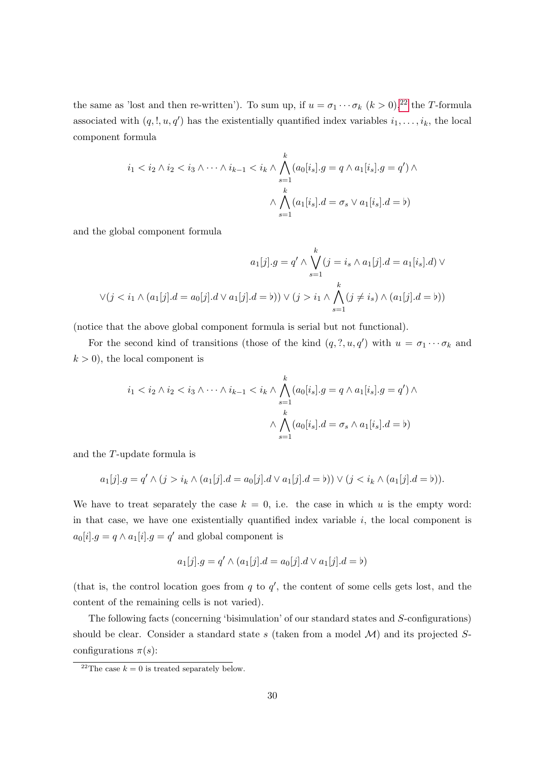the same as 'lost and then re-written'). To sum up, if $u = \sigma_1 \cdots \sigma_k$ $(k > 0)$,[22] the $T$-formula associated with $(q, !, u, q')$ has the existentially quantified index variables $i_1, \dots, i_k$, the local component formula

$$i_1 < i_2 \wedge i_2 < i_3 \wedge \cdots \wedge i_{k-1} < i_k \wedge \bigwedge_{s=1}^{k} (a_0[i_s].g = q \wedge a_1[i_s].g = q') \wedge$$
$$\wedge \bigwedge_{s=1}^{k} (a_1[i_s].d = \sigma_s \vee a_1[i_s].d = \flat)$$

and the global component formula

$$a_1[j].g = q' \wedge \bigvee_{s=1}^{k} (j = i_s \wedge a_1[j].d = a_1[i_s].d) \vee$$
$$\vee (j < i_1 \wedge (a_1[j].d = a_0[j].d \vee a_1[j].d = \flat)) \vee (j > i_1 \wedge \bigwedge_{s=1}^{k} (j \neq i_s) \wedge (a_1[j].d = \flat))$$

(notice that the above global component formula is serial but not functional).

For the second kind of transitions (those of the kind $(q, ?, u, q')$ with $u = \sigma_1 \cdots \sigma_k$ and $k > 0$), the local component is

$$i_1 < i_2 \wedge i_2 < i_3 \wedge \cdots \wedge i_{k-1} < i_k \wedge \bigwedge_{s=1}^{k} (a_0[i_s].g = q \wedge a_1[i_s].g = q') \wedge$$
$$\wedge \bigwedge_{s=1}^{k} (a_0[i_s].d = \sigma_s \wedge a_1[i_s].d = \flat)$$

and the $T$-update formula is

$$a_1[j].g = q' \wedge (j > i_k \wedge (a_1[j].d = a_0[j].d \vee a_1[j].d = \flat)) \vee (j < i_k \wedge (a_1[j].d = \flat)).$$

We have to treat separately the case $k = 0$, i.e. the case in which $u$ is the empty word: in that case, we have one existentially quantified index variable $i$, the local component is $a_0[i].g = q \wedge a_1[i].g = q'$ and global component is

$$a_1[j].g = q' \wedge (a_1[j].d = a_0[j].d \vee a_1[j].d = \flat)$$

(that is, the control location goes from $q$ to $q'$, the content of some cells gets lost, and the content of the remaining cells is not varied).

The following facts (concerning 'bisimulation' of our standard states and $S$-configurations) should be clear. Consider a standard state $s$ (taken from a model $\mathcal{M}$) and its projected $S$-configurations $\pi(s)$:

[22] The case $k = 0$ is treated separately below.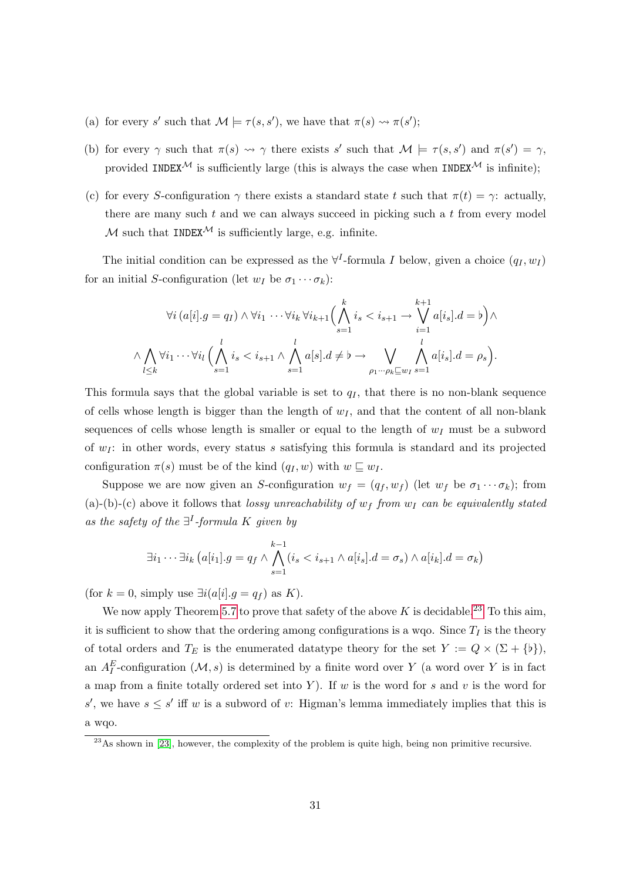(a) for every $s'$ such that $\mathcal{M} \models \tau(s, s')$, we have that $\pi(s) \rightsquigarrow \pi(s')$;

(b) for every $\gamma$ such that $\pi(s) \rightsquigarrow \gamma$ there exists $s'$ such that $\mathcal{M} \models \tau(s, s')$ and $\pi(s') = \gamma$, provided $\mathtt{INDEX}^{\mathcal{M}}$ is sufficiently large (this is always the case when $\mathtt{INDEX}^{\mathcal{M}}$ is infinite);

(c) for every $S$-configuration $\gamma$ there exists a standard state $t$ such that $\pi(t) = \gamma$: actually, there are many such $t$ and we can always succeed in picking such a $t$ from every model $\mathcal{M}$ such that $\mathtt{INDEX}^{\mathcal{M}}$ is sufficiently large, e.g. infinite.

The initial condition can be expressed as the $\forall^I$-formula $I$ below, given a choice $(q_I, w_I)$ for an initial $S$-configuration (let $w_I$ be $\sigma_1 \cdots \sigma_k$):

$$\forall i\, (a[i].g = q_I) \wedge \forall i_1 \cdots \forall i_k\, \forall i_{k+1} \Big( \bigwedge_{s=1}^{k} i_s < i_{s+1} \rightarrow \bigvee_{i=1}^{k+1} a[i_s].d = \flat \Big) \wedge$$

$$\wedge \bigwedge_{l \leq k} \forall i_1 \cdots \forall i_l \,\Big( \bigwedge_{s=1}^{l} i_s < i_{s+1} \wedge \bigwedge_{s=1}^{l} a[s].d \neq \flat \rightarrow \bigvee_{\rho_1 \cdots \rho_k \sqsubseteq w_I} \bigwedge_{s=1}^{l} a[i_s].d = \rho_s \Big).$$

This formula says that the global variable is set to $q_I$, that there is no non-blank sequence of cells whose length is bigger than the length of $w_I$, and that the content of all non-blank sequences of cells whose length is smaller or equal to the length of $w_I$ must be a subword of $w_I$: in other words, every status $s$ satisfying this formula is standard and its projected configuration $\pi(s)$ must be of the kind $(q_I, w)$ with $w \sqsubseteq w_I$.

Suppose we are now given an $S$-configuration $w_f = (q_f, w_f)$ (let $w_f$ be $\sigma_1 \cdots \sigma_k$); from (a)-(b)-(c) above it follows that *lossy unreachability of $w_f$ from $w_I$ can be equivalently stated as the safety of the $\exists^I$-formula $K$ given by*

$$\exists i_1 \cdots \exists i_k \left( a[i_1].g = q_f \wedge \bigwedge_{s=1}^{k-1} (i_s < i_{s+1} \wedge a[i_s].d = \sigma_s) \wedge a[i_k].d = \sigma_k \right)$$

(for $k = 0$, simply use $\exists i (a[i].g = q_f)$ as $K$).

We now apply Theorem 5.7 to prove that safety of the above $K$ is decidable.[23] To this aim, it is sufficient to show that the ordering among configurations is a wqo. Since $T_I$ is the theory of total orders and $T_E$ is the enumerated datatype theory for the set $Y := Q \times (\Sigma + \{\flat\})$, an $A_I^E$-configuration $(\mathcal{M}, s)$ is determined by a finite word over $Y$ (a word over $Y$ is in fact a map from a finite totally ordered set into $Y$). If $w$ is the word for $s$ and $v$ is the word for $s'$, we have $s \leq s'$ iff $w$ is a subword of $v$: Higman's lemma immediately implies that this is a wqo.

[23] As shown in [23], however, the complexity of the problem is quite high, being non primitive recursive.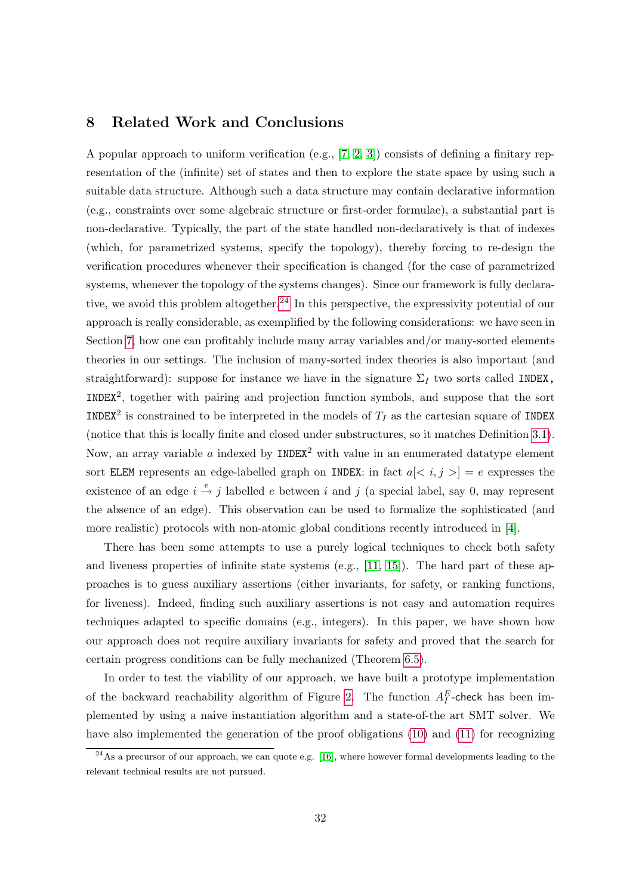## 8 Related Work and Conclusions

A popular approach to uniform verification (e.g., [7, 2, 3]) consists of defining a finitary representation of the (infinite) set of states and then to explore the state space by using such a suitable data structure. Although such a data structure may contain declarative information (e.g., constraints over some algebraic structure or first-order formulae), a substantial part is non-declarative. Typically, the part of the state handled non-declaratively is that of indexes (which, for parametrized systems, specify the topology), thereby forcing to re-design the verification procedures whenever their specification is changed (for the case of parametrized systems, whenever the topology of the systems changes). Since our framework is fully declarative, we avoid this problem altogether.[24] In this perspective, the expressivity potential of our approach is really considerable, as exemplified by the following considerations: we have seen in Section 7, how one can profitably include many array variables and/or many-sorted elements theories in our settings. The inclusion of many-sorted index theories is also important (and straightforward): suppose for instance we have in the signature $\Sigma_I$ two sorts called `INDEX`, `INDEX`$^2$, together with pairing and projection function symbols, and suppose that the sort `INDEX`$^2$ is constrained to be interpreted in the models of $T_I$ as the cartesian square of `INDEX` (notice that this is locally finite and closed under substructures, so it matches Definition 3.1). Now, an array variable $a$ indexed by `INDEX`$^2$ with value in an enumerated datatype element sort `ELEM` represents an edge-labelled graph on `INDEX`: in fact $a[< i, j >] = e$ expresses the existence of an edge $i \xrightarrow{e} j$ labelled $e$ between $i$ and $j$ (a special label, say 0, may represent the absence of an edge). This observation can be used to formalize the sophisticated (and more realistic) protocols with non-atomic global conditions recently introduced in [4].

There has been some attempts to use a purely logical techniques to check both safety and liveness properties of infinite state systems (e.g., [11, 15]). The hard part of these approaches is to guess auxiliary assertions (either invariants, for safety, or ranking functions, for liveness). Indeed, finding such auxiliary assertions is not easy and automation requires techniques adapted to specific domains (e.g., integers). In this paper, we have shown how our approach does not require auxiliary invariants for safety and proved that the search for certain progress conditions can be fully mechanized (Theorem 6.5).

In order to test the viability of our approach, we have built a prototype implementation of the backward reachability algorithm of Figure 2. The function $A_I^E$-check has been implemented by using a naive instantiation algorithm and a state-of-the art SMT solver. We have also implemented the generation of the proof obligations (10) and (11) for recognizing

[24] As a precursor of our approach, we can quote e.g. [16], where however formal developments leading to the relevant technical results are not pursued.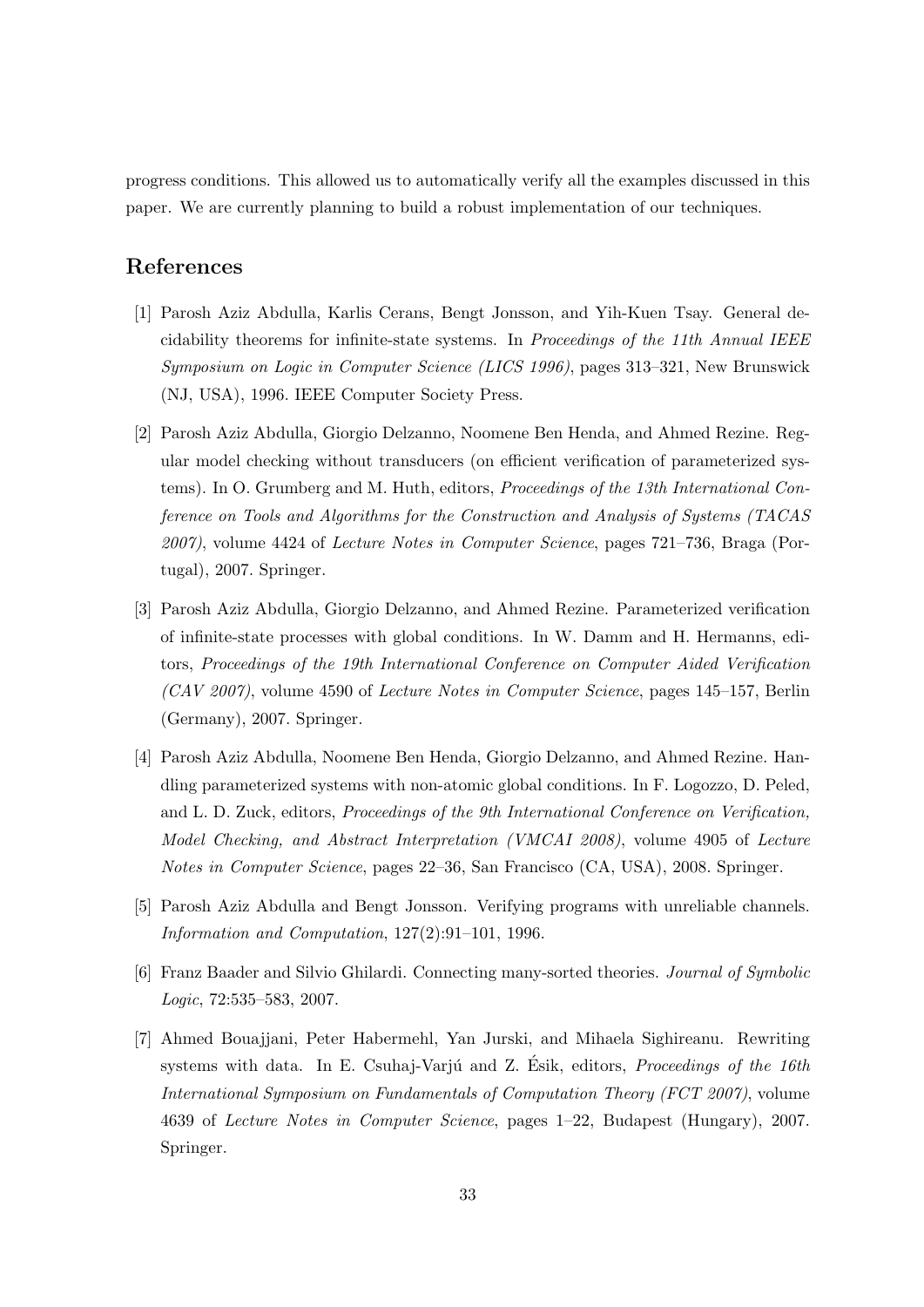progress conditions. This allowed us to automatically verify all the examples discussed in this paper. We are currently planning to build a robust implementation of our techniques.

## References

[1] Parosh Aziz Abdulla, Karlis Cerans, Bengt Jonsson, and Yih-Kuen Tsay. General decidability theorems for infinite-state systems. In *Proceedings of the 11th Annual IEEE Symposium on Logic in Computer Science (LICS 1996)*, pages 313–321, New Brunswick (NJ, USA), 1996. IEEE Computer Society Press.

[2] Parosh Aziz Abdulla, Giorgio Delzanno, Noomene Ben Henda, and Ahmed Rezine. Regular model checking without transducers (on efficient verification of parameterized systems). In O. Grumberg and M. Huth, editors, *Proceedings of the 13th International Conference on Tools and Algorithms for the Construction and Analysis of Systems (TACAS 2007)*, volume 4424 of *Lecture Notes in Computer Science*, pages 721–736, Braga (Portugal), 2007. Springer.

[3] Parosh Aziz Abdulla, Giorgio Delzanno, and Ahmed Rezine. Parameterized verification of infinite-state processes with global conditions. In W. Damm and H. Hermanns, editors, *Proceedings of the 19th International Conference on Computer Aided Verification (CAV 2007)*, volume 4590 of *Lecture Notes in Computer Science*, pages 145–157, Berlin (Germany), 2007. Springer.

[4] Parosh Aziz Abdulla, Noomene Ben Henda, Giorgio Delzanno, and Ahmed Rezine. Handling parameterized systems with non-atomic global conditions. In F. Logozzo, D. Peled, and L. D. Zuck, editors, *Proceedings of the 9th International Conference on Verification, Model Checking, and Abstract Interpretation (VMCAI 2008)*, volume 4905 of *Lecture Notes in Computer Science*, pages 22–36, San Francisco (CA, USA), 2008. Springer.

[5] Parosh Aziz Abdulla and Bengt Jonsson. Verifying programs with unreliable channels. *Information and Computation*, 127(2):91–101, 1996.

[6] Franz Baader and Silvio Ghilardi. Connecting many-sorted theories. *Journal of Symbolic Logic*, 72:535–583, 2007.

[7] Ahmed Bouajjani, Peter Habermehl, Yan Jurski, and Mihaela Sighireanu. Rewriting systems with data. In E. Csuhaj-Varjú and Z. Ésik, editors, *Proceedings of the 16th International Symposium on Fundamentals of Computation Theory (FCT 2007)*, volume 4639 of *Lecture Notes in Computer Science*, pages 1–22, Budapest (Hungary), 2007. Springer.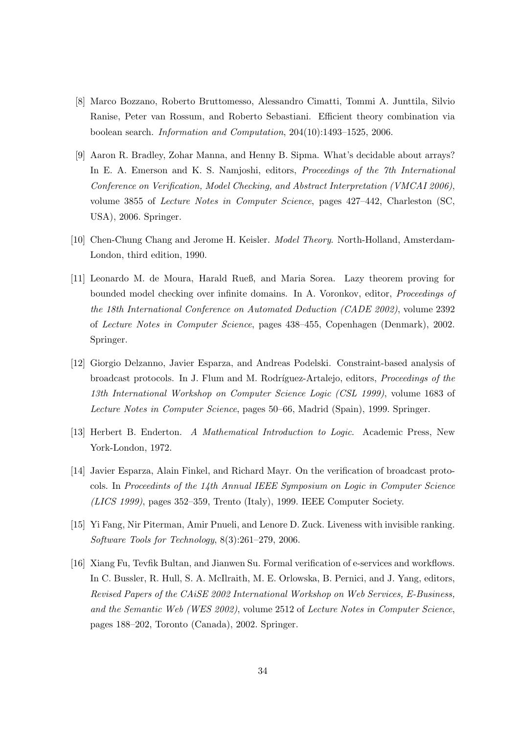[8] Marco Bozzano, Roberto Bruttomesso, Alessandro Cimatti, Tommi A. Junttila, Silvio Ranise, Peter van Rossum, and Roberto Sebastiani. Efficient theory combination via boolean search. *Information and Computation*, 204(10):1493–1525, 2006.

[9] Aaron R. Bradley, Zohar Manna, and Henny B. Sipma. What's decidable about arrays? In E. A. Emerson and K. S. Namjoshi, editors, *Proceedings of the 7th International Conference on Verification, Model Checking, and Abstract Interpretation (VMCAI 2006)*, volume 3855 of *Lecture Notes in Computer Science*, pages 427–442, Charleston (SC, USA), 2006. Springer.

[10] Chen-Chung Chang and Jerome H. Keisler. *Model Theory*. North-Holland, Amsterdam-London, third edition, 1990.

[11] Leonardo M. de Moura, Harald Rueß, and Maria Sorea. Lazy theorem proving for bounded model checking over infinite domains. In A. Voronkov, editor, *Proceedings of the 18th International Conference on Automated Deduction (CADE 2002)*, volume 2392 of *Lecture Notes in Computer Science*, pages 438–455, Copenhagen (Denmark), 2002. Springer.

[12] Giorgio Delzanno, Javier Esparza, and Andreas Podelski. Constraint-based analysis of broadcast protocols. In J. Flum and M. Rodríguez-Artalejo, editors, *Proceedings of the 13th International Workshop on Computer Science Logic (CSL 1999)*, volume 1683 of *Lecture Notes in Computer Science*, pages 50–66, Madrid (Spain), 1999. Springer.

[13] Herbert B. Enderton. *A Mathematical Introduction to Logic*. Academic Press, New York-London, 1972.

[14] Javier Esparza, Alain Finkel, and Richard Mayr. On the verification of broadcast protocols. In *Proceedints of the 14th Annual IEEE Symposium on Logic in Computer Science (LICS 1999)*, pages 352–359, Trento (Italy), 1999. IEEE Computer Society.

[15] Yi Fang, Nir Piterman, Amir Pnueli, and Lenore D. Zuck. Liveness with invisible ranking. *Software Tools for Technology*, 8(3):261–279, 2006.

[16] Xiang Fu, Tevfik Bultan, and Jianwen Su. Formal verification of e-services and workflows. In C. Bussler, R. Hull, S. A. McIlraith, M. E. Orlowska, B. Pernici, and J. Yang, editors, *Revised Papers of the CAiSE 2002 International Workshop on Web Services, E-Business, and the Semantic Web (WES 2002)*, volume 2512 of *Lecture Notes in Computer Science*, pages 188–202, Toronto (Canada), 2002. Springer.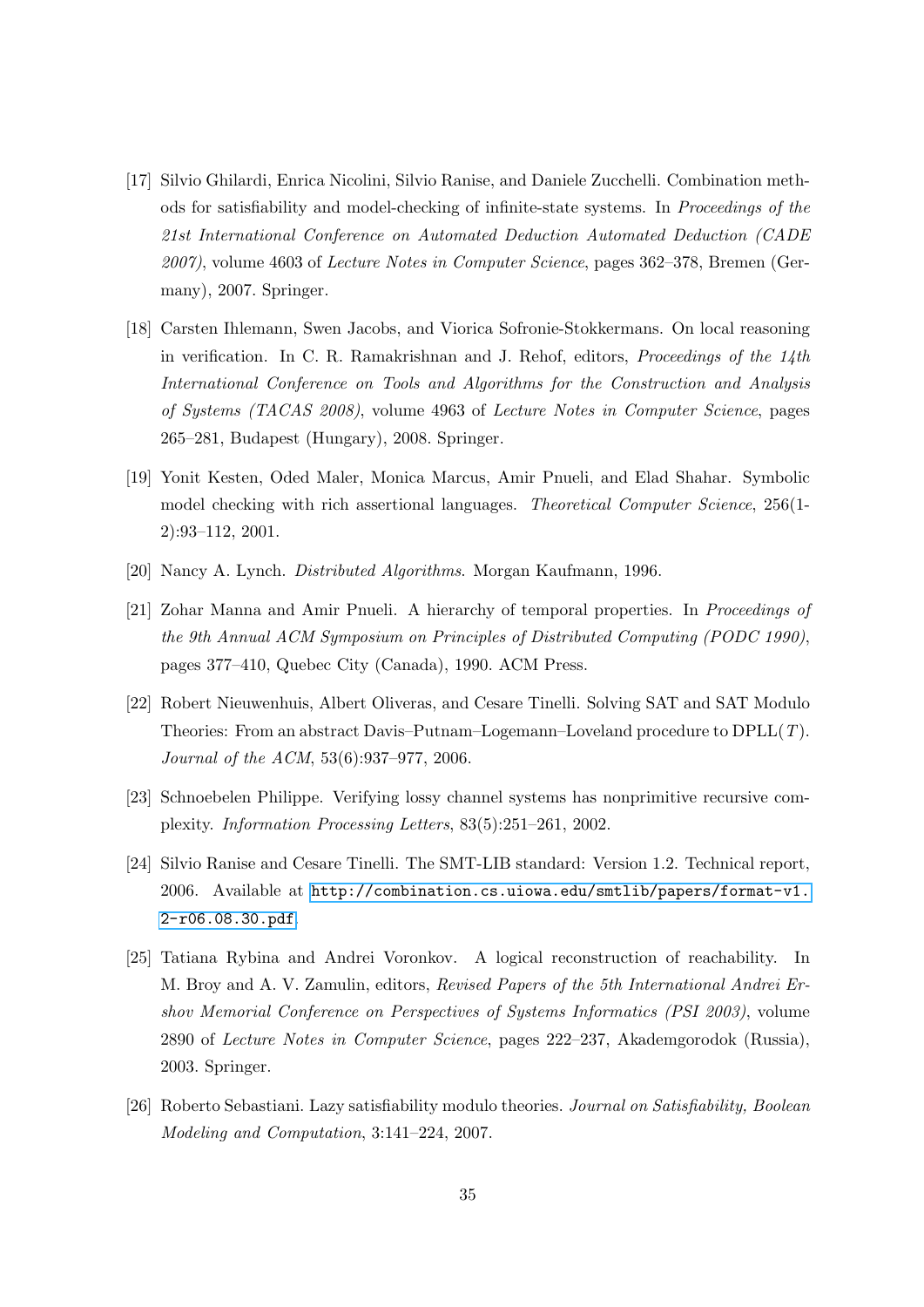[17] Silvio Ghilardi, Enrica Nicolini, Silvio Ranise, and Daniele Zucchelli. Combination methods for satisfiability and model-checking of infinite-state systems. In *Proceedings of the 21st International Conference on Automated Deduction Automated Deduction (CADE 2007)*, volume 4603 of *Lecture Notes in Computer Science*, pages 362–378, Bremen (Germany), 2007. Springer.

[18] Carsten Ihlemann, Swen Jacobs, and Viorica Sofronie-Stokkermans. On local reasoning in verification. In C. R. Ramakrishnan and J. Rehof, editors, *Proceedings of the 14th International Conference on Tools and Algorithms for the Construction and Analysis of Systems (TACAS 2008)*, volume 4963 of *Lecture Notes in Computer Science*, pages 265–281, Budapest (Hungary), 2008. Springer.

[19] Yonit Kesten, Oded Maler, Monica Marcus, Amir Pnueli, and Elad Shahar. Symbolic model checking with rich assertional languages. *Theoretical Computer Science*, 256(1-2):93–112, 2001.

[20] Nancy A. Lynch. *Distributed Algorithms*. Morgan Kaufmann, 1996.

[21] Zohar Manna and Amir Pnueli. A hierarchy of temporal properties. In *Proceedings of the 9th Annual ACM Symposium on Principles of Distributed Computing (PODC 1990)*, pages 377–410, Quebec City (Canada), 1990. ACM Press.

[22] Robert Nieuwenhuis, Albert Oliveras, and Cesare Tinelli. Solving SAT and SAT Modulo Theories: From an abstract Davis–Putnam–Logemann–Loveland procedure to DPLL($T$). *Journal of the ACM*, 53(6):937–977, 2006.

[23] Schnoebelen Philippe. Verifying lossy channel systems has nonprimitive recursive complexity. *Information Processing Letters*, 83(5):251–261, 2002.

[24] Silvio Ranise and Cesare Tinelli. The SMT-LIB standard: Version 1.2. Technical report, 2006. Available at http://combination.cs.uiowa.edu/smtlib/papers/format-v1.2-r06.08.30.pdf.

[25] Tatiana Rybina and Andrei Voronkov. A logical reconstruction of reachability. In M. Broy and A. V. Zamulin, editors, *Revised Papers of the 5th International Andrei Ershov Memorial Conference on Perspectives of Systems Informatics (PSI 2003)*, volume 2890 of *Lecture Notes in Computer Science*, pages 222–237, Akademgorodok (Russia), 2003. Springer.

[26] Roberto Sebastiani. Lazy satisfiability modulo theories. *Journal on Satisfiability, Boolean Modeling and Computation*, 3:141–224, 2007.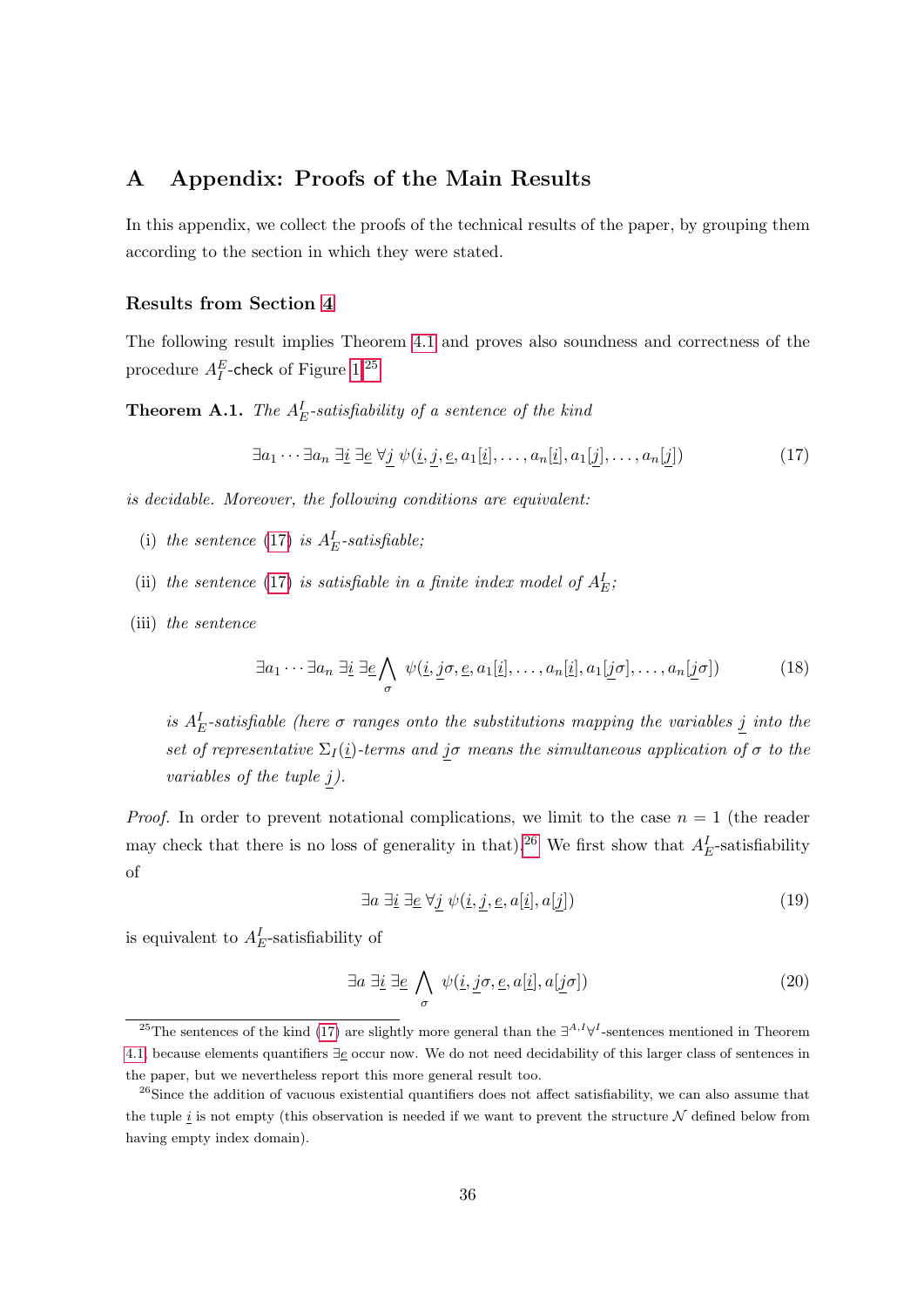# A Appendix: Proofs of the Main Results

In this appendix, we collect the proofs of the technical results of the paper, by grouping them according to the section in which they were stated.

### Results from Section 4

The following result implies Theorem 4.1 and proves also soundness and correctness of the procedure $A_I^E$-check of Figure 1.[25]

**Theorem A.1.** *The $A_E^I$-satisfiability of a sentence of the kind*

$$\exists a_1 \cdots \exists a_n \; \exists \underline{i} \; \exists \underline{e} \; \forall \underline{j} \; \psi(\underline{i}, \underline{j}, \underline{e}, a_1[\underline{i}], \ldots, a_n[\underline{i}], a_1[\underline{j}], \ldots, a_n[\underline{j}]) \tag{17}$$

*is decidable. Moreover, the following conditions are equivalent:*

(i) *the sentence (17) is $A_E^I$-satisfiable;*

(ii) *the sentence (17) is satisfiable in a finite index model of $A_E^I$;*

(iii) *the sentence*

$$\exists a_1 \cdots \exists a_n \; \exists \underline{i} \; \exists \underline{e} \bigwedge_{\sigma} \; \psi(\underline{i}, \underline{j}\sigma, \underline{e}, a_1[\underline{i}], \ldots, a_n[\underline{i}], a_1[\underline{j}\sigma], \ldots, a_n[\underline{j}\sigma]) \tag{18}$$

*is $A_E^I$-satisfiable (here $\sigma$ ranges onto the substitutions mapping the variables $\underline{j}$ into the set of representative $\Sigma_I(\underline{i})$-terms and $\underline{j}\sigma$ means the simultaneous application of $\sigma$ to the variables of the tuple $\underline{j}$).*

*Proof.* In order to prevent notational complications, we limit to the case $n = 1$ (the reader may check that there is no loss of generality in that).[26] We first show that $A_E^I$-satisfiability of

$$\exists a \; \exists \underline{i} \; \exists \underline{e} \; \forall \underline{j} \; \psi(\underline{i}, \underline{j}, \underline{e}, a[\underline{i}], a[\underline{j}]) \tag{19}$$

is equivalent to $A_E^I$-satisfiability of

$$\exists a \; \exists \underline{i} \; \exists \underline{e} \; \bigwedge_{\sigma} \; \psi(\underline{i}, \underline{j}\sigma, \underline{e}, a[\underline{i}], a[\underline{j}\sigma]) \tag{20}$$

---

[25] The sentences of the kind (17) are slightly more general than the $\exists^{A,I}\forall^{I}$-sentences mentioned in Theorem 4.1, because elements quantifiers $\exists \underline{e}$ occur now. We do not need decidability of this larger class of sentences in the paper, but we nevertheless report this more general result too.

[26] Since the addition of vacuous existential quantifiers does not affect satisfiability, we can also assume that the tuple $\underline{i}$ is not empty (this observation is needed if we want to prevent the structure $\mathcal{N}$ defined below from having empty index domain).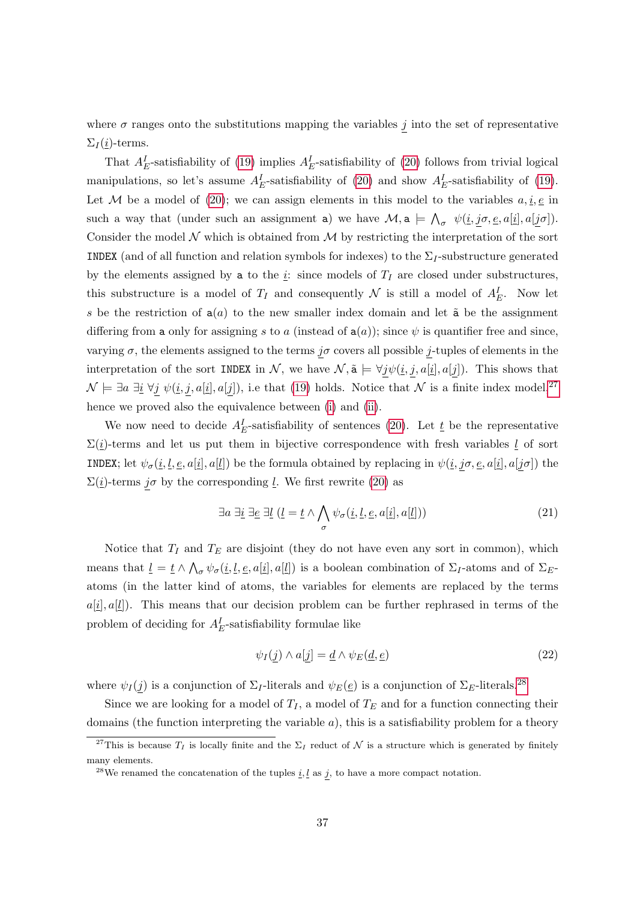where $\sigma$ ranges onto the substitutions mapping the variables $\underline{j}$ into the set of representative $\Sigma_I(\underline{i})$-terms.

That $A_E^I$-satisfiability of (19) implies $A_E^I$-satisfiability of (20) follows from trivial logical manipulations, so let's assume $A_E^I$-satisfiability of (20) and show $A_E^I$-satisfiability of (19). Let $\mathcal{M}$ be a model of (20); we can assign elements in this model to the variables $a, \underline{i}, \underline{e}$ in such a way that (under such an assignment $\mathtt{a}$) we have $\mathcal{M}, \mathtt{a} \models \bigwedge_\sigma \ \psi(\underline{i}, \underline{j}\sigma, \underline{e}, a[\underline{i}], a[\underline{j}\sigma])$. Consider the model $\mathcal{N}$ which is obtained from $\mathcal{M}$ by restricting the interpretation of the sort `INDEX` (and of all function and relation symbols for indexes) to the $\Sigma_I$-substructure generated by the elements assigned by $\mathtt{a}$ to the $\underline{i}$: since models of $T_I$ are closed under substructures, this substructure is a model of $T_I$ and consequently $\mathcal{N}$ is still a model of $A_E^I$. Now let $s$ be the restriction of $\mathtt{a}(a)$ to the new smaller index domain and let $\tilde{\mathtt{a}}$ be the assignment differing from $\mathtt{a}$ only for assigning $s$ to $a$ (instead of $\mathtt{a}(a)$); since $\psi$ is quantifier free and since, varying $\sigma$, the elements assigned to the terms $\underline{j}\sigma$ covers all possible $\underline{j}$-tuples of elements in the interpretation of the sort `INDEX` in $\mathcal{N}$, we have $\mathcal{N}, \tilde{\mathtt{a}} \models \forall \underline{j} \psi(\underline{i}, \underline{j}, a[\underline{i}], a[\underline{j}])$. This shows that $\mathcal{N} \models \exists a \ \exists \underline{i} \ \forall \underline{j} \ \psi(\underline{i}, \underline{j}, a[\underline{i}], a[\underline{j}])$, i.e that (19) holds. Notice that $\mathcal{N}$ is a finite index model,[27] hence we proved also the equivalence between (i) and (ii).

We now need to decide $A_E^I$-satisfiability of sentences (20). Let $\underline{t}$ be the representative $\Sigma(\underline{i})$-terms and let us put them in bijective correspondence with fresh variables $\underline{l}$ of sort `INDEX`; let $\psi_\sigma(\underline{i}, \underline{l}, \underline{e}, a[\underline{i}], a[\underline{l}])$ be the formula obtained by replacing in $\psi(\underline{i}, \underline{j}\sigma, \underline{e}, a[\underline{i}], a[\underline{j}\sigma])$ the $\Sigma(\underline{i})$-terms $\underline{j}\sigma$ by the corresponding $\underline{l}$. We first rewrite (20) as

$$\exists a \ \exists \underline{i} \ \exists \underline{e} \ \exists \underline{l} \ (\underline{l} = \underline{t} \wedge \bigwedge_\sigma \psi_\sigma(\underline{i}, \underline{l}, \underline{e}, a[\underline{i}], a[\underline{l}])) \tag{21}$$

Notice that $T_I$ and $T_E$ are disjoint (they do not have even any sort in common), which means that $\underline{l} = \underline{t} \wedge \bigwedge_\sigma \psi_\sigma(\underline{i}, \underline{l}, \underline{e}, a[\underline{i}], a[\underline{l}])$ is a boolean combination of $\Sigma_I$-atoms and of $\Sigma_E$-atoms (in the latter kind of atoms, the variables for elements are replaced by the terms $a[\underline{i}], a[\underline{l}]$). This means that our decision problem can be further rephrased in terms of the problem of deciding for $A_E^I$-satisfiability formulae like

$$\psi_I(\underline{j}) \wedge a[\underline{j}] = \underline{d} \wedge \psi_E(\underline{d}, \underline{e}) \tag{22}$$

where $\psi_I(\underline{j})$ is a conjunction of $\Sigma_I$-literals and $\psi_E(\underline{e})$ is a conjunction of $\Sigma_E$-literals.[28]

Since we are looking for a model of $T_I$, a model of $T_E$ and for a function connecting their domains (the function interpreting the variable $a$), this is a satisfiability problem for a theory

---

[27] This is because $T_I$ is locally finite and the $\Sigma_I$ reduct of $\mathcal{N}$ is a structure which is generated by finitely many elements.

[28] We renamed the concatenation of the tuples $\underline{i}, \underline{l}$ as $\underline{j}$, to have a more compact notation.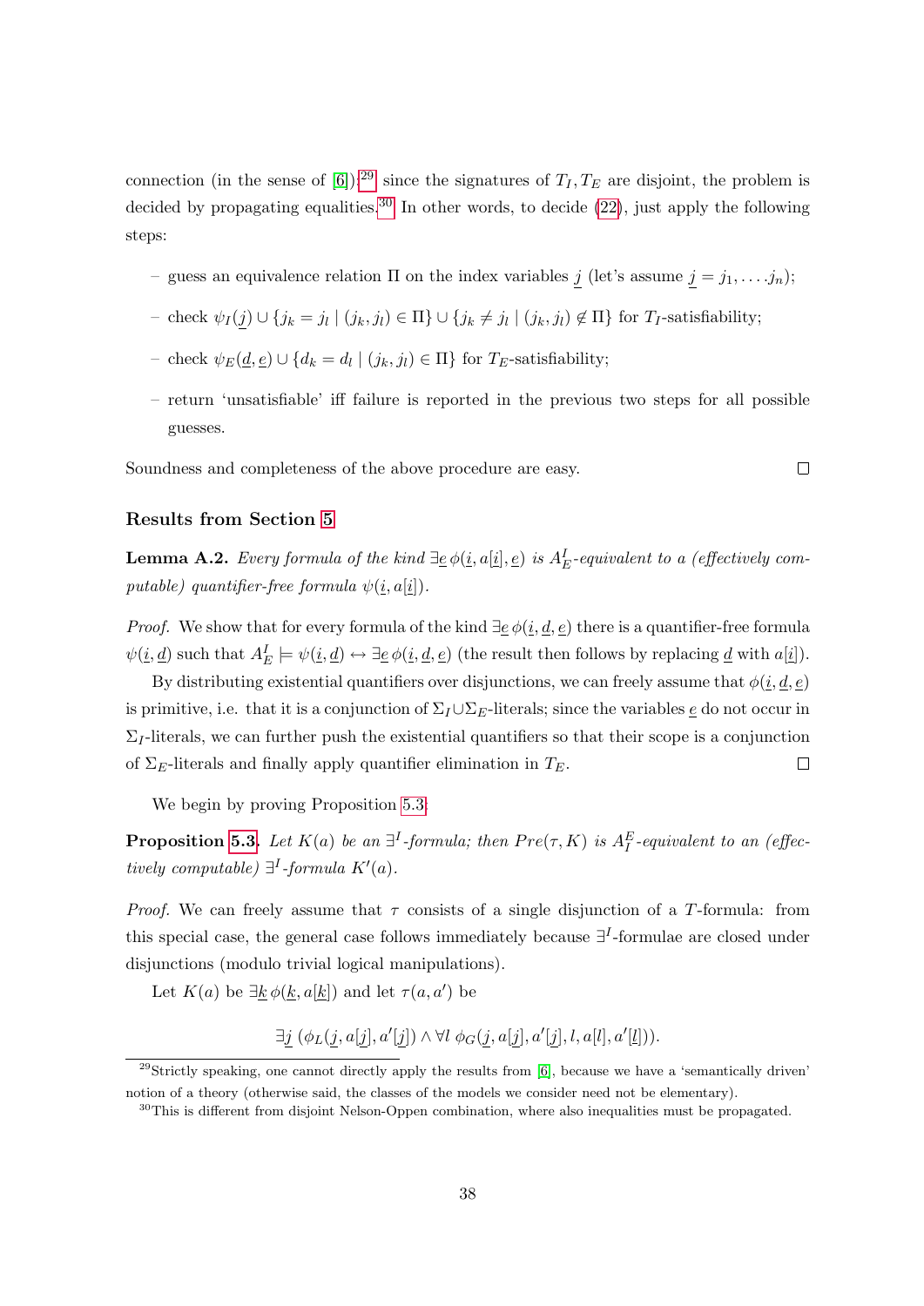connection (in the sense of [6]);[29] since the signatures of $T_I, T_E$ are disjoint, the problem is decided by propagating equalities.[30] In other words, to decide (22), just apply the following steps:

- guess an equivalence relation $\Pi$ on the index variables $\underline{j}$ (let's assume $\underline{j} = j_1, \dots j_n$);
- check $\psi_I(\underline{j}) \cup \{j_k = j_l \mid (j_k, j_l) \in \Pi\} \cup \{j_k \neq j_l \mid (j_k, j_l) \notin \Pi\}$ for $T_I$-satisfiability;
- check $\psi_E(\underline{d}, \underline{e}) \cup \{d_k = d_l \mid (j_k, j_l) \in \Pi\}$ for $T_E$-satisfiability;
- return 'unsatisfiable' iff failure is reported in the previous two steps for all possible guesses.

Soundness and completeness of the above procedure are easy. $\square$

### Results from Section 5

**Lemma A.2.** *Every formula of the kind $\exists \underline{e}\, \phi(\underline{i}, a[\underline{i}], \underline{e})$ is $A^I_E$-equivalent to a (effectively computable) quantifier-free formula $\psi(\underline{i}, a[\underline{i}])$.*

*Proof.* We show that for every formula of the kind $\exists \underline{e}\, \phi(\underline{i}, \underline{d}, \underline{e})$ there is a quantifier-free formula $\psi(\underline{i}, \underline{d})$ such that $A^I_E \models \psi(\underline{i}, \underline{d}) \leftrightarrow \exists \underline{e}\, \phi(\underline{i}, \underline{d}, \underline{e})$ (the result then follows by replacing $\underline{d}$ with $a[\underline{i}]$).

By distributing existential quantifiers over disjunctions, we can freely assume that $\phi(\underline{i}, \underline{d}, \underline{e})$ is primitive, i.e. that it is a conjunction of $\Sigma_I \cup \Sigma_E$-literals; since the variables $\underline{e}$ do not occur in $\Sigma_I$-literals, we can further push the existential quantifiers so that their scope is a conjunction of $\Sigma_E$-literals and finally apply quantifier elimination in $T_E$. $\square$

We begin by proving Proposition 5.3:

**Proposition 5.3.** *Let $K(a)$ be an $\exists^I$-formula; then $Pre(\tau, K)$ is $A^E_I$-equivalent to an (effectively computable) $\exists^I$-formula $K'(a)$.*

*Proof.* We can freely assume that $\tau$ consists of a single disjunction of a $T$-formula: from this special case, the general case follows immediately because $\exists^I$-formulae are closed under disjunctions (modulo trivial logical manipulations).

Let $K(a)$ be $\exists \underline{k}\, \phi(\underline{k}, a[\underline{k}])$ and let $\tau(a, a')$ be

$$\exists \underline{j}\, (\phi_L(\underline{j}, a[\underline{j}], a'[\underline{j}]) \wedge \forall l\ \phi_G(\underline{j}, a[\underline{j}], a'[\underline{j}], l, a[l], a'[\underline{l}])).$$

[29] Strictly speaking, one cannot directly apply the results from [6], because we have a 'semantically driven' notion of a theory (otherwise said, the classes of the models we consider need not be elementary).

[30] This is different from disjoint Nelson-Oppen combination, where also inequalities must be propagated.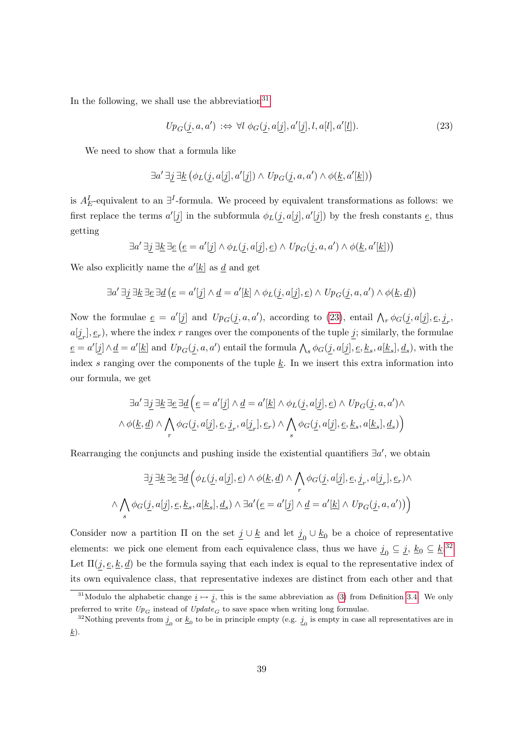In the following, we shall use the abbreviation[31]

$$Up_G(\underline{j}, a, a') :\Leftrightarrow \forall l\ \phi_G(\underline{j}, a[\underline{j}], a'[\underline{j}], l, a[l], a'[\underline{l}]). \tag{23}$$

We need to show that a formula like

$$\exists a' \, \exists \underline{j} \, \exists \underline{k} \, \big(\phi_L(\underline{j}, a[\underline{j}], a'[\underline{j}]) \wedge Up_G(\underline{j}, a, a') \wedge \phi(\underline{k}, a'[\underline{k}])\big)$$

is $A^I_E$-equivalent to an $\exists^I$-formula. We proceed by equivalent transformations as follows: we first replace the terms $a'[\underline{j}]$ in the subformula $\phi_L(\underline{j}, a[\underline{j}], a'[\underline{j}])$ by the fresh constants $\underline{e}$, thus getting

$$\exists a' \, \exists \underline{j} \, \exists \underline{k} \, \exists \underline{e} \, \big(\underline{e} = a'[\underline{j}] \wedge \phi_L(\underline{j}, a[\underline{j}], \underline{e}) \wedge Up_G(\underline{j}, a, a') \wedge \phi(\underline{k}, a'[\underline{k}])\big)$$

We also explicitly name the $a'[\underline{k}]$ as $\underline{d}$ and get

$$\exists a' \, \exists \underline{j} \, \exists \underline{k} \, \exists \underline{e} \, \exists \underline{d} \, \big(\underline{e} = a'[\underline{j}] \wedge \underline{d} = a'[\underline{k}] \wedge \phi_L(\underline{j}, a[\underline{j}], \underline{e}) \wedge Up_G(\underline{j}, a, a') \wedge \phi(\underline{k}, \underline{d})\big)$$

Now the formulae $\underline{e} = a'[\underline{j}]$ and $Up_G(\underline{j}, a, a')$, according to (23), entail $\bigwedge_r \phi_G(\underline{j}, a[\underline{j}], \underline{e}, \underline{j}_r, a[\underline{j}_r], \underline{e}_r)$, where the index $r$ ranges over the components of the tuple $\underline{j}$; similarly, the formulae $\underline{e} = a'[\underline{j}] \wedge \underline{d} = a'[\underline{k}]$ and $Up_G(\underline{j}, a, a')$ entail the formula $\bigwedge_s \phi_G(\underline{j}, a[\underline{j}], \underline{e}, \underline{k}_s, a[\underline{k}_s], \underline{d}_s)$, with the index $s$ ranging over the components of the tuple $\underline{k}$. In we insert this extra information into our formula, we get

$$\begin{aligned} \exists a' \, \exists \underline{j} \, \exists \underline{k} \, \exists \underline{e} \, \exists \underline{d} \, \Big(& \underline{e} = a'[\underline{j}] \wedge \underline{d} = a'[\underline{k}] \wedge \phi_L(\underline{j}, a[\underline{j}], \underline{e}) \wedge Up_G(\underline{j}, a, a') \wedge \\ & \wedge \phi(\underline{k}, \underline{d}) \wedge \bigwedge_r \phi_G(\underline{j}, a[\underline{j}], \underline{e}, \underline{j}_r, a[\underline{j}_r], \underline{e}_r) \wedge \bigwedge_s \phi_G(\underline{j}, a[\underline{j}], \underline{e}, \underline{k}_s, a[\underline{k}_s], \underline{d}_s)\Big) \end{aligned}$$

Rearranging the conjuncts and pushing inside the existential quantifiers $\exists a'$, we obtain

$$\begin{aligned} \exists \underline{j} \, \exists \underline{k} \, \exists \underline{e} \, \exists \underline{d} \, \Big(& \phi_L(\underline{j}, a[\underline{j}], \underline{e}) \wedge \phi(\underline{k}, \underline{d}) \wedge \bigwedge_r \phi_G(\underline{j}, a[\underline{j}], \underline{e}, \underline{j}_r, a[\underline{j}_r], \underline{e}_r) \wedge \\ \wedge \bigwedge_s \phi_G(\underline{j}, a[\underline{j}], \underline{e}, \underline{k}_s, a[\underline{k}_s], \underline{d}_s) &\wedge \exists a' \big(\underline{e} = a'[\underline{j}] \wedge \underline{d} = a'[\underline{k}] \wedge Up_G(\underline{j}, a, a')\big)\Big) \end{aligned}$$

Consider now a partition $\Pi$ on the set $\underline{j} \cup \underline{k}$ and let $\underline{j}_0 \cup \underline{k}_0$ be a choice of representative elements: we pick one element from each equivalence class, thus we have $\underline{j}_0 \subseteq \underline{j}$, $\underline{k}_0 \subseteq \underline{k}$.[32] Let $\Pi(\underline{j}, \underline{e}, \underline{k}, \underline{d})$ be the formula saying that each index is equal to the representative index of its own equivalence class, that representative indexes are distinct from each other and that

---

[31] Modulo the alphabetic change $\underline{i} \mapsto \underline{j}$, this is the same abbreviation as (3) from Definition 3.4. We only preferred to write $Up_G$ instead of $Update_G$ to save space when writing long formulae.

[32] Nothing prevents from $\underline{j}_0$ or $\underline{k}_0$ to be in principle empty (e.g. $\underline{j}_0$ is empty in case all representatives are in $\underline{k}$).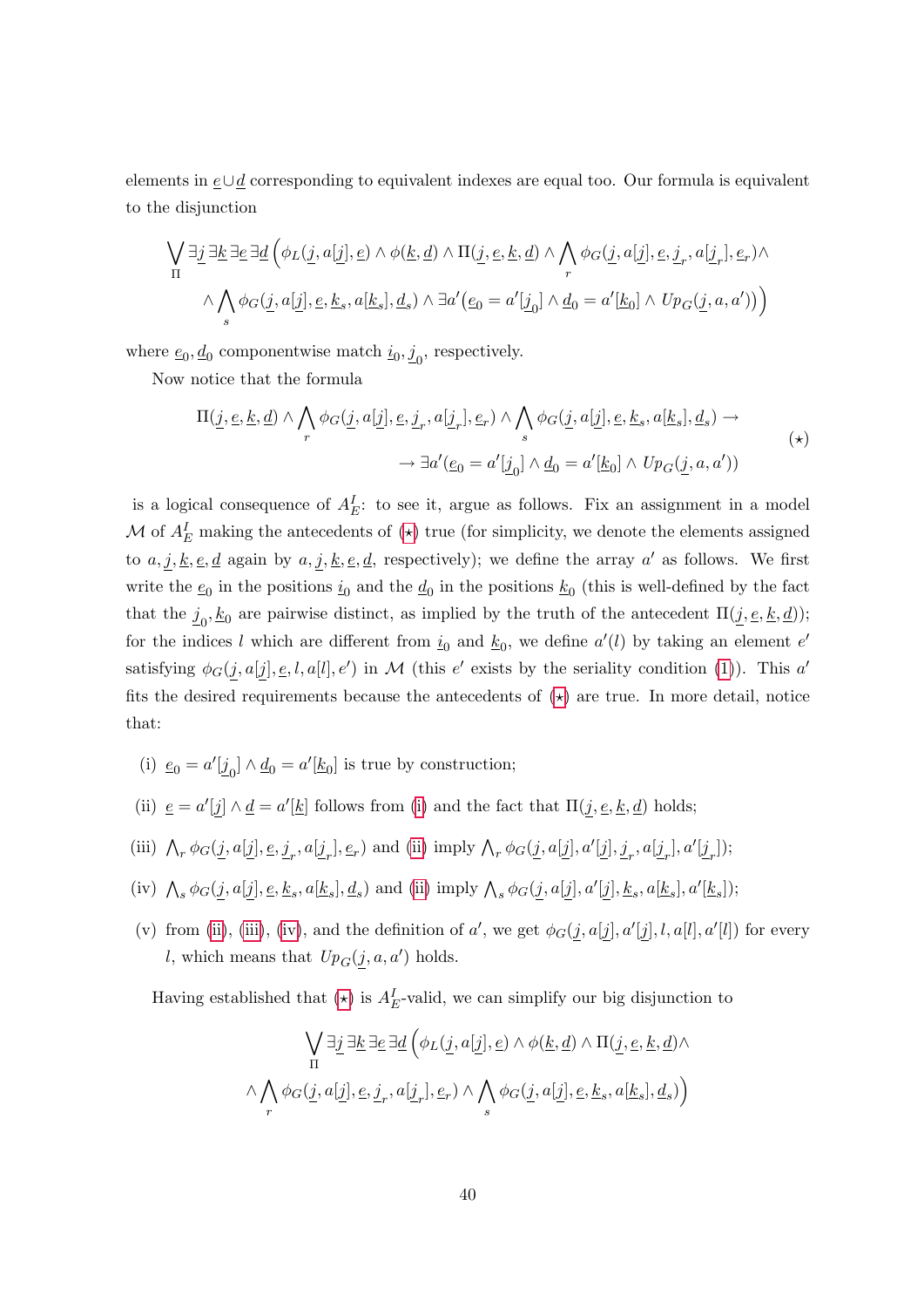elements in $\underline{e} \cup \underline{d}$ corresponding to equivalent indexes are equal too. Our formula is equivalent to the disjunction

$$\bigvee_{\Pi} \exists \underline{j}\, \exists \underline{k}\, \exists \underline{e}\, \exists \underline{d} \Big( \phi_L(\underline{j}, a[\underline{j}], \underline{e}) \wedge \phi(\underline{k}, \underline{d}) \wedge \Pi(\underline{j}, \underline{e}, \underline{k}, \underline{d}) \wedge \bigwedge_r \phi_G(\underline{j}, a[\underline{j}], \underline{e}, \underline{j}_r, a[\underline{j}_r], \underline{e}_r) \wedge$$
$$\wedge \bigwedge_s \phi_G(\underline{j}, a[\underline{j}], \underline{e}, \underline{k}_s, a[\underline{k}_s], \underline{d}_s) \wedge \exists a' \big( \underline{e}_0 = a'[\underline{j}_0] \wedge \underline{d}_0 = a'[\underline{k}_0] \wedge Up_G(\underline{j}, a, a') \big) \Big)$$

where $\underline{e}_0, \underline{d}_0$ componentwise match $\underline{i}_0, \underline{j}_0$, respectively.

Now notice that the formula

$$\Pi(\underline{j}, \underline{e}, \underline{k}, \underline{d}) \wedge \bigwedge_r \phi_G(\underline{j}, a[\underline{j}], \underline{e}, \underline{j}_r, a[\underline{j}_r], \underline{e}_r) \wedge \bigwedge_s \phi_G(\underline{j}, a[\underline{j}], \underline{e}, \underline{k}_s, a[\underline{k}_s], \underline{d}_s) \rightarrow$$
$$\rightarrow \exists a' (\underline{e}_0 = a'[\underline{j}_0] \wedge \underline{d}_0 = a'[\underline{k}_0] \wedge Up_G(\underline{j}, a, a')) \qquad (\star)$$

is a logical consequence of $A_E^I$: to see it, argue as follows. Fix an assignment in a model $\mathcal{M}$ of $A_E^I$ making the antecedents of ($\star$) true (for simplicity, we denote the elements assigned to $a, \underline{j}, \underline{k}, \underline{e}, \underline{d}$ again by $a, \underline{j}, \underline{k}, \underline{e}, \underline{d}$, respectively); we define the array $a'$ as follows. We first write the $\underline{e}_0$ in the positions $\underline{i}_0$ and the $\underline{d}_0$ in the positions $\underline{k}_0$ (this is well-defined by the fact that the $\underline{j}_0, \underline{k}_0$ are pairwise distinct, as implied by the truth of the antecedent $\Pi(\underline{j}, \underline{e}, \underline{k}, \underline{d})$); for the indices $l$ which are different from $\underline{i}_0$ and $\underline{k}_0$, we define $a'(l)$ by taking an element $e'$ satisfying $\phi_G(\underline{j}, a[\underline{j}], \underline{e}, l, a[l], e')$ in $\mathcal{M}$ (this $e'$ exists by the seriality condition (1)). This $a'$ fits the desired requirements because the antecedents of ($\star$) are true. In more detail, notice that:

- (i) $\underline{e}_0 = a'[\underline{j}_0] \wedge \underline{d}_0 = a'[\underline{k}_0]$ is true by construction;
- (ii) $\underline{e} = a'[\underline{j}] \wedge \underline{d} = a'[\underline{k}]$ follows from (i) and the fact that $\Pi(\underline{j}, \underline{e}, \underline{k}, \underline{d})$ holds;
- (iii) $\bigwedge_r \phi_G(\underline{j}, a[\underline{j}], \underline{e}, \underline{j}_r, a[\underline{j}_r], \underline{e}_r)$ and (ii) imply $\bigwedge_r \phi_G(\underline{j}, a[\underline{j}], a'[\underline{j}], \underline{j}_r, a[\underline{j}_r], a'[\underline{j}_r])$;
- (iv) $\bigwedge_s \phi_G(\underline{j}, a[\underline{j}], \underline{e}, \underline{k}_s, a[\underline{k}_s], \underline{d}_s)$ and (ii) imply $\bigwedge_s \phi_G(\underline{j}, a[\underline{j}], a'[\underline{j}], \underline{k}_s, a[\underline{k}_s], a'[\underline{k}_s])$;
- (v) from (ii), (iii), (iv), and the definition of $a'$, we get $\phi_G(\underline{j}, a[\underline{j}], a'[\underline{j}], l, a[l], a'[l])$ for every $l$, which means that $Up_G(\underline{j}, a, a')$ holds.

Having established that ($\star$) is $A_E^I$-valid, we can simplify our big disjunction to

$$\bigvee_{\Pi} \exists \underline{j}\, \exists \underline{k}\, \exists \underline{e}\, \exists \underline{d} \Big( \phi_L(\underline{j}, a[\underline{j}], \underline{e}) \wedge \phi(\underline{k}, \underline{d}) \wedge \Pi(\underline{j}, \underline{e}, \underline{k}, \underline{d}) \wedge$$
$$\wedge \bigwedge_r \phi_G(\underline{j}, a[\underline{j}], \underline{e}, \underline{j}_r, a[\underline{j}_r], \underline{e}_r) \wedge \bigwedge_s \phi_G(\underline{j}, a[\underline{j}], \underline{e}, \underline{k}_s, a[\underline{k}_s], \underline{d}_s) \Big)$$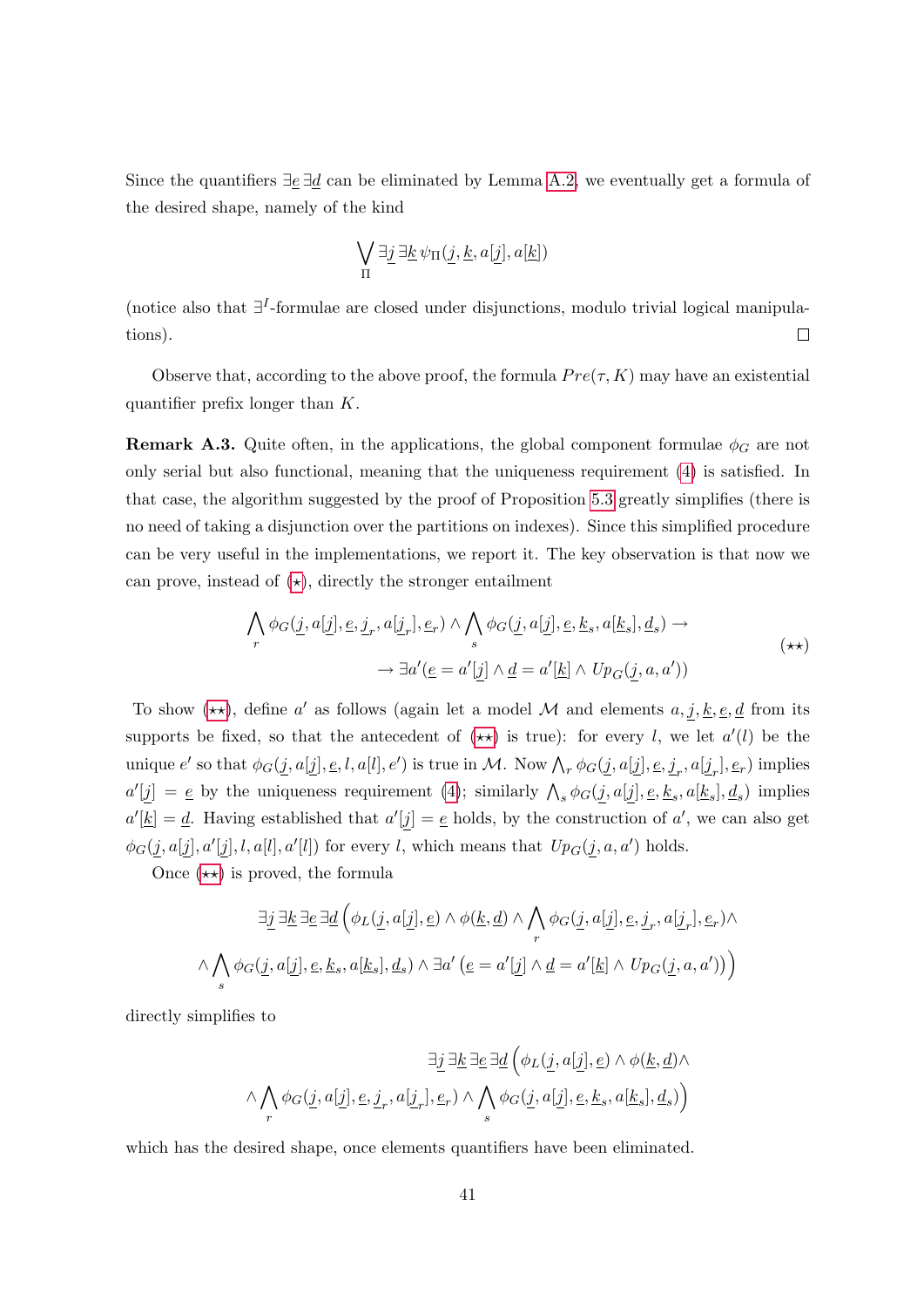Since the quantifiers $\exists \underline{e}\, \exists \underline{d}$ can be eliminated by Lemma A.2, we eventually get a formula of the desired shape, namely of the kind

$$\bigvee_{\Pi} \exists \underline{j}\, \exists \underline{k}\, \psi_{\Pi}(\underline{j}, \underline{k}, a[\underline{j}], a[\underline{k}])$$

(notice also that $\exists^I$-formulae are closed under disjunctions, modulo trivial logical manipulations). ☐

Observe that, according to the above proof, the formula $Pre(\tau, K)$ may have an existential quantifier prefix longer than $K$.

**Remark A.3.** Quite often, in the applications, the global component formulae $\phi_G$ are not only serial but also functional, meaning that the uniqueness requirement (4) is satisfied. In that case, the algorithm suggested by the proof of Proposition 5.3 greatly simplifies (there is no need of taking a disjunction over the partitions on indexes). Since this simplified procedure can be very useful in the implementations, we report it. The key observation is that now we can prove, instead of ($\star$), directly the stronger entailment

$$\bigwedge_r \phi_G(\underline{j}, a[\underline{j}], \underline{e}, \underline{j}_r, a[\underline{j}_r], \underline{e}_r) \wedge \bigwedge_s \phi_G(\underline{j}, a[\underline{j}], \underline{e}, \underline{k}_s, a[\underline{k}_s], \underline{d}_s) \rightarrow \\ \rightarrow \exists a' (\underline{e} = a'[\underline{j}] \wedge \underline{d} = a'[\underline{k}] \wedge Up_G(\underline{j}, a, a')) \qquad (\star\star)$$

To show ($\star\star$), define $a'$ as follows (again let a model $\mathcal{M}$ and elements $a, \underline{j}, \underline{k}, \underline{e}, \underline{d}$ from its supports be fixed, so that the antecedent of ($\star\star$) is true): for every $l$, we let $a'(l)$ be the unique $e'$ so that $\phi_G(\underline{j}, a[\underline{j}], \underline{e}, l, a[l], e')$ is true in $\mathcal{M}$. Now $\bigwedge_r \phi_G(\underline{j}, a[\underline{j}], \underline{e}, \underline{j}_r, a[\underline{j}_r], \underline{e}_r)$ implies $a'[\underline{j}] = \underline{e}$ by the uniqueness requirement (4); similarly $\bigwedge_s \phi_G(\underline{j}, a[\underline{j}], \underline{e}, \underline{k}_s, a[\underline{k}_s], \underline{d}_s)$ implies $a'[\underline{k}] = \underline{d}$. Having established that $a'[\underline{j}] = \underline{e}$ holds, by the construction of $a'$, we can also get $\phi_G(\underline{j}, a[\underline{j}], a'[\underline{j}], l, a[l], a'[l])$ for every $l$, which means that $Up_G(\underline{j}, a, a')$ holds.

Once ($\star\star$) is proved, the formula

$$\exists \underline{j}\, \exists \underline{k}\, \exists \underline{e}\, \exists \underline{d}\, \Big( \phi_L(\underline{j}, a[\underline{j}], \underline{e}) \wedge \phi(\underline{k}, \underline{d}) \wedge \bigwedge_r \phi_G(\underline{j}, a[\underline{j}], \underline{e}, \underline{j}_r, a[\underline{j}_r], \underline{e}_r) \wedge \\ \wedge \bigwedge_s \phi_G(\underline{j}, a[\underline{j}], \underline{e}, \underline{k}_s, a[\underline{k}_s], \underline{d}_s) \wedge \exists a' \left(\underline{e} = a'[\underline{j}] \wedge \underline{d} = a'[\underline{k}] \wedge Up_G(\underline{j}, a, a')\right) \Big)$$

directly simplifies to

$$\exists \underline{j}\, \exists \underline{k}\, \exists \underline{e}\, \exists \underline{d}\, \Big( \phi_L(\underline{j}, a[\underline{j}], \underline{e}) \wedge \phi(\underline{k}, \underline{d}) \wedge \\ \wedge \bigwedge_r \phi_G(\underline{j}, a[\underline{j}], \underline{e}, \underline{j}_r, a[\underline{j}_r], \underline{e}_r) \wedge \bigwedge_s \phi_G(\underline{j}, a[\underline{j}], \underline{e}, \underline{k}_s, a[\underline{k}_s], \underline{d}_s) \Big)$$

which has the desired shape, once elements quantifiers have been eliminated.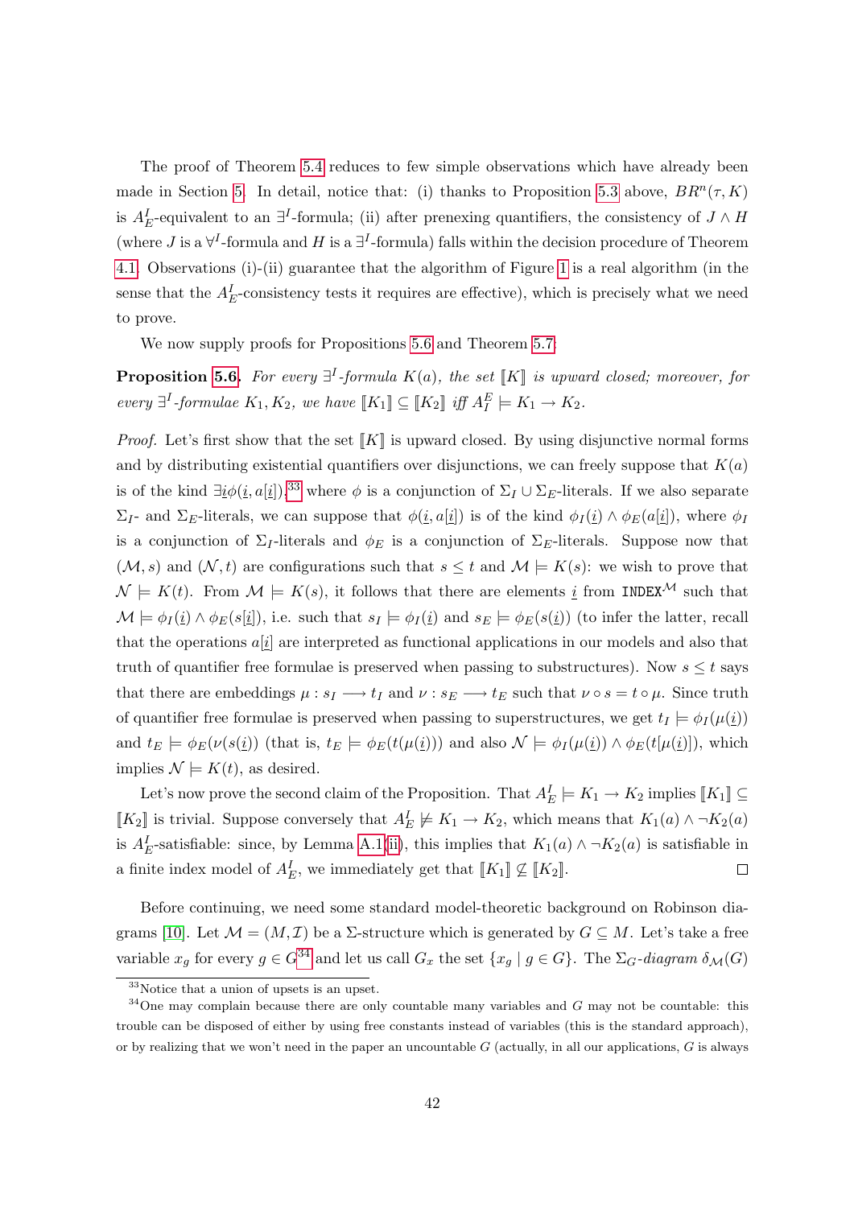The proof of Theorem 5.4 reduces to few simple observations which have already been made in Section 5. In detail, notice that: (i) thanks to Proposition 5.3 above, $BR^n(\tau, K)$ is $A_E^I$-equivalent to an $\exists^I$-formula; (ii) after prenexing quantifiers, the consistency of $J \wedge H$ (where $J$ is a $\forall^I$-formula and $H$ is a $\exists^I$-formula) falls within the decision procedure of Theorem 4.1. Observations (i)-(ii) guarantee that the algorithm of Figure 1 is a real algorithm (in the sense that the $A_E^I$-consistency tests it requires are effective), which is precisely what we need to prove.

We now supply proofs for Propositions 5.6 and Theorem 5.7:

**Proposition 5.6.** *For every $\exists^I$-formula $K(a)$, the set $[\![K]\!]$ is upward closed; moreover, for every $\exists^I$-formulae $K_1, K_2$, we have $[\![K_1]\!] \subseteq [\![K_2]\!]$ iff $A_I^E \models K_1 \to K_2$.*

*Proof.* Let's first show that the set $[\![K]\!]$ is upward closed. By using disjunctive normal forms and by distributing existential quantifiers over disjunctions, we can freely suppose that $K(a)$ is of the kind $\exists \underline{i} \phi(\underline{i}, a[\underline{i}])$,[33] where $\phi$ is a conjunction of $\Sigma_I \cup \Sigma_E$-literals. If we also separate $\Sigma_I$- and $\Sigma_E$-literals, we can suppose that $\phi(\underline{i}, a[\underline{i}])$ is of the kind $\phi_I(\underline{i}) \wedge \phi_E(a[\underline{i}])$, where $\phi_I$ is a conjunction of $\Sigma_I$-literals and $\phi_E$ is a conjunction of $\Sigma_E$-literals. Suppose now that $(\mathcal{M}, s)$ and $(\mathcal{N}, t)$ are configurations such that $s \leq t$ and $\mathcal{M} \models K(s)$: we wish to prove that $\mathcal{N} \models K(t)$. From $\mathcal{M} \models K(s)$, it follows that there are elements $\underline{i}$ from $\texttt{INDEX}^{\mathcal{M}}$ such that $\mathcal{M} \models \phi_I(\underline{i}) \wedge \phi_E(s[\underline{i}])$, i.e. such that $s_I \models \phi_I(\underline{i})$ and $s_E \models \phi_E(s(\underline{i}))$ (to infer the latter, recall that the operations $a[\underline{i}]$ are interpreted as functional applications in our models and also that truth of quantifier free formulae is preserved when passing to substructures). Now $s \leq t$ says that there are embeddings $\mu : s_I \longrightarrow t_I$ and $\nu : s_E \longrightarrow t_E$ such that $\nu \circ s = t \circ \mu$. Since truth of quantifier free formulae is preserved when passing to superstructures, we get $t_I \models \phi_I(\mu(\underline{i}))$ and $t_E \models \phi_E(\nu(s(\underline{i}))$ (that is, $t_E \models \phi_E(t(\mu(\underline{i})))$ and also $\mathcal{N} \models \phi_I(\mu(\underline{i})) \wedge \phi_E(t[\mu(\underline{i})])$, which implies $\mathcal{N} \models K(t)$, as desired.

Let's now prove the second claim of the Proposition. That $A_E^I \models K_1 \to K_2$ implies $[\![K_1]\!] \subseteq [\![K_2]\!]$ is trivial. Suppose conversely that $A_E^I \not\models K_1 \to K_2$, which means that $K_1(a) \wedge \neg K_2(a)$ is $A_E^I$-satisfiable: since, by Lemma A.1(ii), this implies that $K_1(a) \wedge \neg K_2(a)$ is satisfiable in a finite index model of $A_E^I$, we immediately get that $[\![K_1]\!] \not\subseteq [\![K_2]\!]$. ☐

Before continuing, we need some standard model-theoretic background on Robinson diagrams [10]. Let $\mathcal{M} = (M, \mathcal{I})$ be a $\Sigma$-structure which is generated by $G \subseteq M$. Let's take a free variable $x_g$ for every $g \in G$[34] and let us call $G_x$ the set $\{x_g \mid g \in G\}$. The $\Sigma_G$*-diagram* $\delta_{\mathcal{M}}(G)$

[33] Notice that a union of upsets is an upset.

[34] One may complain because there are only countable many variables and $G$ may not be countable: this trouble can be disposed of either by using free constants instead of variables (this is the standard approach), or by realizing that we won't need in the paper an uncountable $G$ (actually, in all our applications, $G$ is always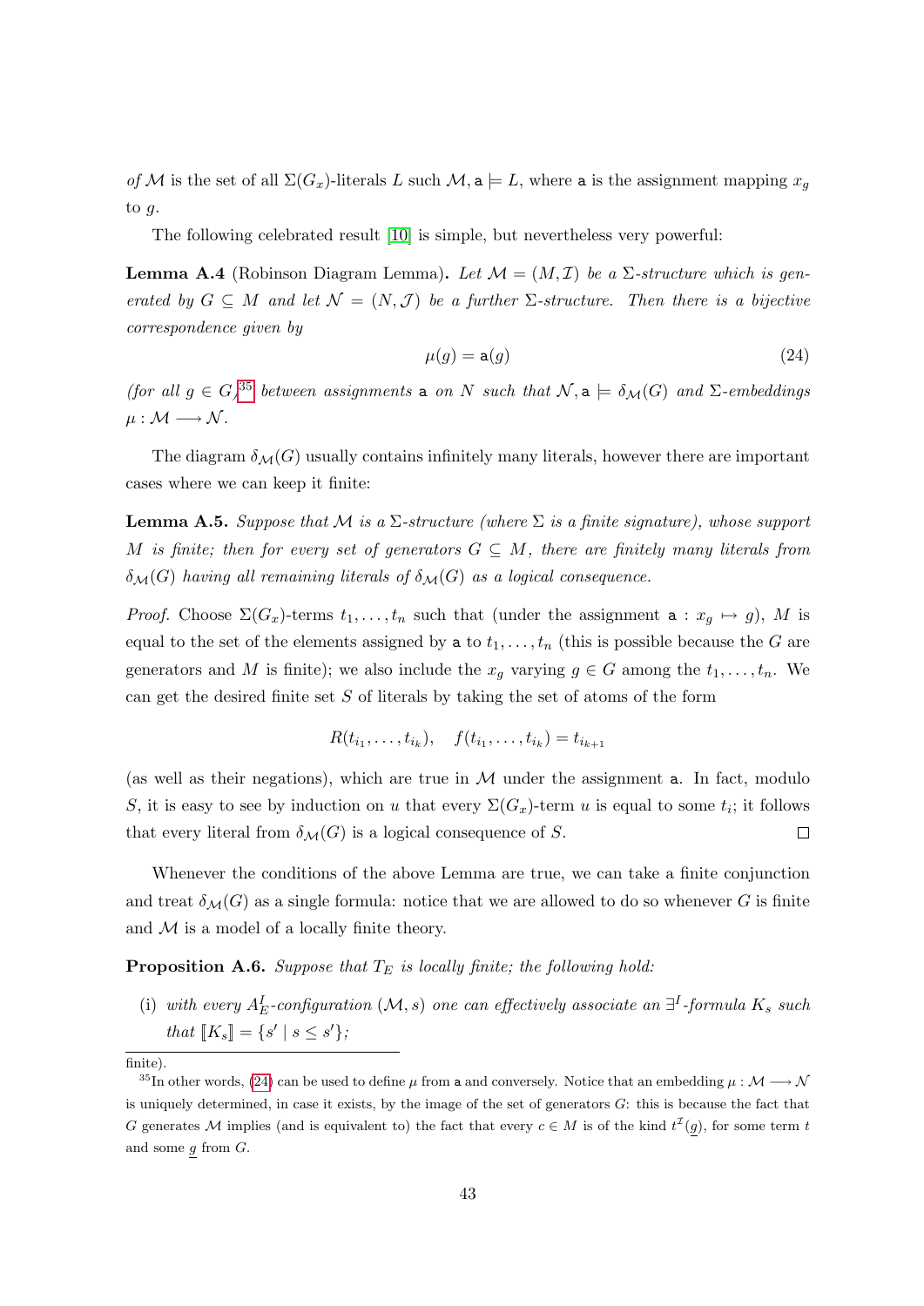*of* $\mathcal{M}$ is the set of all $\Sigma(G_x)$-literals $L$ such $\mathcal{M}, \mathtt{a} \models L$, where $\mathtt{a}$ is the assignment mapping $x_g$ to $g$.

The following celebrated result [10] is simple, but nevertheless very powerful:

**Lemma A.4** (Robinson Diagram Lemma)**.** *Let $\mathcal{M} = (M, \mathcal{I})$ be a $\Sigma$-structure which is generated by $G \subseteq M$ and let $\mathcal{N} = (N, \mathcal{J})$ be a further $\Sigma$-structure. Then there is a bijective correspondence given by*

$$\mu(g) = \mathtt{a}(g) \tag{24}$$

*(for all $g \in G$)*[35] *between assignments $\mathtt{a}$ on $N$ such that $\mathcal{N}, \mathtt{a} \models \delta_{\mathcal{M}}(G)$ and $\Sigma$-embeddings $\mu : \mathcal{M} \longrightarrow \mathcal{N}$.*

The diagram $\delta_{\mathcal{M}}(G)$ usually contains infinitely many literals, however there are important cases where we can keep it finite:

**Lemma A.5.** *Suppose that $\mathcal{M}$ is a $\Sigma$-structure (where $\Sigma$ is a finite signature), whose support $M$ is finite; then for every set of generators $G \subseteq M$, there are finitely many literals from $\delta_{\mathcal{M}}(G)$ having all remaining literals of $\delta_{\mathcal{M}}(G)$ as a logical consequence.*

*Proof.* Choose $\Sigma(G_x)$-terms $t_1, \dots, t_n$ such that (under the assignment $\mathtt{a} : x_g \mapsto g$), $M$ is equal to the set of the elements assigned by $\mathtt{a}$ to $t_1, \dots, t_n$ (this is possible because the $G$ are generators and $M$ is finite); we also include the $x_g$ varying $g \in G$ among the $t_1, \dots, t_n$. We can get the desired finite set $S$ of literals by taking the set of atoms of the form

$$R(t_{i_1}, \dots, t_{i_k}), \quad f(t_{i_1}, \dots, t_{i_k}) = t_{i_{k+1}}$$

(as well as their negations), which are true in $\mathcal{M}$ under the assignment $\mathtt{a}$. In fact, modulo $S$, it is easy to see by induction on $u$ that every $\Sigma(G_x)$-term $u$ is equal to some $t_i$; it follows that every literal from $\delta_{\mathcal{M}}(G)$ is a logical consequence of $S$. $\square$

Whenever the conditions of the above Lemma are true, we can take a finite conjunction and treat $\delta_{\mathcal{M}}(G)$ as a single formula: notice that we are allowed to do so whenever $G$ is finite and $\mathcal{M}$ is a model of a locally finite theory.

**Proposition A.6.** *Suppose that $T_E$ is locally finite; the following hold:*

(i) *with every $A^I_E$-configuration $(\mathcal{M}, s)$ one can effectively associate an $\exists^I$-formula $K_s$ such that $[\![K_s]\!] = \{s' \mid s \leq s'\}$;*

---

finite).

[35] In other words, (24) can be used to define $\mu$ from $\mathtt{a}$ and conversely. Notice that an embedding $\mu : \mathcal{M} \longrightarrow \mathcal{N}$ is uniquely determined, in case it exists, by the image of the set of generators $G$: this is because the fact that $G$ generates $\mathcal{M}$ implies (and is equivalent to) the fact that every $c \in M$ is of the kind $t^{\mathcal{I}}(\underline{g})$, for some term $t$ and some $\underline{g}$ from $G$.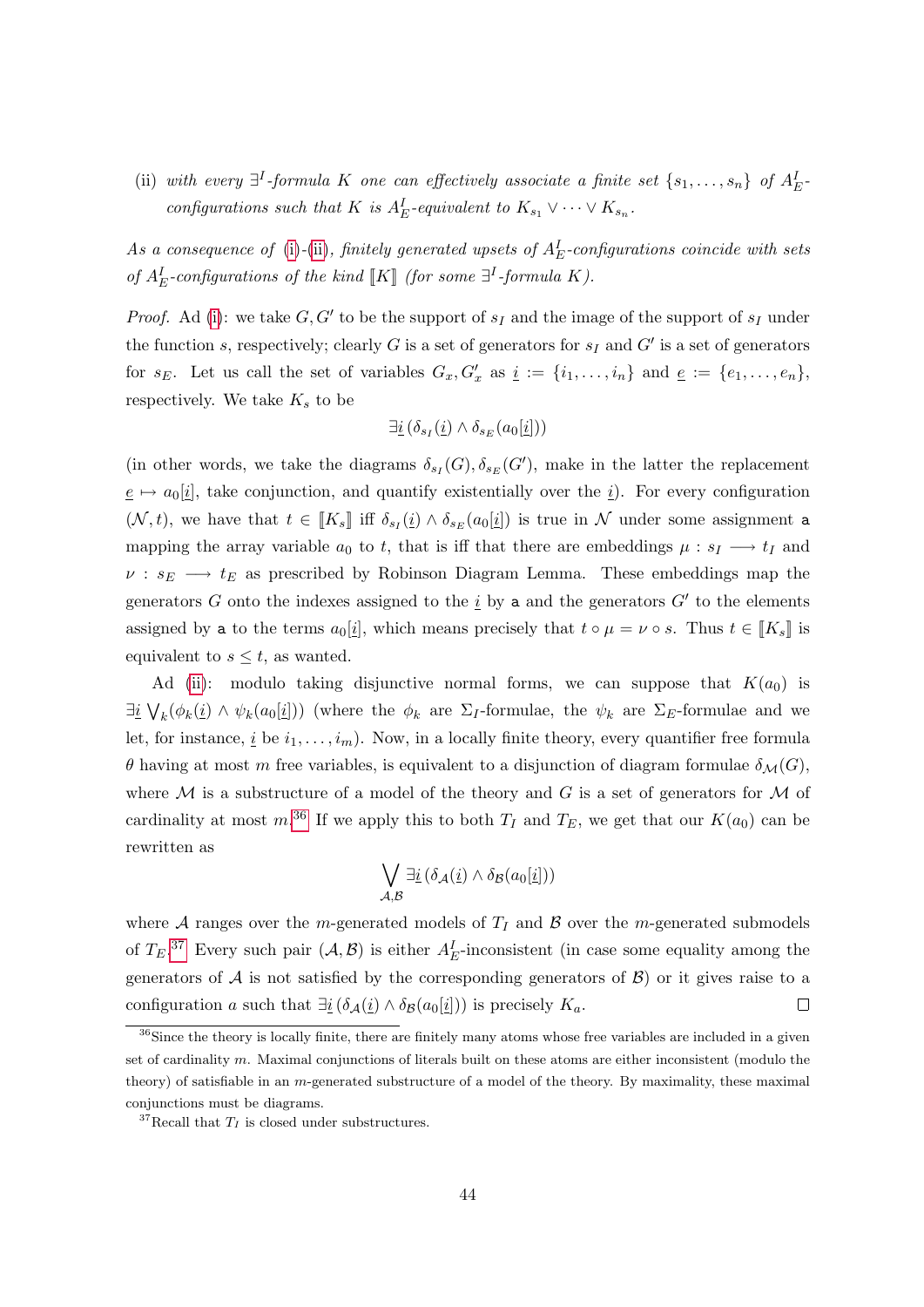(ii) *with every* $\exists^I$*-formula* $K$ *one can effectively associate a finite set* $\{s_1, \ldots, s_n\}$ *of* $A_E^I$*-configurations such that* $K$ *is* $A_E^I$*-equivalent to* $K_{s_1} \vee \cdots \vee K_{s_n}$*.*

*As a consequence of (i)-(ii), finitely generated upsets of* $A_E^I$*-configurations coincide with sets of* $A_E^I$*-configurations of the kind* $[\![K]\!]$ *(for some* $\exists^I$*-formula* $K$*).*

*Proof.* Ad (i): we take $G, G'$ to be the support of $s_I$ and the image of the support of $s_I$ under the function $s$, respectively; clearly $G$ is a set of generators for $s_I$ and $G'$ is a set of generators for $s_E$. Let us call the set of variables $G_x, G'_x$ as $\underline{i} := \{i_1, \ldots, i_n\}$ and $\underline{e} := \{e_1, \ldots, e_n\}$, respectively. We take $K_s$ to be

$$\exists \underline{i}\, (\delta_{s_I}(\underline{i}) \wedge \delta_{s_E}(a_0[\underline{i}]))$$

(in other words, we take the diagrams $\delta_{s_I}(G), \delta_{s_E}(G')$, make in the latter the replacement $\underline{e} \mapsto a_0[\underline{i}]$, take conjunction, and quantify existentially over the $\underline{i}$). For every configuration $(\mathcal{N}, t)$, we have that $t \in [\![K_s]\!]$ iff $\delta_{s_I}(\underline{i}) \wedge \delta_{s_E}(a_0[\underline{i}])$ is true in $\mathcal{N}$ under some assignment $\mathtt{a}$ mapping the array variable $a_0$ to $t$, that is iff that there are embeddings $\mu : s_I \longrightarrow t_I$ and $\nu : s_E \longrightarrow t_E$ as prescribed by Robinson Diagram Lemma. These embeddings map the generators $G$ onto the indexes assigned to the $\underline{i}$ by $\mathtt{a}$ and the generators $G'$ to the elements assigned by $\mathtt{a}$ to the terms $a_0[\underline{i}]$, which means precisely that $t \circ \mu = \nu \circ s$. Thus $t \in [\![K_s]\!]$ is equivalent to $s \leq t$, as wanted.

Ad (ii): modulo taking disjunctive normal forms, we can suppose that $K(a_0)$ is $\exists \underline{i} \bigvee_k (\phi_k(\underline{i}) \wedge \psi_k(a_0[\underline{i}]))$ (where the $\phi_k$ are $\Sigma_I$-formulae, the $\psi_k$ are $\Sigma_E$-formulae and we let, for instance, $\underline{i}$ be $i_1, \ldots, i_m$). Now, in a locally finite theory, every quantifier free formula $\theta$ having at most $m$ free variables, is equivalent to a disjunction of diagram formulae $\delta_{\mathcal{M}}(G)$, where $\mathcal{M}$ is a substructure of a model of the theory and $G$ is a set of generators for $\mathcal{M}$ of cardinality at most $m$.[36] If we apply this to both $T_I$ and $T_E$, we get that our $K(a_0)$ can be rewritten as

$$\bigvee_{\mathcal{A}, \mathcal{B}} \exists \underline{i}\, (\delta_{\mathcal{A}}(\underline{i}) \wedge \delta_{\mathcal{B}}(a_0[\underline{i}]))$$

where $\mathcal{A}$ ranges over the $m$-generated models of $T_I$ and $\mathcal{B}$ over the $m$-generated submodels of $T_E$.[37] Every such pair $(\mathcal{A}, \mathcal{B})$ is either $A_E^I$-inconsistent (in case some equality among the generators of $\mathcal{A}$ is not satisfied by the corresponding generators of $\mathcal{B}$) or it gives raise to a configuration $a$ such that $\exists \underline{i}\, (\delta_{\mathcal{A}}(\underline{i}) \wedge \delta_{\mathcal{B}}(a_0[\underline{i}]))$ is precisely $K_a$. □

[36] Since the theory is locally finite, there are finitely many atoms whose free variables are included in a given set of cardinality $m$. Maximal conjunctions of literals built on these atoms are either inconsistent (modulo the theory) of satisfiable in an $m$-generated substructure of a model of the theory. By maximality, these maximal conjunctions must be diagrams.

[37] Recall that $T_I$ is closed under substructures.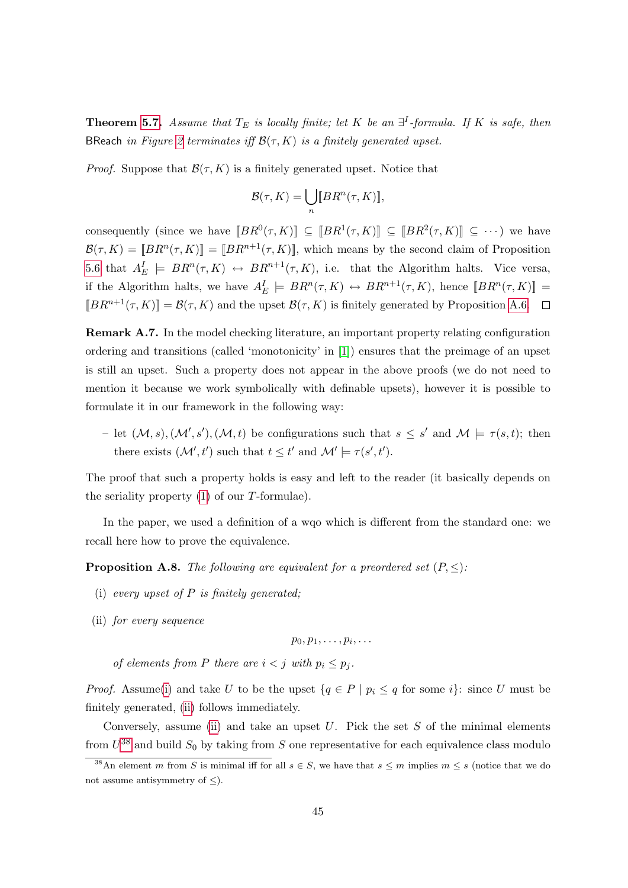**Theorem 5.7.** *Assume that $T_E$ is locally finite; let $K$ be an $\exists^I$-formula. If $K$ is safe, then* BReach *in Figure 2 terminates iff $\mathcal{B}(\tau, K)$ is a finitely generated upset.*

*Proof.* Suppose that $\mathcal{B}(\tau, K)$ is a finitely generated upset. Notice that

$$\mathcal{B}(\tau, K) = \bigcup_n [\![BR^n(\tau, K)]\!],$$

consequently (since we have $[\![BR^0(\tau, K)]\!] \subseteq [\![BR^1(\tau, K)]\!] \subseteq [\![BR^2(\tau, K)]\!] \subseteq \cdots$) we have $\mathcal{B}(\tau, K) = [\![BR^n(\tau, K)]\!] = [\![BR^{n+1}(\tau, K)]\!]$, which means by the second claim of Proposition 5.6 that $A_E^I \models BR^n(\tau, K) \leftrightarrow BR^{n+1}(\tau, K)$, i.e. that the Algorithm halts. Vice versa, if the Algorithm halts, we have $A_E^I \models BR^n(\tau, K) \leftrightarrow BR^{n+1}(\tau, K)$, hence $[\![BR^n(\tau, K)]\!] = [\![BR^{n+1}(\tau, K)]\!] = \mathcal{B}(\tau, K)$ and the upset $\mathcal{B}(\tau, K)$ is finitely generated by Proposition A.6. $\square$

**Remark A.7.** In the model checking literature, an important property relating configuration ordering and transitions (called 'monotonicity' in [1]) ensures that the preimage of an upset is still an upset. Such a property does not appear in the above proofs (we do not need to mention it because we work symbolically with definable upsets), however it is possible to formulate it in our framework in the following way:

- let $(\mathcal{M}, s), (\mathcal{M}', s'), (\mathcal{M}, t)$ be configurations such that $s \leq s'$ and $\mathcal{M} \models \tau(s, t)$; then there exists $(\mathcal{M}', t')$ such that $t \leq t'$ and $\mathcal{M}' \models \tau(s', t')$.

The proof that such a property holds is easy and left to the reader (it basically depends on the seriality property (1) of our $T$-formulae).

In the paper, we used a definition of a wqo which is different from the standard one: we recall here how to prove the equivalence.

**Proposition A.8.** *The following are equivalent for a preordered set $(P, \leq)$:*

(i) *every upset of $P$ is finitely generated;*

(ii) *for every sequence*

$$p_0, p_1, \ldots, p_i, \ldots$$

*of elements from $P$ there are $i < j$ with $p_i \leq p_j$.*

*Proof.* Assume (i) and take $U$ to be the upset $\{q \in P \mid p_i \leq q \text{ for some } i\}$: since $U$ must be finitely generated, (ii) follows immediately.

Conversely, assume (ii) and take an upset $U$. Pick the set $S$ of the minimal elements from $U$[38] and build $S_0$ by taking from $S$ one representative for each equivalence class modulo

[38] An element $m$ from $S$ is minimal iff for all $s \in S$, we have that $s \leq m$ implies $m \leq s$ (notice that we do not assume antisymmetry of $\leq$).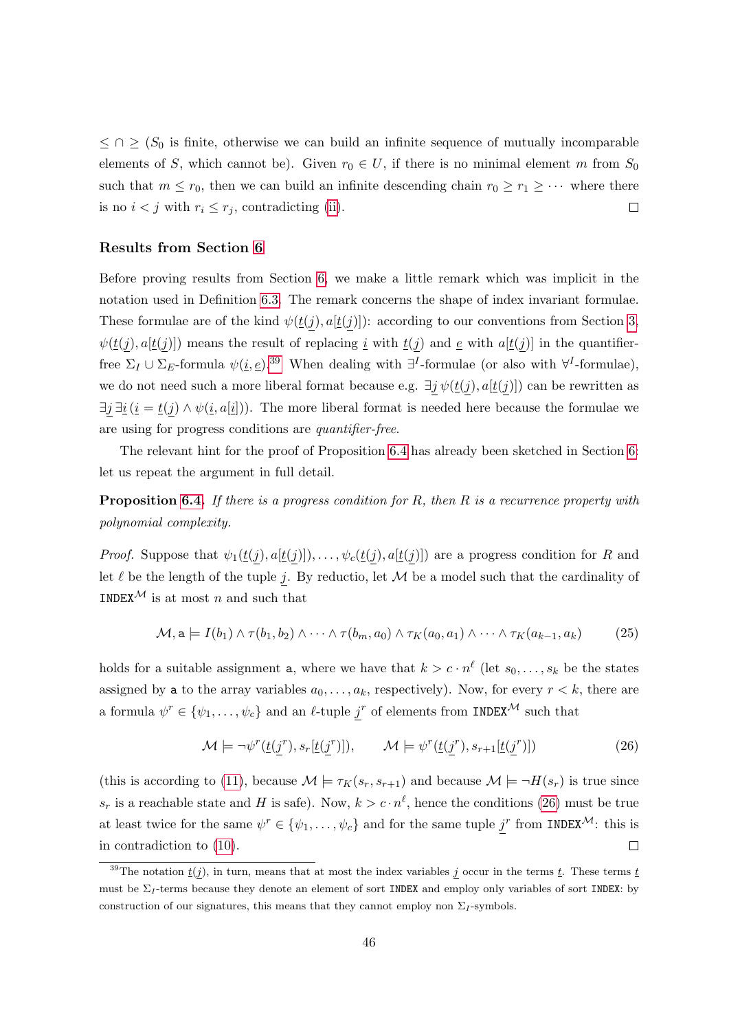$\leq \cap \geq$ ($S_0$ is finite, otherwise we can build an infinite sequence of mutually incomparable elements of $S$, which cannot be). Given $r_0 \in U$, if there is no minimal element $m$ from $S_0$ such that $m \leq r_0$, then we can build an infinite descending chain $r_0 \geq r_1 \geq \cdots$ where there is no $i < j$ with $r_i \leq r_j$, contradicting (ii). □

### Results from Section 6

Before proving results from Section 6, we make a little remark which was implicit in the notation used in Definition 6.3. The remark concerns the shape of index invariant formulae. These formulae are of the kind $\psi(\underline{t}(\underline{j}), a[\underline{t}(\underline{j})])$: according to our conventions from Section 3, $\psi(\underline{t}(\underline{j}), a[\underline{t}(\underline{j})])$ means the result of replacing $\underline{i}$ with $\underline{t}(\underline{j})$ and $\underline{e}$ with $a[\underline{t}(\underline{j})]$ in the quantifier-free $\Sigma_I \cup \Sigma_E$-formula $\psi(\underline{i}, \underline{e})$.[39] When dealing with $\exists^I$-formulae (or also with $\forall^I$-formulae), we do not need such a more liberal format because e.g. $\exists \underline{j}\, \psi(\underline{t}(\underline{j}), a[\underline{t}(\underline{j})])$ can be rewritten as $\exists \underline{j}\, \exists \underline{i}\, (\underline{i} = \underline{t}(\underline{j}) \wedge \psi(\underline{i}, a[\underline{i}]))$. The more liberal format is needed here because the formulae we are using for progress conditions are *quantifier-free*.

The relevant hint for the proof of Proposition 6.4 has already been sketched in Section 6: let us repeat the argument in full detail.

**Proposition 6.4.** *If there is a progress condition for $R$, then $R$ is a recurrence property with polynomial complexity.*

*Proof.* Suppose that $\psi_1(\underline{t}(\underline{j}), a[\underline{t}(\underline{j})]), \ldots, \psi_c(\underline{t}(\underline{j}), a[\underline{t}(\underline{j})])$ are a progress condition for $R$ and let $\ell$ be the length of the tuple $\underline{j}$. By reductio, let $\mathcal{M}$ be a model such that the cardinality of $\texttt{INDEX}^{\mathcal{M}}$ is at most $n$ and such that

$$\mathcal{M}, \mathtt{a} \models I(b_1) \wedge \tau(b_1, b_2) \wedge \cdots \wedge \tau(b_m, a_0) \wedge \tau_K(a_0, a_1) \wedge \cdots \wedge \tau_K(a_{k-1}, a_k) \tag{25}$$

holds for a suitable assignment $\mathtt{a}$, where we have that $k > c \cdot n^\ell$ (let $s_0, \ldots, s_k$ be the states assigned by $\mathtt{a}$ to the array variables $a_0, \ldots, a_k$, respectively). Now, for every $r < k$, there are a formula $\psi^r \in \{\psi_1, \ldots, \psi_c\}$ and an $\ell$-tuple $\underline{j}^r$ of elements from $\texttt{INDEX}^{\mathcal{M}}$ such that

$$\mathcal{M} \models \neg\psi^r(\underline{t}(\underline{j}^r), s_r[\underline{t}(\underline{j}^r)]), \qquad \mathcal{M} \models \psi^r(\underline{t}(\underline{j}^r), s_{r+1}[\underline{t}(\underline{j}^r)]) \tag{26}$$

(this is according to (11), because $\mathcal{M} \models \tau_K(s_r, s_{r+1})$ and because $\mathcal{M} \models \neg H(s_r)$ is true since $s_r$ is a reachable state and $H$ is safe). Now, $k > c \cdot n^\ell$, hence the conditions (26) must be true at least twice for the same $\psi^r \in \{\psi_1, \ldots, \psi_c\}$ and for the same tuple $\underline{j}^r$ from $\texttt{INDEX}^{\mathcal{M}}$: this is in contradiction to (10). □

[39] The notation $\underline{t}(\underline{j})$, in turn, means that at most the index variables $\underline{j}$ occur in the terms $\underline{t}$. These terms $\underline{t}$ must be $\Sigma_I$-terms because they denote an element of sort INDEX and employ only variables of sort INDEX: by construction of our signatures, this means that they cannot employ non $\Sigma_I$-symbols.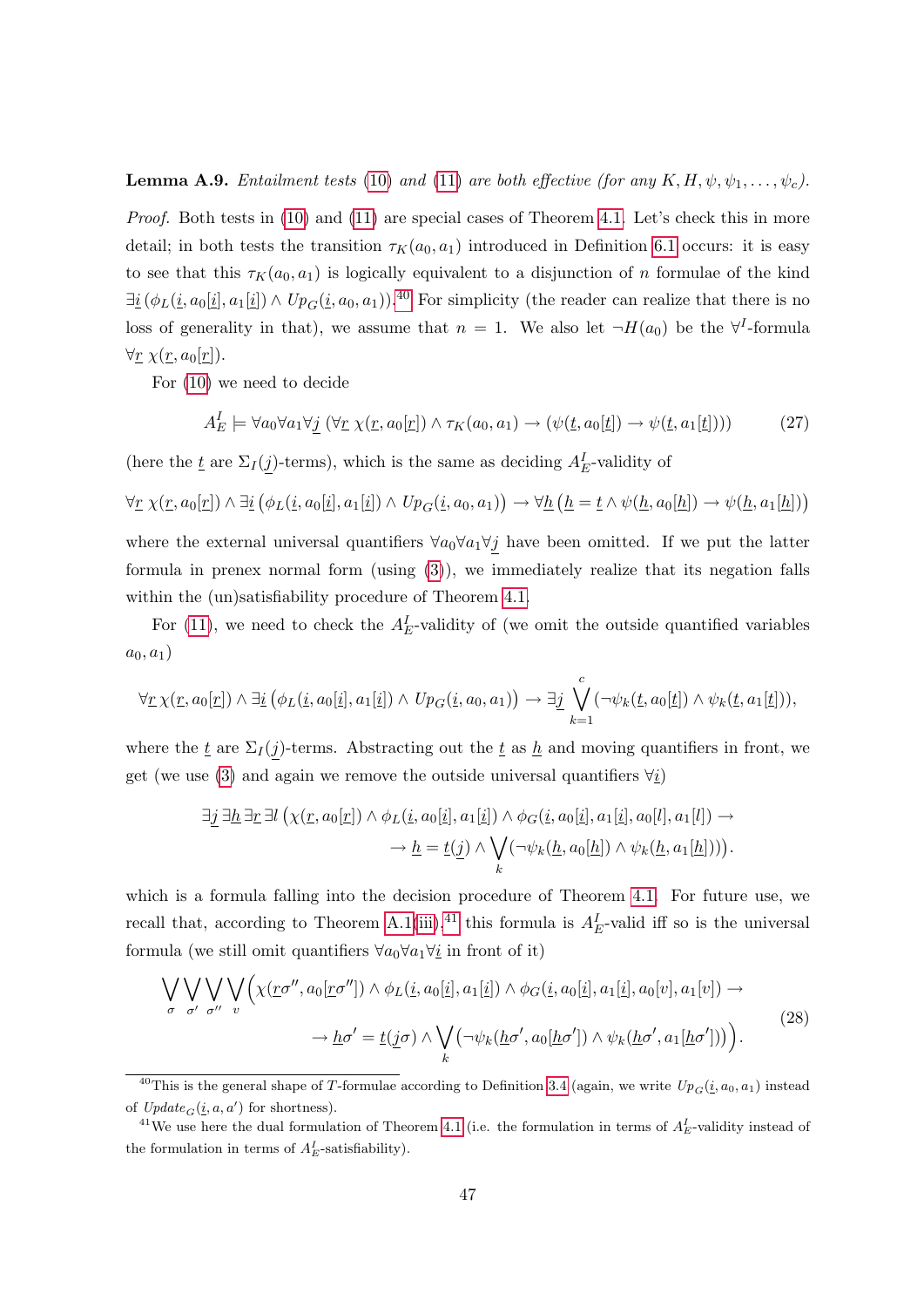**Lemma A.9.** *Entailment tests* (10) *and* (11) *are both effective (for any* $K, H, \psi, \psi_1, \ldots, \psi_c$*).*

*Proof.* Both tests in (10) and (11) are special cases of Theorem 4.1. Let's check this in more detail; in both tests the transition $\tau_K(a_0, a_1)$ introduced in Definition 6.1 occurs: it is easy to see that this $\tau_K(a_0, a_1)$ is logically equivalent to a disjunction of $n$ formulae of the kind $\exists \underline{i}\, (\phi_L(\underline{i}, a_0[\underline{i}], a_1[\underline{i}]) \wedge Up_G(\underline{i}, a_0, a_1))$.[40] For simplicity (the reader can realize that there is no loss of generality in that), we assume that $n = 1$. We also let $\neg H(a_0)$ be the $\forall^I$-formula $\forall \underline{r}\; \chi(\underline{r}, a_0[\underline{r}])$.

For (10) we need to decide

$$
A_E^I \models \forall a_0 \forall a_1 \forall \underline{j}\; (\forall \underline{r}\; \chi(\underline{r}, a_0[\underline{r}]) \wedge \tau_K(a_0, a_1) \rightarrow (\psi(\underline{t}, a_0[\underline{t}]) \rightarrow \psi(\underline{t}, a_1[\underline{t}]))) \tag{27}
$$

(here the $\underline{t}$ are $\Sigma_I(\underline{j})$-terms), which is the same as deciding $A_E^I$-validity of

$$
\forall \underline{r}\; \chi(\underline{r}, a_0[\underline{r}]) \wedge \exists \underline{i}\, (\phi_L(\underline{i}, a_0[\underline{i}], a_1[\underline{i}]) \wedge Up_G(\underline{i}, a_0, a_1)) \rightarrow \forall \underline{h}\, (\underline{h} = \underline{t} \wedge \psi(\underline{h}, a_0[\underline{h}]) \rightarrow \psi(\underline{h}, a_1[\underline{h}]))
$$

where the external universal quantifiers $\forall a_0 \forall a_1 \forall \underline{j}$ have been omitted. If we put the latter formula in prenex normal form (using (3)), we immediately realize that its negation falls within the (un)satisfiability procedure of Theorem 4.1.

For (11), we need to check the $A_E^I$-validity of (we omit the outside quantified variables $a_0, a_1$)

$$
\forall \underline{r}\, \chi(\underline{r}, a_0[\underline{r}]) \wedge \exists \underline{i}\, (\phi_L(\underline{i}, a_0[\underline{i}], a_1[\underline{i}]) \wedge Up_G(\underline{i}, a_0, a_1)) \rightarrow \exists \underline{j} \bigvee_{k=1}^{c} (\neg \psi_k(\underline{t}, a_0[\underline{t}]) \wedge \psi_k(\underline{t}, a_1[\underline{t}])),
$$

where the $\underline{t}$ are $\Sigma_I(\underline{j})$-terms. Abstracting out the $\underline{t}$ as $\underline{h}$ and moving quantifiers in front, we get (we use (3) and again we remove the outside universal quantifiers $\forall \underline{i}$)

$$
\begin{aligned}
\exists \underline{j}\, \exists \underline{h}\, \exists \underline{r}\, \exists l\, (\chi(\underline{r}, a_0[\underline{r}]) \wedge \phi_L(\underline{i}, a_0[\underline{i}], a_1[\underline{i}]) \wedge \phi_G(\underline{i}, a_0[\underline{i}], a_1[\underline{i}], a_0[l], a_1[l]) \rightarrow \\
\rightarrow \underline{h} = \underline{t}(\underline{j}) \wedge \bigvee_k (\neg \psi_k(\underline{h}, a_0[\underline{h}]) \wedge \psi_k(\underline{h}, a_1[\underline{h}]))).
\end{aligned}
$$

which is a formula falling into the decision procedure of Theorem 4.1. For future use, we recall that, according to Theorem A.1(iii),[41] this formula is $A_E^I$-valid iff so is the universal formula (we still omit quantifiers $\forall a_0 \forall a_1 \forall \underline{i}$ in front of it)

$$
\begin{aligned}
\bigvee_{\sigma} \bigvee_{\sigma'} \bigvee_{\sigma''} \bigvee_{v} \Big( \chi(\underline{r}\sigma'', a_0[\underline{r}\sigma'']) \wedge \phi_L(\underline{i}, a_0[\underline{i}], a_1[\underline{i}]) \wedge \phi_G(\underline{i}, a_0[\underline{i}], a_1[\underline{i}], a_0[v], a_1[v]) \rightarrow \\
\rightarrow \underline{h}\sigma' = \underline{t}(\underline{j}\sigma) \wedge \bigvee_k (\neg \psi_k(\underline{h}\sigma', a_0[\underline{h}\sigma']) \wedge \psi_k(\underline{h}\sigma', a_1[\underline{h}\sigma'])) \Big).
\end{aligned} \tag{28}
$$

[40] This is the general shape of $T$-formulae according to Definition 3.4 (again, we write $Up_G(\underline{i}, a_0, a_1)$ instead of $Update_G(\underline{i}, a, a')$ for shortness).

[41] We use here the dual formulation of Theorem 4.1 (i.e. the formulation in terms of $A_E^I$-validity instead of the formulation in terms of $A_E^I$-satisfiability).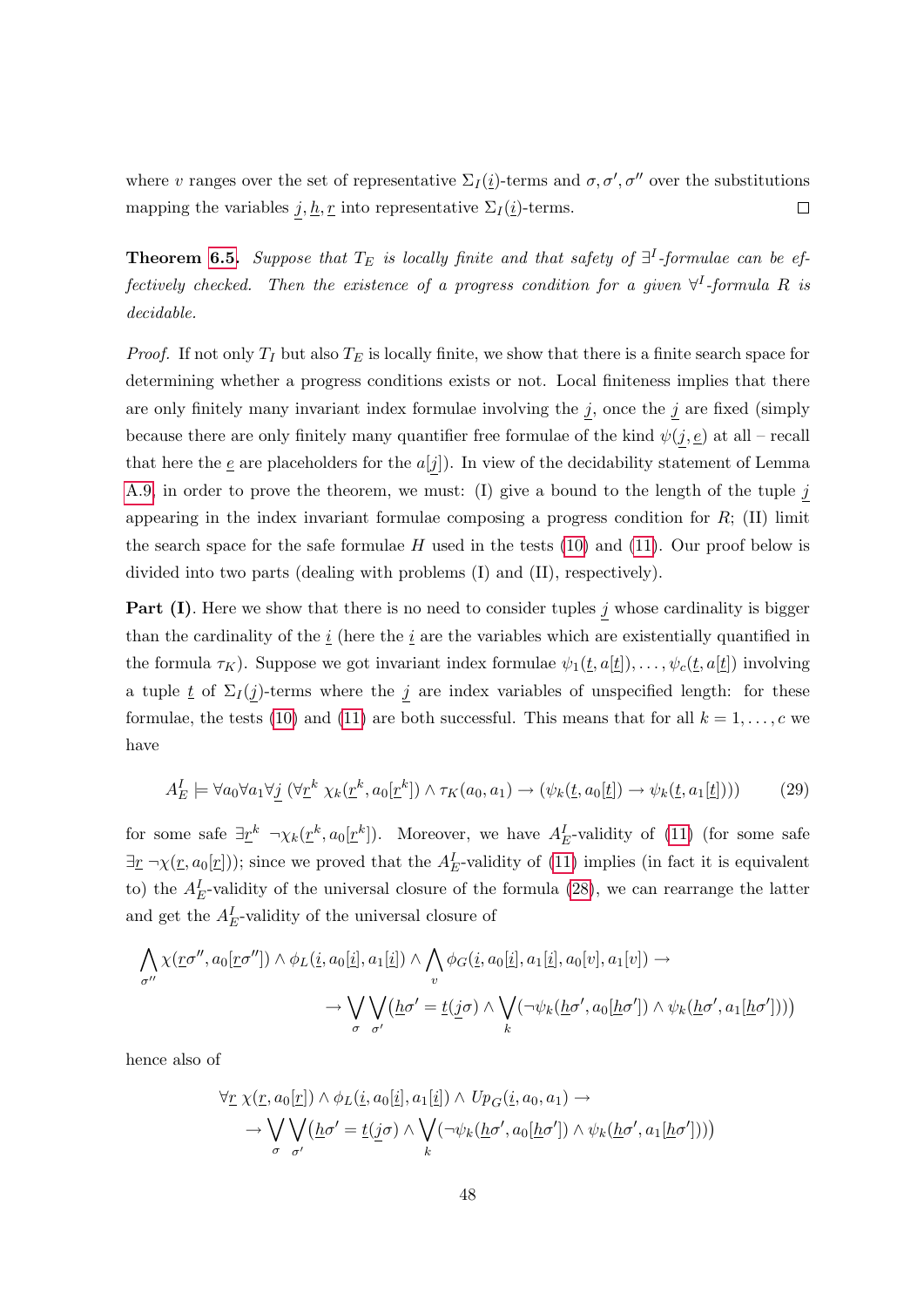where $v$ ranges over the set of representative $\Sigma_I(\underline{i})$-terms and $\sigma, \sigma', \sigma''$ over the substitutions mapping the variables $\underline{j}, \underline{h}, \underline{r}$ into representative $\Sigma_I(\underline{i})$-terms. $\square$

**Theorem 6.5.** *Suppose that $T_E$ is locally finite and that safety of $\exists^I$-formulae can be effectively checked. Then the existence of a progress condition for a given $\forall^I$-formula $R$ is decidable.*

*Proof.* If not only $T_I$ but also $T_E$ is locally finite, we show that there is a finite search space for determining whether a progress conditions exists or not. Local finiteness implies that there are only finitely many invariant index formulae involving the $\underline{j}$, once the $\underline{j}$ are fixed (simply because there are only finitely many quantifier free formulae of the kind $\psi(\underline{j}, \underline{e})$ at all – recall that here the $\underline{e}$ are placeholders for the $a[\underline{j}]$). In view of the decidability statement of Lemma A.9, in order to prove the theorem, we must: (I) give a bound to the length of the tuple $\underline{j}$ appearing in the index invariant formulae composing a progress condition for $R$; (II) limit the search space for the safe formulae $H$ used in the tests (10) and (11). Our proof below is divided into two parts (dealing with problems (I) and (II), respectively).

**Part (I)**. Here we show that there is no need to consider tuples $\underline{j}$ whose cardinality is bigger than the cardinality of the $\underline{i}$ (here the $\underline{i}$ are the variables which are existentially quantified in the formula $\tau_K$). Suppose we got invariant index formulae $\psi_1(\underline{t}, a[\underline{t}]), \dots, \psi_c(\underline{t}, a[\underline{t}])$ involving a tuple $\underline{t}$ of $\Sigma_I(\underline{j})$-terms where the $\underline{j}$ are index variables of unspecified length: for these formulae, the tests (10) and (11) are both successful. This means that for all $k = 1, \dots, c$ we have

$$
A_E^I \models \forall a_0 \forall a_1 \forall \underline{j}\ (\forall \underline{r}^k\ \chi_k(\underline{r}^k, a_0[\underline{r}^k]) \wedge \tau_K(a_0, a_1) \to (\psi_k(\underline{t}, a_0[\underline{t}]) \to \psi_k(\underline{t}, a_1[\underline{t}]))) \tag{29}
$$

for some safe $\exists \underline{r}^k\ \neg\chi_k(\underline{r}^k, a_0[\underline{r}^k])$. Moreover, we have $A_E^I$-validity of (11) (for some safe $\exists \underline{r}\ \neg\chi(\underline{r}, a_0[\underline{r}])$); since we proved that the $A_E^I$-validity of (11) implies (in fact it is equivalent to) the $A_E^I$-validity of the universal closure of the formula (28), we can rearrange the latter and get the $A_E^I$-validity of the universal closure of

$$
\bigwedge_{\sigma''} \chi(\underline{r}\sigma'', a_0[\underline{r}\sigma'']) \wedge \phi_L(\underline{i}, a_0[\underline{i}], a_1[\underline{i}]) \wedge \bigwedge_{v} \phi_G(\underline{i}, a_0[\underline{i}], a_1[\underline{i}], a_0[v], a_1[v]) \to
$$
$$
\to \bigvee_{\sigma} \bigvee_{\sigma'} \big(\underline{h}\sigma' = \underline{t}(\underline{j}\sigma) \wedge \bigvee_{k} (\neg\psi_k(\underline{h}\sigma', a_0[\underline{h}\sigma']) \wedge \psi_k(\underline{h}\sigma', a_1[\underline{h}\sigma']))\big)
$$

hence also of

$$
\forall \underline{r}\ \chi(\underline{r}, a_0[\underline{r}]) \wedge \phi_L(\underline{i}, a_0[\underline{i}], a_1[\underline{i}]) \wedge Up_G(\underline{i}, a_0, a_1) \to
$$
$$
\to \bigvee_{\sigma} \bigvee_{\sigma'} \big(\underline{h}\sigma' = \underline{t}(\underline{j}\sigma) \wedge \bigvee_{k} (\neg\psi_k(\underline{h}\sigma', a_0[\underline{h}\sigma']) \wedge \psi_k(\underline{h}\sigma', a_1[\underline{h}\sigma']))\big)
$$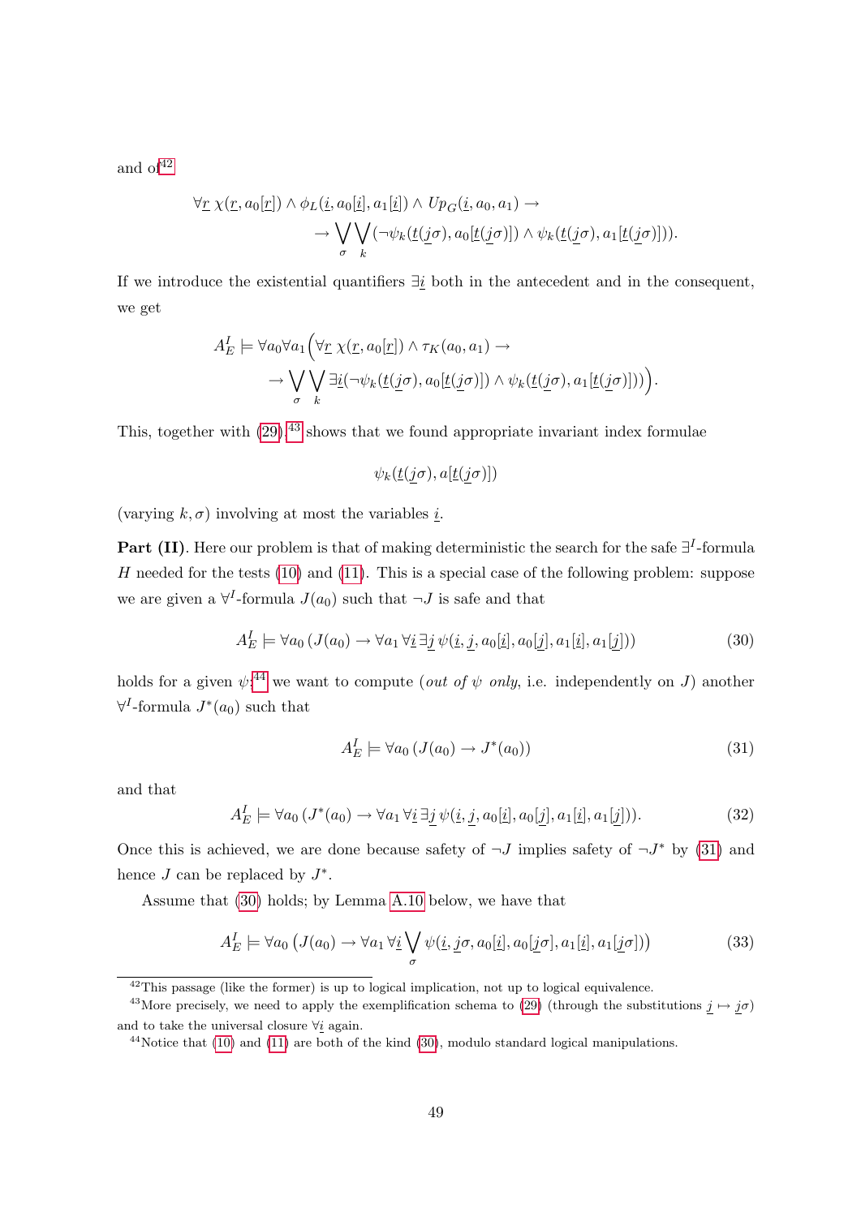and of[42]

$$\forall \underline{r}\ \chi(\underline{r}, a_0[\underline{r}]) \wedge \phi_L(\underline{i}, a_0[\underline{i}], a_1[\underline{i}]) \wedge Up_G(\underline{i}, a_0, a_1) \to$$
$$\to \bigvee_{\sigma} \bigvee_{k} (\neg\psi_k(\underline{t}(\underline{j}\sigma), a_0[\underline{t}(\underline{j}\sigma)]) \wedge \psi_k(\underline{t}(\underline{j}\sigma), a_1[\underline{t}(\underline{j}\sigma)])).$$

If we introduce the existential quantifiers $\exists \underline{i}$ both in the antecedent and in the consequent, we get

$$A_E^I \models \forall a_0 \forall a_1 \Big( \forall \underline{r}\ \chi(\underline{r}, a_0[\underline{r}]) \wedge \tau_K(a_0, a_1) \to$$
$$\to \bigvee_{\sigma} \bigvee_{k} \exists \underline{i} (\neg\psi_k(\underline{t}(\underline{j}\sigma), a_0[\underline{t}(\underline{j}\sigma)]) \wedge \psi_k(\underline{t}(\underline{j}\sigma), a_1[\underline{t}(\underline{j}\sigma)])) \Big).$$

This, together with (29),[43] shows that we found appropriate invariant index formulae

$$\psi_k(\underline{t}(\underline{j}\sigma), a[\underline{t}(\underline{j}\sigma)])$$

(varying $k, \sigma$) involving at most the variables $\underline{i}$.

**Part (II)**. Here our problem is that of making deterministic the search for the safe $\exists^I$-formula $H$ needed for the tests (10) and (11). This is a special case of the following problem: suppose we are given a $\forall^I$-formula $J(a_0)$ such that $\neg J$ is safe and that

$$A_E^I \models \forall a_0 \, (J(a_0) \to \forall a_1 \, \forall \underline{i} \, \exists \underline{j} \, \psi(\underline{i}, \underline{j}, a_0[\underline{i}], a_0[\underline{j}], a_1[\underline{i}], a_1[\underline{j}])) \tag{30}$$

holds for a given $\psi$;[44] we want to compute (*out of* $\psi$ *only*, i.e. independently on $J$) another $\forall^I$-formula $J^*(a_0)$ such that

$$A_E^I \models \forall a_0 \, (J(a_0) \to J^*(a_0)) \tag{31}$$

and that

$$A_E^I \models \forall a_0 \, (J^*(a_0) \to \forall a_1 \, \forall \underline{i} \, \exists \underline{j} \, \psi(\underline{i}, \underline{j}, a_0[\underline{i}], a_0[\underline{j}], a_1[\underline{i}], a_1[\underline{j}])). \tag{32}$$

Once this is achieved, we are done because safety of $\neg J$ implies safety of $\neg J^*$ by (31) and hence $J$ can be replaced by $J^*$.

Assume that (30) holds; by Lemma A.10 below, we have that

$$A_E^I \models \forall a_0 \, \big(J(a_0) \to \forall a_1 \, \forall \underline{i} \bigvee_{\sigma} \psi(\underline{i}, \underline{j}\sigma, a_0[\underline{i}], a_0[\underline{j}\sigma], a_1[\underline{i}], a_1[\underline{j}\sigma])\big) \tag{33}$$

[42] This passage (like the former) is up to logical implication, not up to logical equivalence.

[43] More precisely, we need to apply the exemplification schema to (29) (through the substitutions $\underline{j} \mapsto \underline{j}\sigma$) and to take the universal closure $\forall \underline{i}$ again.

[44] Notice that (10) and (11) are both of the kind (30), modulo standard logical manipulations.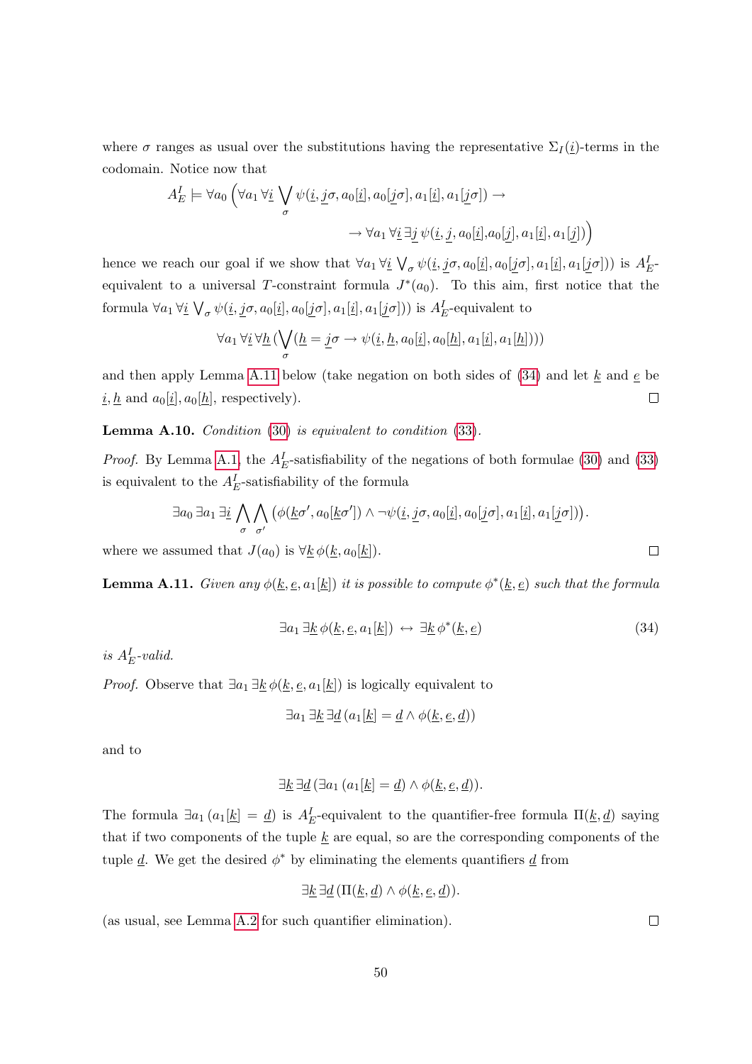where $\sigma$ ranges as usual over the substitutions having the representative $\Sigma_I(\underline{i})$-terms in the codomain. Notice now that

$$A_E^I \models \forall a_0 \Big( \forall a_1 \forall \underline{i} \bigvee_\sigma \psi(\underline{i}, \underline{j}\sigma, a_0[\underline{i}], a_0[\underline{j}\sigma], a_1[\underline{i}], a_1[\underline{j}\sigma]) \to$$
$$\to \forall a_1 \forall \underline{i} \exists \underline{j}\, \psi(\underline{i}, \underline{j}, a_0[\underline{i}], a_0[\underline{j}], a_1[\underline{i}], a_1[\underline{j}]) \Big)$$

hence we reach our goal if we show that $\forall a_1 \forall \underline{i} \bigvee_\sigma \psi(\underline{i}, \underline{j}\sigma, a_0[\underline{i}], a_0[\underline{j}\sigma], a_1[\underline{i}], a_1[\underline{j}\sigma]))$ is $A_E^I$-equivalent to a universal $T$-constraint formula $J^*(a_0)$. To this aim, first notice that the formula $\forall a_1 \forall \underline{i} \bigvee_\sigma \psi(\underline{i}, \underline{j}\sigma, a_0[\underline{i}], a_0[\underline{j}\sigma], a_1[\underline{i}], a_1[\underline{j}\sigma]))$ is $A_E^I$-equivalent to

$$\forall a_1 \forall \underline{i} \forall \underline{h} (\bigvee_\sigma (\underline{h} = \underline{j}\sigma \to \psi(\underline{i}, \underline{h}, a_0[\underline{i}], a_0[\underline{h}], a_1[\underline{i}], a_1[\underline{h}])))$$

and then apply Lemma A.11 below (take negation on both sides of (34) and let $\underline{k}$ and $\underline{e}$ be $\underline{i}, \underline{h}$ and $a_0[\underline{i}], a_0[\underline{h}]$, respectively). ☐

**Lemma A.10.** *Condition* (30) *is equivalent to condition* (33)*.*

*Proof.* By Lemma A.1, the $A_E^I$-satisfiability of the negations of both formulae (30) and (33) is equivalent to the $A_E^I$-satisfiability of the formula

$$\exists a_0 \exists a_1 \exists \underline{i} \bigwedge_\sigma \bigwedge_{\sigma'} \big( \phi(\underline{k}\sigma', a_0[\underline{k}\sigma']) \wedge \neg\psi(\underline{i}, \underline{j}\sigma, a_0[\underline{i}], a_0[\underline{j}\sigma], a_1[\underline{i}], a_1[\underline{j}\sigma]) \big).$$

where we assumed that $J(a_0)$ is $\forall \underline{k}\, \phi(\underline{k}, a_0[\underline{k}])$. ☐

**Lemma A.11.** *Given any $\phi(\underline{k}, \underline{e}, a_1[\underline{k}])$ it is possible to compute $\phi^*(\underline{k}, \underline{e})$ such that the formula*

$$\exists a_1 \exists \underline{k}\, \phi(\underline{k}, \underline{e}, a_1[\underline{k}]) \leftrightarrow \exists \underline{k}\, \phi^*(\underline{k}, \underline{e}) \tag{34}$$

*is $A_E^I$-valid.*

*Proof.* Observe that $\exists a_1 \exists \underline{k}\, \phi(\underline{k}, \underline{e}, a_1[\underline{k}])$ is logically equivalent to

$$\exists a_1 \exists \underline{k} \exists \underline{d} \, (a_1[\underline{k}] = \underline{d} \wedge \phi(\underline{k}, \underline{e}, \underline{d}))$$

and to

$$\exists \underline{k} \exists \underline{d} \, (\exists a_1 \, (a_1[\underline{k}] = \underline{d}) \wedge \phi(\underline{k}, \underline{e}, \underline{d})).$$

The formula $\exists a_1 \, (a_1[\underline{k}] = \underline{d})$ is $A_E^I$-equivalent to the quantifier-free formula $\Pi(\underline{k}, \underline{d})$ saying that if two components of the tuple $\underline{k}$ are equal, so are the corresponding components of the tuple $\underline{d}$. We get the desired $\phi^*$ by eliminating the elements quantifiers $\underline{d}$ from

$$\exists \underline{k} \exists \underline{d} \, (\Pi(\underline{k}, \underline{d}) \wedge \phi(\underline{k}, \underline{e}, \underline{d})).$$

(as usual, see Lemma A.2 for such quantifier elimination). ☐